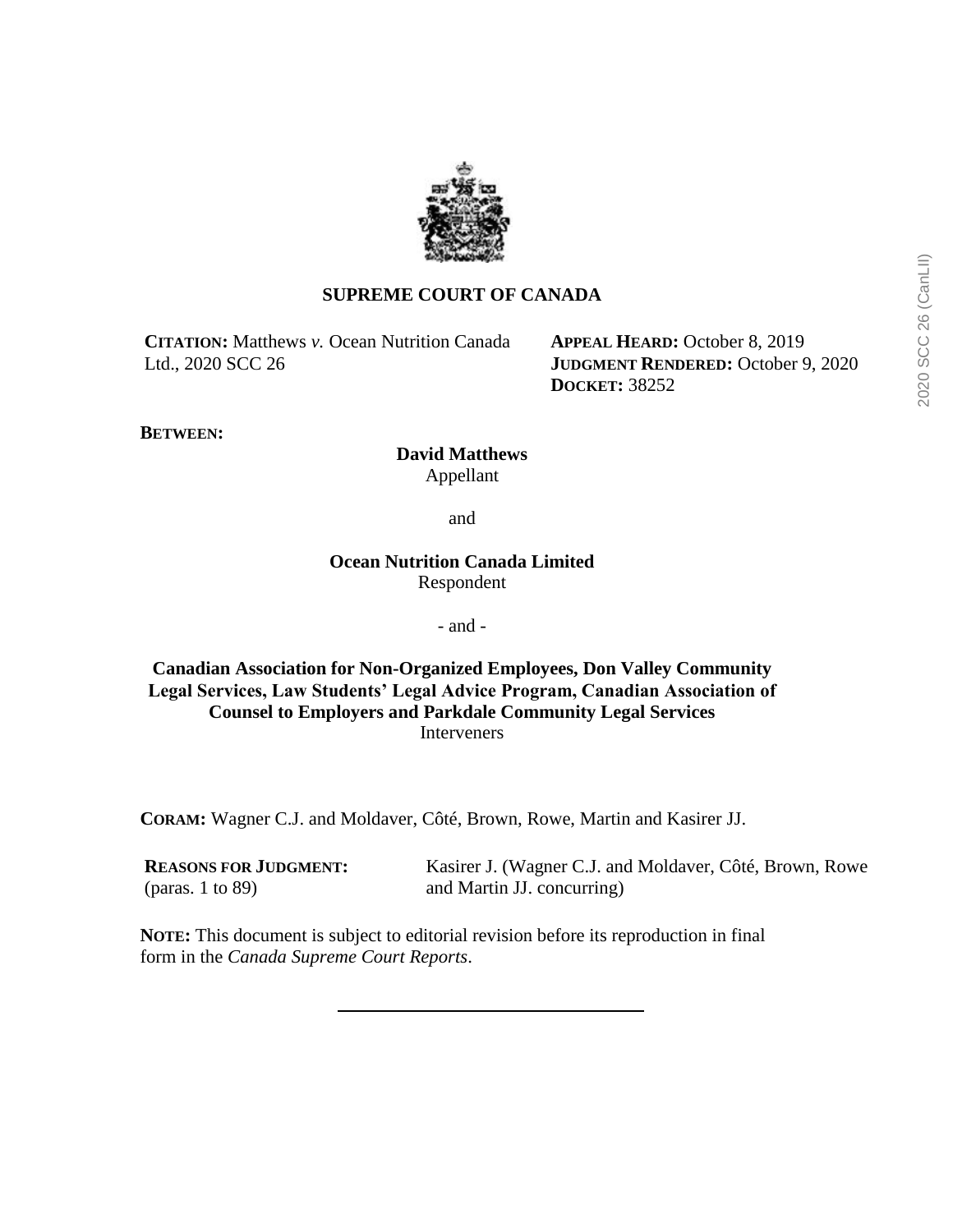# SUPREME COURT OF CANADA

**CITATION:** Matthews *v.* Ocean Nutrition Canada Ltd., 2020 SCC 26

**APPEAL HEARD:** October 8, 2019
**JUDGMENT RENDERED:** October 9, 2020
**DOCKET:** 38252

**BETWEEN:**

**David Matthews**
Appellant

and

**Ocean Nutrition Canada Limited**
Respondent

- and -

**Canadian Association for Non-Organized Employees, Don Valley Community Legal Services, Law Students' Legal Advice Program, Canadian Association of Counsel to Employers and Parkdale Community Legal Services**
Interveners

**CORAM:** Wagner C.J. and Moldaver, Côté, Brown, Rowe, Martin and Kasirer JJ.

**REASONS FOR JUDGMENT:** (paras. 1 to 89) Kasirer J. (Wagner C.J. and Moldaver, Côté, Brown, Rowe and Martin JJ. concurring)

**NOTE:** This document is subject to editorial revision before its reproduction in final form in the *Canada Supreme Court Reports*.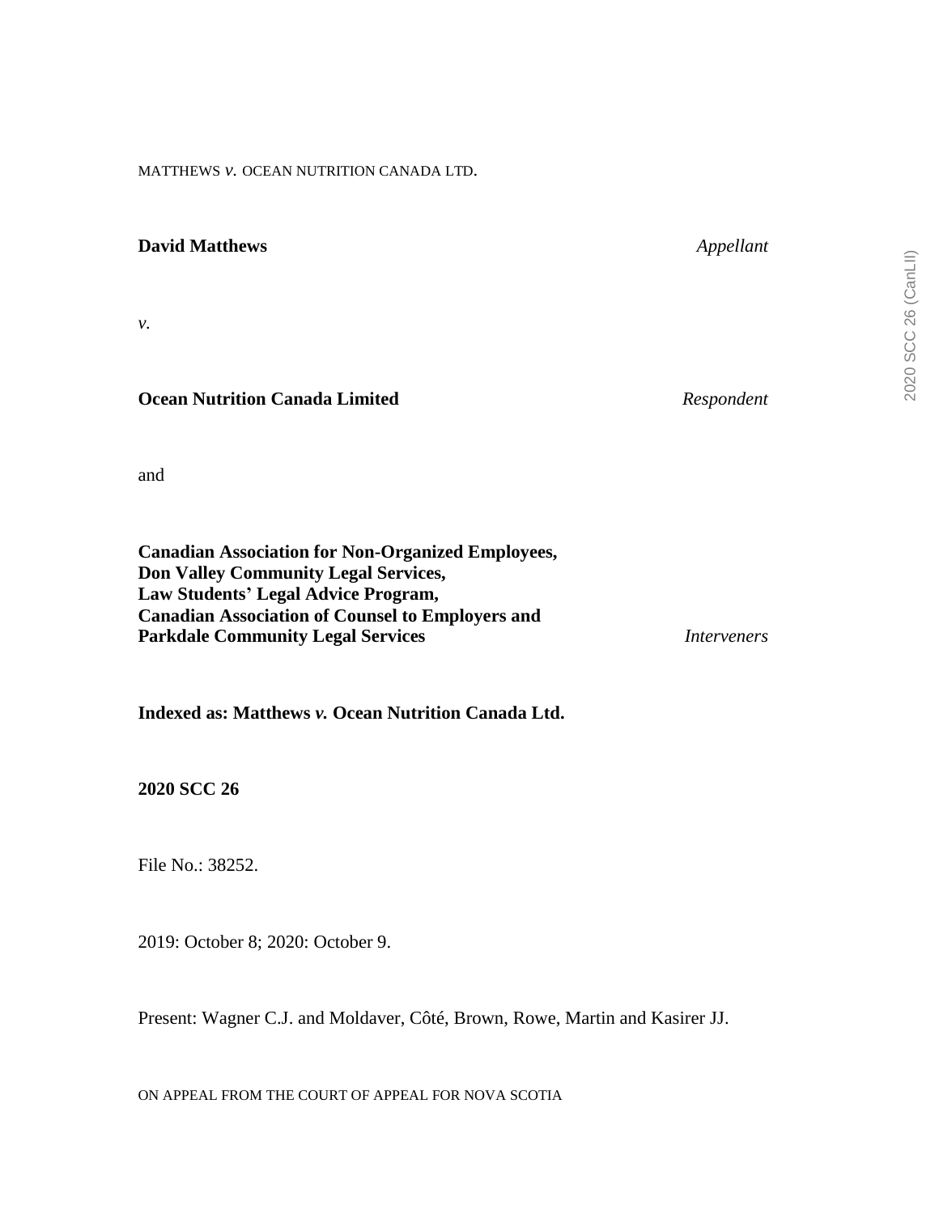MATTHEWS *v.* OCEAN NUTRITION CANADA LTD.

**David Matthews** *Appellant*

*v.*

**Ocean Nutrition Canada Limited** *Respondent*

and

**Canadian Association for Non-Organized Employees,**
**Don Valley Community Legal Services,**
**Law Students' Legal Advice Program,**
**Canadian Association of Counsel to Employers and**
**Parkdale Community Legal Services** *Interveners*

**Indexed as: Matthews *v.* Ocean Nutrition Canada Ltd.**

**2020 SCC 26**

File No.: 38252.

2019: October 8; 2020: October 9.

Present: Wagner C.J. and Moldaver, Côté, Brown, Rowe, Martin and Kasirer JJ.

ON APPEAL FROM THE COURT OF APPEAL FOR NOVA SCOTIA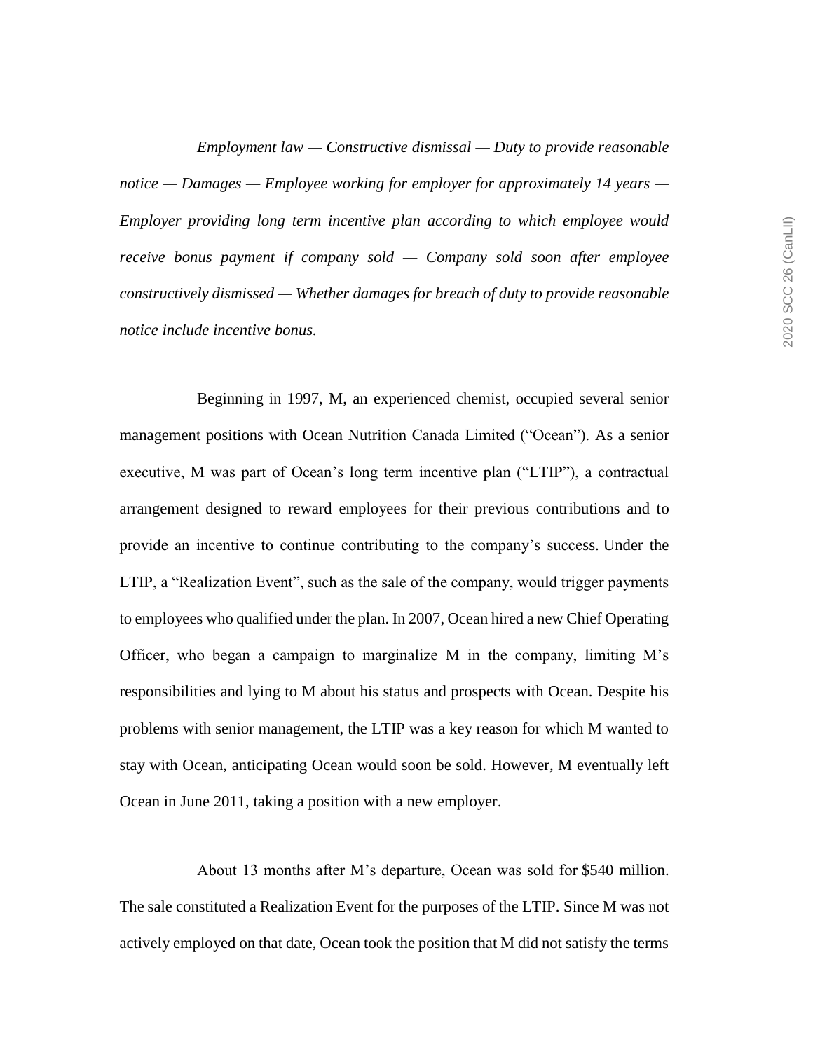*Employment law — Constructive dismissal — Duty to provide reasonable notice — Damages — Employee working for employer for approximately 14 years — Employer providing long term incentive plan according to which employee would receive bonus payment if company sold — Company sold soon after employee constructively dismissed — Whether damages for breach of duty to provide reasonable notice include incentive bonus.*

Beginning in 1997, M, an experienced chemist, occupied several senior management positions with Ocean Nutrition Canada Limited ("Ocean"). As a senior executive, M was part of Ocean's long term incentive plan ("LTIP"), a contractual arrangement designed to reward employees for their previous contributions and to provide an incentive to continue contributing to the company's success. Under the LTIP, a "Realization Event", such as the sale of the company, would trigger payments to employees who qualified under the plan. In 2007, Ocean hired a new Chief Operating Officer, who began a campaign to marginalize M in the company, limiting M's responsibilities and lying to M about his status and prospects with Ocean. Despite his problems with senior management, the LTIP was a key reason for which M wanted to stay with Ocean, anticipating Ocean would soon be sold. However, M eventually left Ocean in June 2011, taking a position with a new employer.

About 13 months after M's departure, Ocean was sold for $540 million. The sale constituted a Realization Event for the purposes of the LTIP. Since M was not actively employed on that date, Ocean took the position that M did not satisfy the terms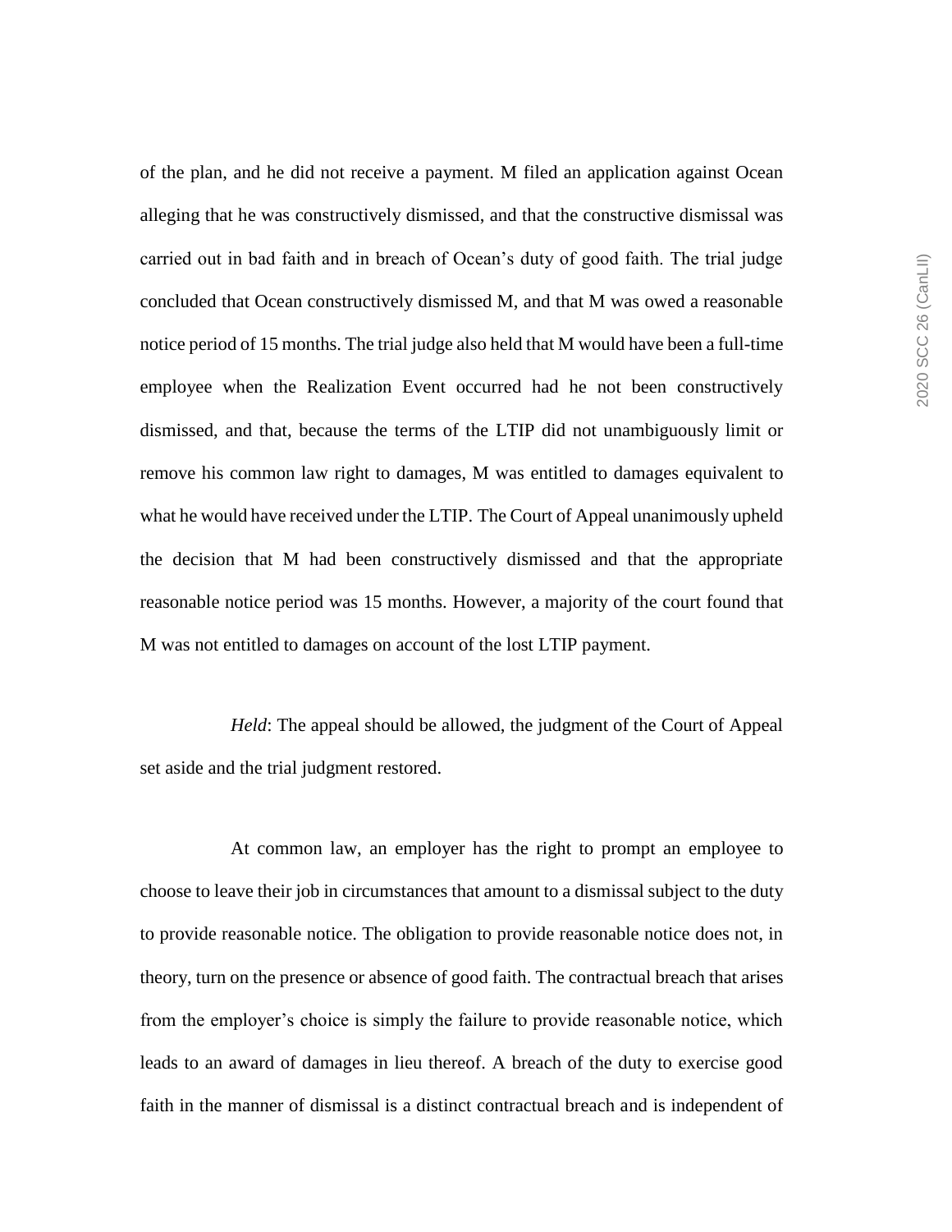of the plan, and he did not receive a payment. M filed an application against Ocean alleging that he was constructively dismissed, and that the constructive dismissal was carried out in bad faith and in breach of Ocean's duty of good faith. The trial judge concluded that Ocean constructively dismissed M, and that M was owed a reasonable notice period of 15 months. The trial judge also held that M would have been a full-time employee when the Realization Event occurred had he not been constructively dismissed, and that, because the terms of the LTIP did not unambiguously limit or remove his common law right to damages, M was entitled to damages equivalent to what he would have received under the LTIP. The Court of Appeal unanimously upheld the decision that M had been constructively dismissed and that the appropriate reasonable notice period was 15 months. However, a majority of the court found that M was not entitled to damages on account of the lost LTIP payment.

*Held*: The appeal should be allowed, the judgment of the Court of Appeal set aside and the trial judgment restored.

At common law, an employer has the right to prompt an employee to choose to leave their job in circumstances that amount to a dismissal subject to the duty to provide reasonable notice. The obligation to provide reasonable notice does not, in theory, turn on the presence or absence of good faith. The contractual breach that arises from the employer's choice is simply the failure to provide reasonable notice, which leads to an award of damages in lieu thereof. A breach of the duty to exercise good faith in the manner of dismissal is a distinct contractual breach and is independent of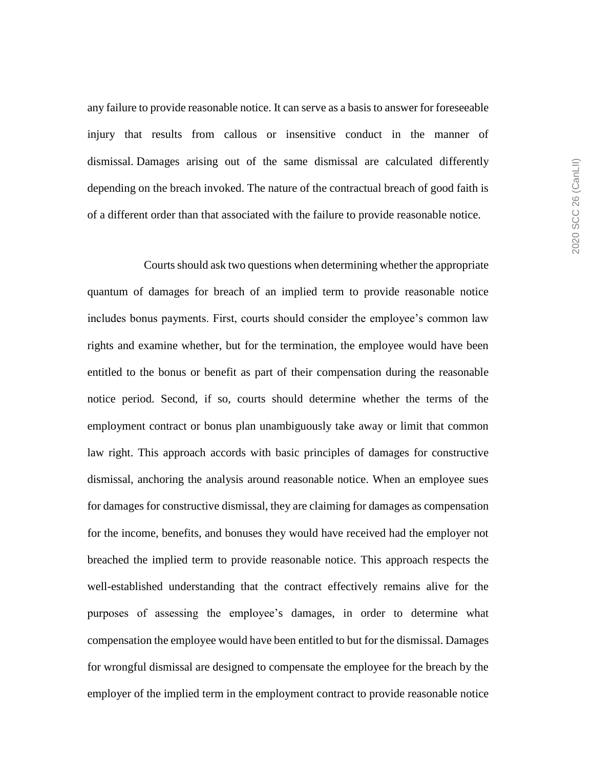any failure to provide reasonable notice. It can serve as a basis to answer for foreseeable injury that results from callous or insensitive conduct in the manner of dismissal. Damages arising out of the same dismissal are calculated differently depending on the breach invoked. The nature of the contractual breach of good faith is of a different order than that associated with the failure to provide reasonable notice.

Courts should ask two questions when determining whether the appropriate quantum of damages for breach of an implied term to provide reasonable notice includes bonus payments. First, courts should consider the employee's common law rights and examine whether, but for the termination, the employee would have been entitled to the bonus or benefit as part of their compensation during the reasonable notice period. Second, if so, courts should determine whether the terms of the employment contract or bonus plan unambiguously take away or limit that common law right. This approach accords with basic principles of damages for constructive dismissal, anchoring the analysis around reasonable notice. When an employee sues for damages for constructive dismissal, they are claiming for damages as compensation for the income, benefits, and bonuses they would have received had the employer not breached the implied term to provide reasonable notice. This approach respects the well-established understanding that the contract effectively remains alive for the purposes of assessing the employee's damages, in order to determine what compensation the employee would have been entitled to but for the dismissal. Damages for wrongful dismissal are designed to compensate the employee for the breach by the employer of the implied term in the employment contract to provide reasonable notice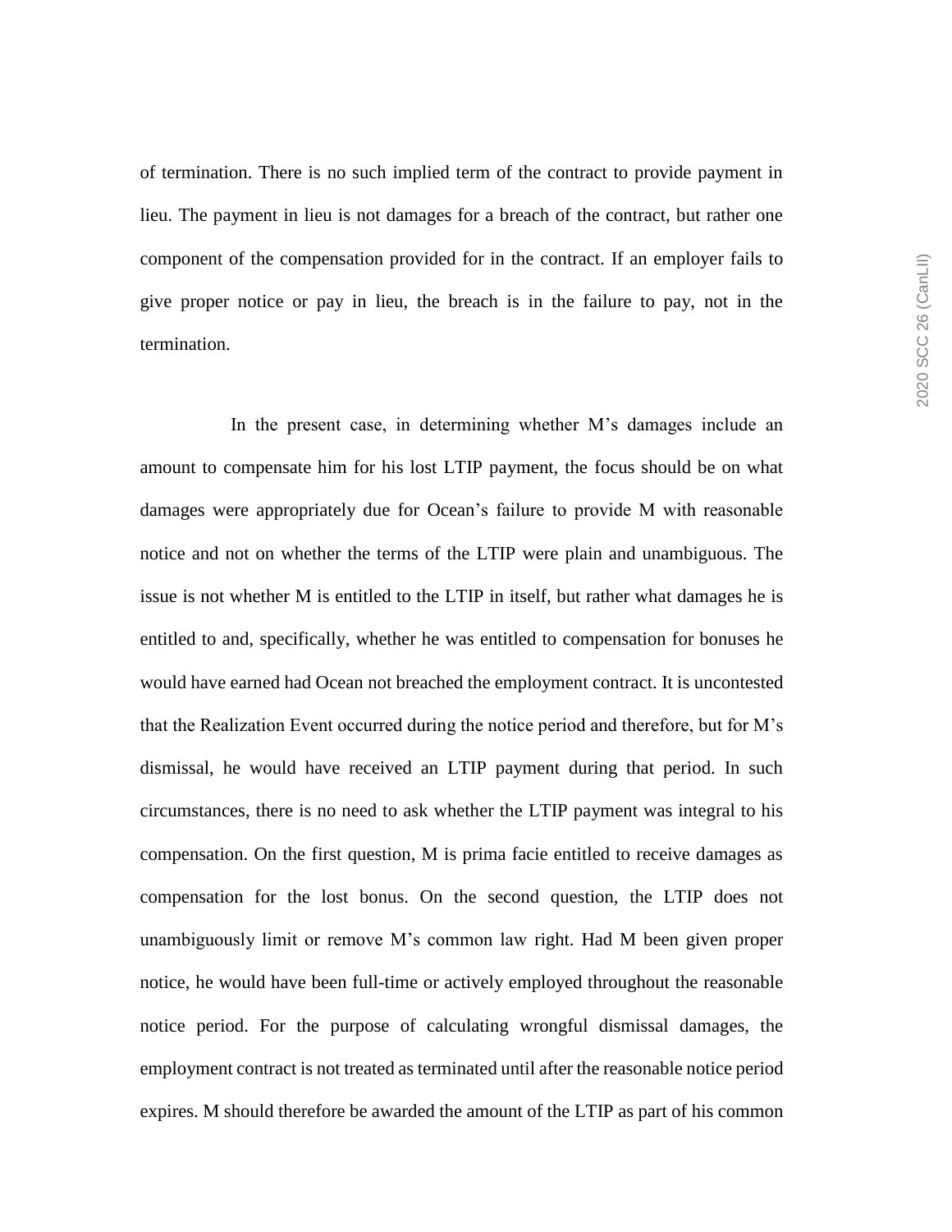of termination. There is no such implied term of the contract to provide payment in lieu. The payment in lieu is not damages for a breach of the contract, but rather one component of the compensation provided for in the contract. If an employer fails to give proper notice or pay in lieu, the breach is in the failure to pay, not in the termination.

In the present case, in determining whether M's damages include an amount to compensate him for his lost LTIP payment, the focus should be on what damages were appropriately due for Ocean's failure to provide M with reasonable notice and not on whether the terms of the LTIP were plain and unambiguous. The issue is not whether M is entitled to the LTIP in itself, but rather what damages he is entitled to and, specifically, whether he was entitled to compensation for bonuses he would have earned had Ocean not breached the employment contract. It is uncontested that the Realization Event occurred during the notice period and therefore, but for M's dismissal, he would have received an LTIP payment during that period. In such circumstances, there is no need to ask whether the LTIP payment was integral to his compensation. On the first question, M is prima facie entitled to receive damages as compensation for the lost bonus. On the second question, the LTIP does not unambiguously limit or remove M's common law right. Had M been given proper notice, he would have been full-time or actively employed throughout the reasonable notice period. For the purpose of calculating wrongful dismissal damages, the employment contract is not treated as terminated until after the reasonable notice period expires. M should therefore be awarded the amount of the LTIP as part of his common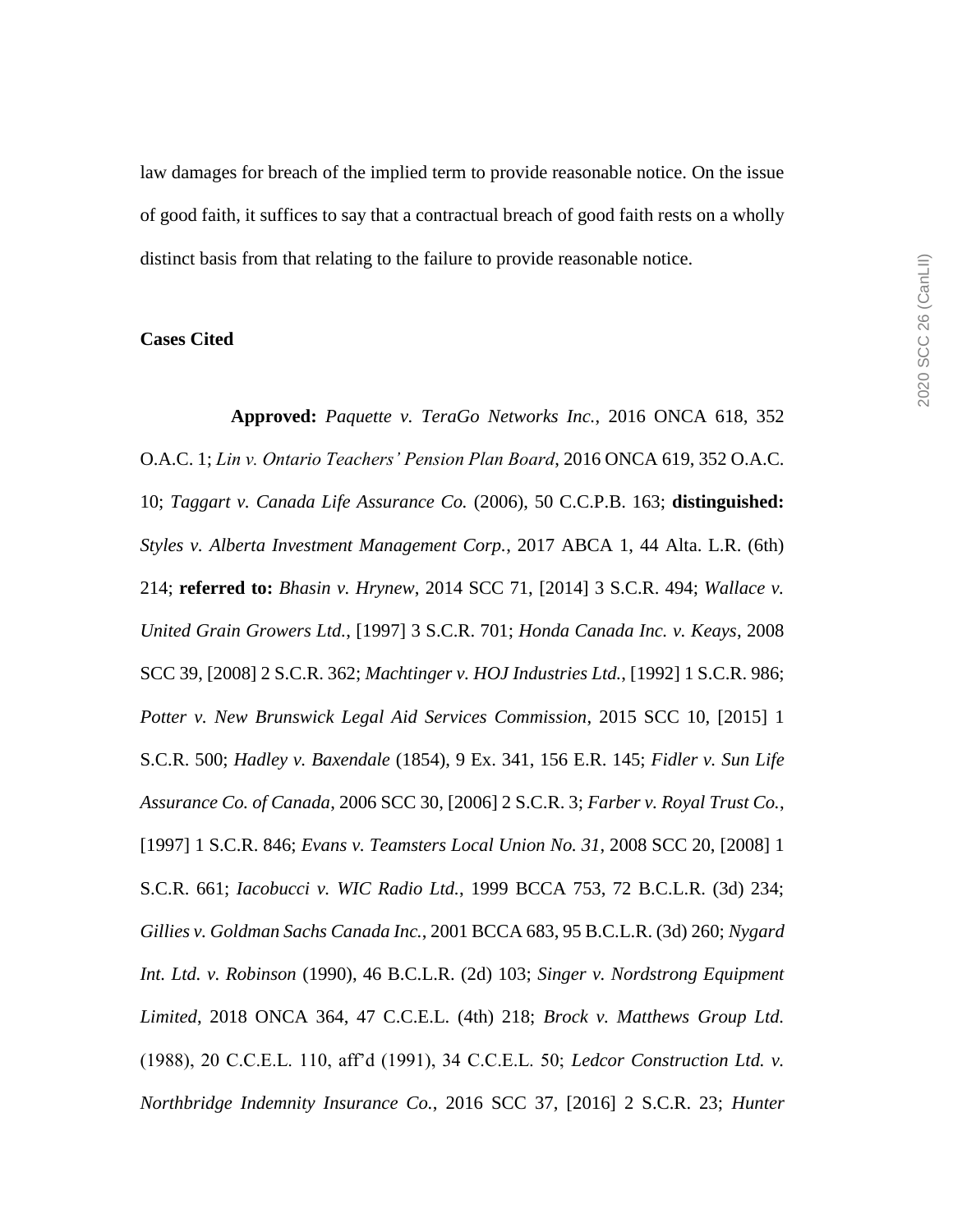law damages for breach of the implied term to provide reasonable notice. On the issue of good faith, it suffices to say that a contractual breach of good faith rests on a wholly distinct basis from that relating to the failure to provide reasonable notice.

**Cases Cited**

**Approved:** *Paquette v. TeraGo Networks Inc.*, 2016 ONCA 618, 352 O.A.C. 1; *Lin v. Ontario Teachers' Pension Plan Board*, 2016 ONCA 619, 352 O.A.C. 10; *Taggart v. Canada Life Assurance Co.* (2006), 50 C.C.P.B. 163; **distinguished:** *Styles v. Alberta Investment Management Corp.*, 2017 ABCA 1, 44 Alta. L.R. (6th) 214; **referred to:** *Bhasin v. Hrynew*, 2014 SCC 71, [2014] 3 S.C.R. 494; *Wallace v. United Grain Growers Ltd.*, [1997] 3 S.C.R. 701; *Honda Canada Inc. v. Keays*, 2008 SCC 39, [2008] 2 S.C.R. 362; *Machtinger v. HOJ Industries Ltd.*, [1992] 1 S.C.R. 986; *Potter v. New Brunswick Legal Aid Services Commission*, 2015 SCC 10, [2015] 1 S.C.R. 500; *Hadley v. Baxendale* (1854), 9 Ex. 341, 156 E.R. 145; *Fidler v. Sun Life Assurance Co. of Canada*, 2006 SCC 30, [2006] 2 S.C.R. 3; *Farber v. Royal Trust Co.*, [1997] 1 S.C.R. 846; *Evans v. Teamsters Local Union No. 31*, 2008 SCC 20, [2008] 1 S.C.R. 661; *Iacobucci v. WIC Radio Ltd.*, 1999 BCCA 753, 72 B.C.L.R. (3d) 234; *Gillies v. Goldman Sachs Canada Inc.*, 2001 BCCA 683, 95 B.C.L.R. (3d) 260; *Nygard Int. Ltd. v. Robinson* (1990), 46 B.C.L.R. (2d) 103; *Singer v. Nordstrong Equipment Limited*, 2018 ONCA 364, 47 C.C.E.L. (4th) 218; *Brock v. Matthews Group Ltd.* (1988), 20 C.C.E.L. 110, aff'd (1991), 34 C.C.E.L. 50; *Ledcor Construction Ltd. v. Northbridge Indemnity Insurance Co.*, 2016 SCC 37, [2016] 2 S.C.R. 23; *Hunter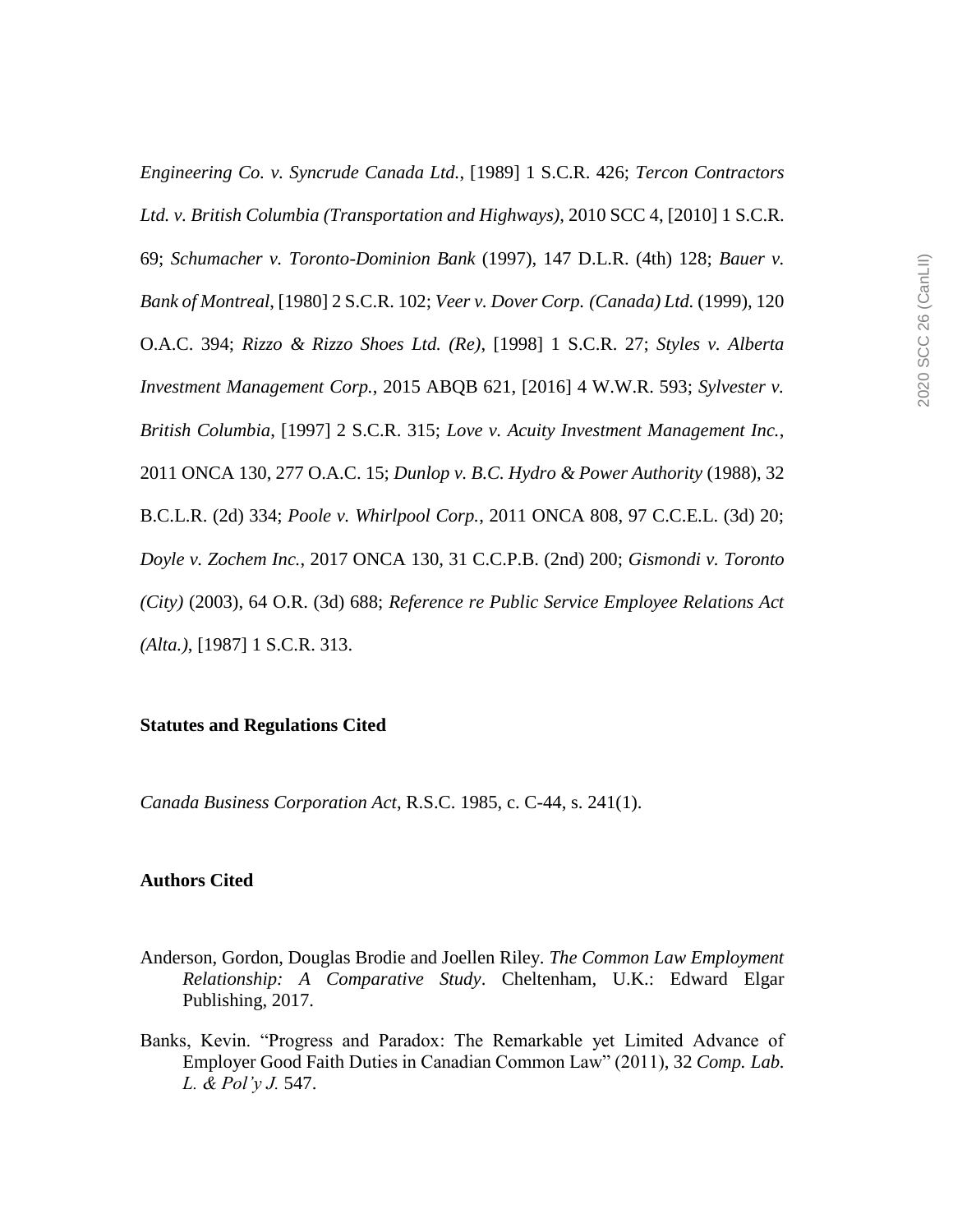*Engineering Co. v. Syncrude Canada Ltd.*, [1989] 1 S.C.R. 426; *Tercon Contractors Ltd. v. British Columbia (Transportation and Highways)*, 2010 SCC 4, [2010] 1 S.C.R. 69; *Schumacher v. Toronto-Dominion Bank* (1997), 147 D.L.R. (4th) 128; *Bauer v. Bank of Montreal*, [1980] 2 S.C.R. 102; *Veer v. Dover Corp. (Canada) Ltd.* (1999), 120 O.A.C. 394; *Rizzo & Rizzo Shoes Ltd. (Re)*, [1998] 1 S.C.R. 27; *Styles v. Alberta Investment Management Corp.*, 2015 ABQB 621, [2016] 4 W.W.R. 593; *Sylvester v. British Columbia*, [1997] 2 S.C.R. 315; *Love v. Acuity Investment Management Inc.*, 2011 ONCA 130, 277 O.A.C. 15; *Dunlop v. B.C. Hydro & Power Authority* (1988), 32 B.C.L.R. (2d) 334; *Poole v. Whirlpool Corp.*, 2011 ONCA 808, 97 C.C.E.L. (3d) 20; *Doyle v. Zochem Inc.*, 2017 ONCA 130, 31 C.C.P.B. (2nd) 200; *Gismondi v. Toronto (City)* (2003), 64 O.R. (3d) 688; *Reference re Public Service Employee Relations Act (Alta.)*, [1987] 1 S.C.R. 313.

**Statutes and Regulations Cited**

*Canada Business Corporation Act*, R.S.C. 1985, c. C-44, s. 241(1).

**Authors Cited**

Anderson, Gordon, Douglas Brodie and Joellen Riley. *The Common Law Employment Relationship: A Comparative Study*. Cheltenham, U.K.: Edward Elgar Publishing, 2017.

Banks, Kevin. "Progress and Paradox: The Remarkable yet Limited Advance of Employer Good Faith Duties in Canadian Common Law" (2011), 32 *Comp. Lab. L. & Pol'y J.* 547.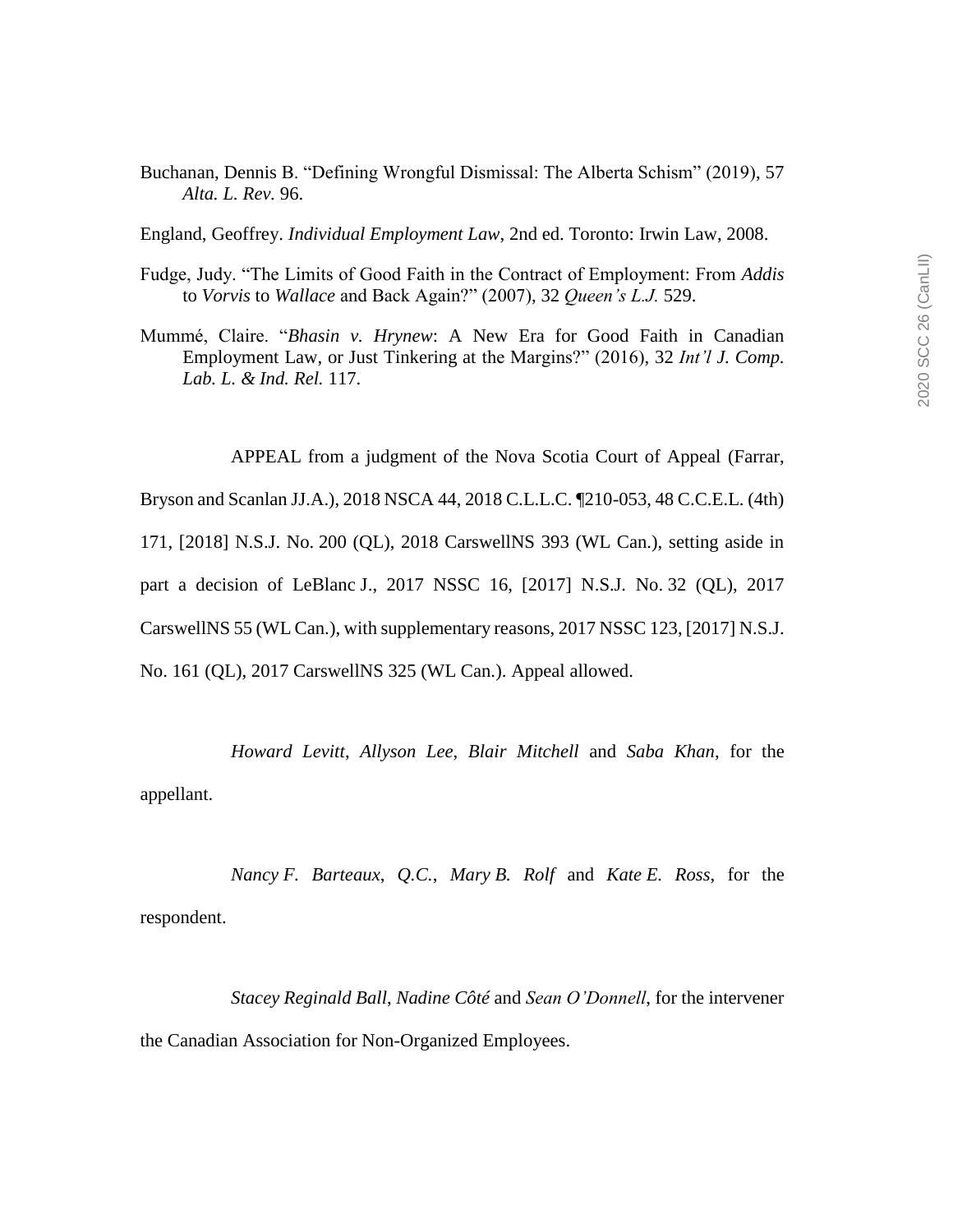Buchanan, Dennis B. "Defining Wrongful Dismissal: The Alberta Schism" (2019), 57 *Alta. L. Rev.* 96.

England, Geoffrey. *Individual Employment Law*, 2nd ed. Toronto: Irwin Law, 2008.

Fudge, Judy. "The Limits of Good Faith in the Contract of Employment: From *Addis* to *Vorvis* to *Wallace* and Back Again?" (2007), 32 *Queen's L.J.* 529.

Mummé, Claire. "*Bhasin v. Hrynew*: A New Era for Good Faith in Canadian Employment Law, or Just Tinkering at the Margins?" (2016), 32 *Int'l J. Comp. Lab. L. & Ind. Rel.* 117.

APPEAL from a judgment of the Nova Scotia Court of Appeal (Farrar, Bryson and Scanlan JJ.A.), 2018 NSCA 44, 2018 C.L.L.C. ¶210-053, 48 C.C.E.L. (4th) 171, [2018] N.S.J. No. 200 (QL), 2018 CarswellNS 393 (WL Can.), setting aside in part a decision of LeBlanc J., 2017 NSSC 16, [2017] N.S.J. No. 32 (QL), 2017 CarswellNS 55 (WL Can.), with supplementary reasons, 2017 NSSC 123, [2017] N.S.J. No. 161 (QL), 2017 CarswellNS 325 (WL Can.). Appeal allowed.

*Howard Levitt*, *Allyson Lee*, *Blair Mitchell* and *Saba Khan*, for the appellant.

*Nancy F. Barteaux*, *Q.C.*, *Mary B. Rolf* and *Kate E. Ross*, for the respondent.

*Stacey Reginald Ball*, *Nadine Côté* and *Sean O'Donnell*, for the intervener the Canadian Association for Non-Organized Employees.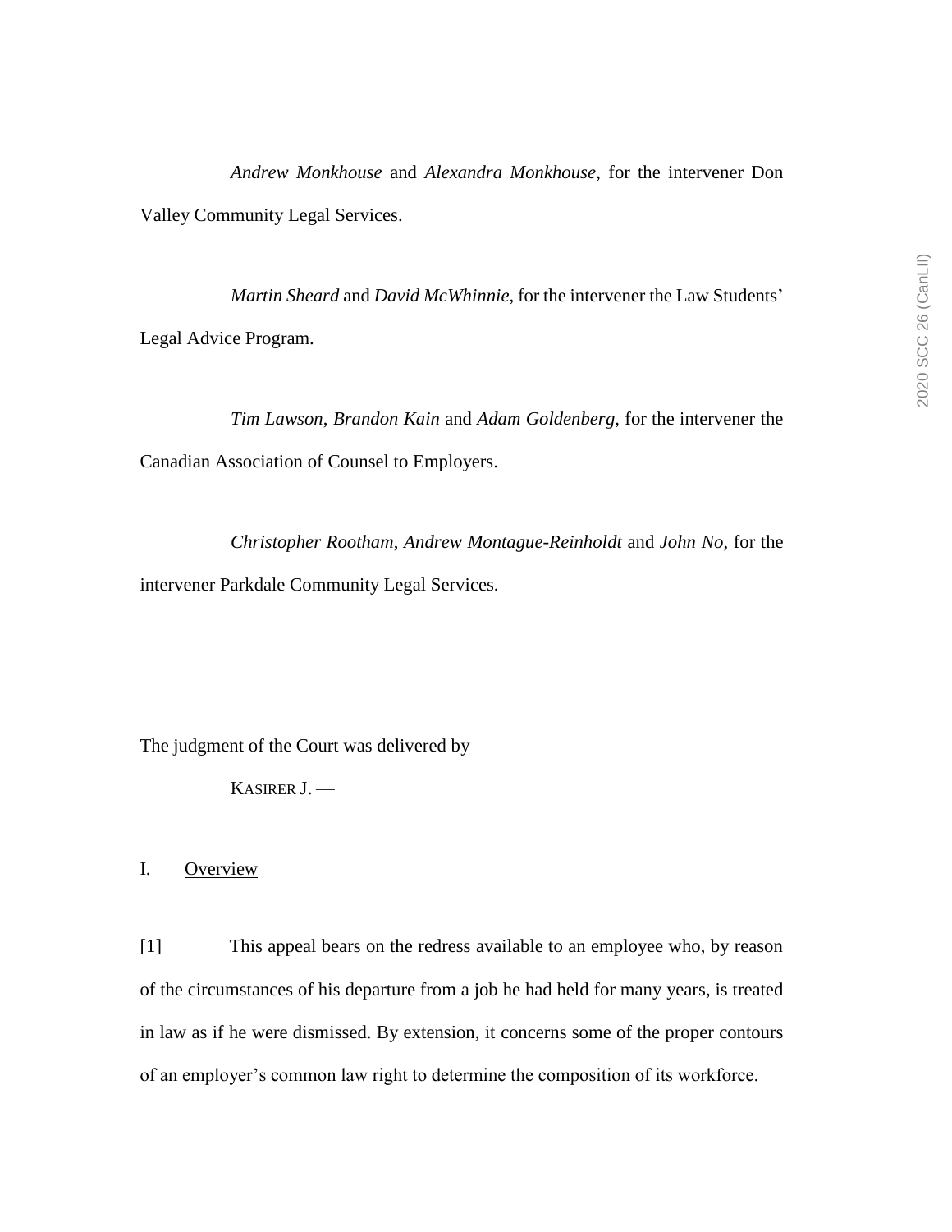*Andrew Monkhouse* and *Alexandra Monkhouse*, for the intervener Don Valley Community Legal Services.

*Martin Sheard* and *David McWhinnie*, for the intervener the Law Students' Legal Advice Program.

*Tim Lawson*, *Brandon Kain* and *Adam Goldenberg*, for the intervener the Canadian Association of Counsel to Employers.

*Christopher Rootham*, *Andrew Montague-Reinholdt* and *John No*, for the intervener Parkdale Community Legal Services.

The judgment of the Court was delivered by

KASIRER J. —

## I. Overview

[1] This appeal bears on the redress available to an employee who, by reason of the circumstances of his departure from a job he had held for many years, is treated in law as if he were dismissed. By extension, it concerns some of the proper contours of an employer's common law right to determine the composition of its workforce.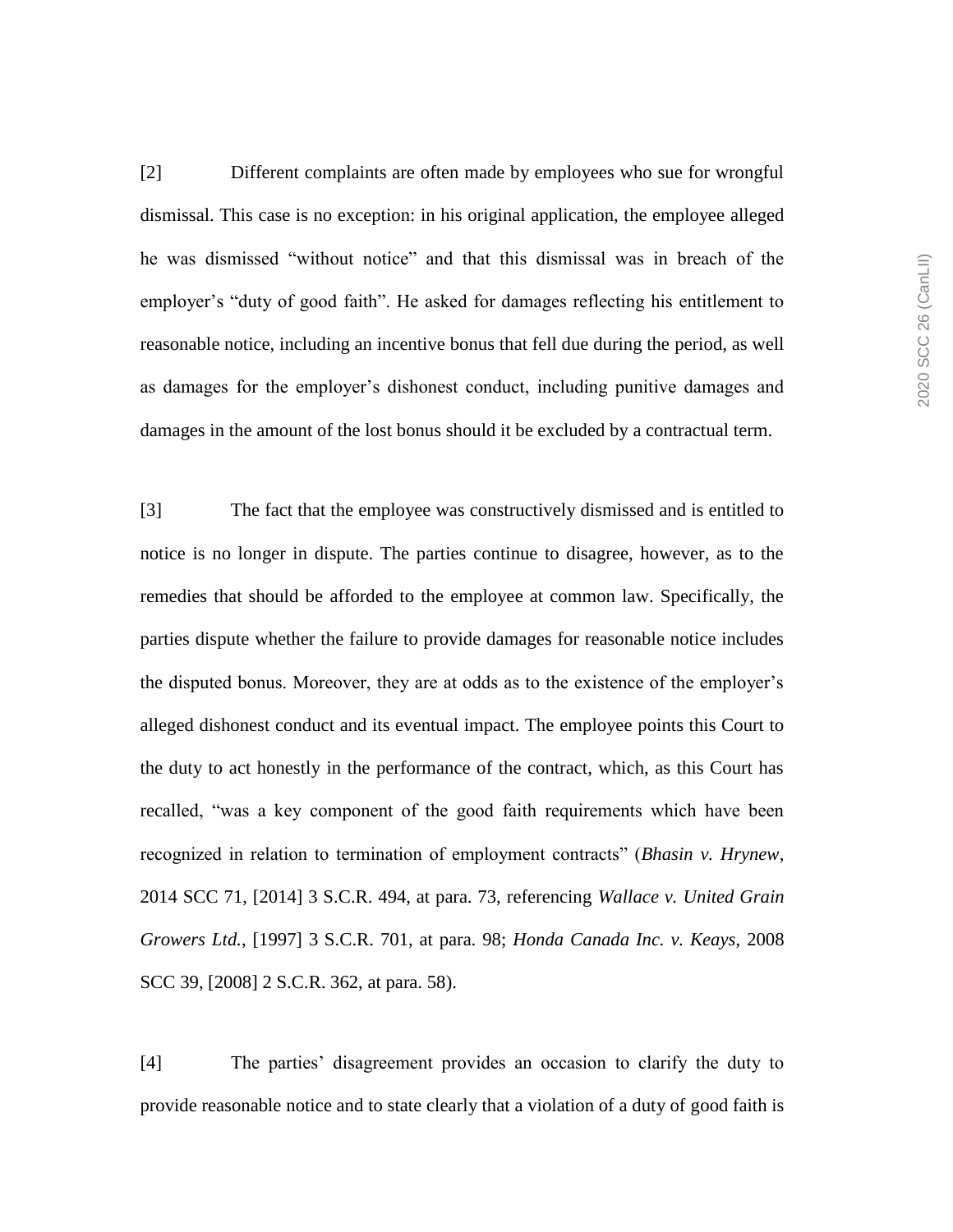[2] Different complaints are often made by employees who sue for wrongful dismissal. This case is no exception: in his original application, the employee alleged he was dismissed "without notice" and that this dismissal was in breach of the employer's "duty of good faith". He asked for damages reflecting his entitlement to reasonable notice, including an incentive bonus that fell due during the period, as well as damages for the employer's dishonest conduct, including punitive damages and damages in the amount of the lost bonus should it be excluded by a contractual term.

[3] The fact that the employee was constructively dismissed and is entitled to notice is no longer in dispute. The parties continue to disagree, however, as to the remedies that should be afforded to the employee at common law. Specifically, the parties dispute whether the failure to provide damages for reasonable notice includes the disputed bonus. Moreover, they are at odds as to the existence of the employer's alleged dishonest conduct and its eventual impact. The employee points this Court to the duty to act honestly in the performance of the contract, which, as this Court has recalled, "was a key component of the good faith requirements which have been recognized in relation to termination of employment contracts" (*Bhasin v. Hrynew*, 2014 SCC 71, [2014] 3 S.C.R. 494, at para. 73, referencing *Wallace v. United Grain Growers Ltd.*, [1997] 3 S.C.R. 701, at para. 98; *Honda Canada Inc. v. Keays*, 2008 SCC 39, [2008] 2 S.C.R. 362, at para. 58).

[4] The parties' disagreement provides an occasion to clarify the duty to provide reasonable notice and to state clearly that a violation of a duty of good faith is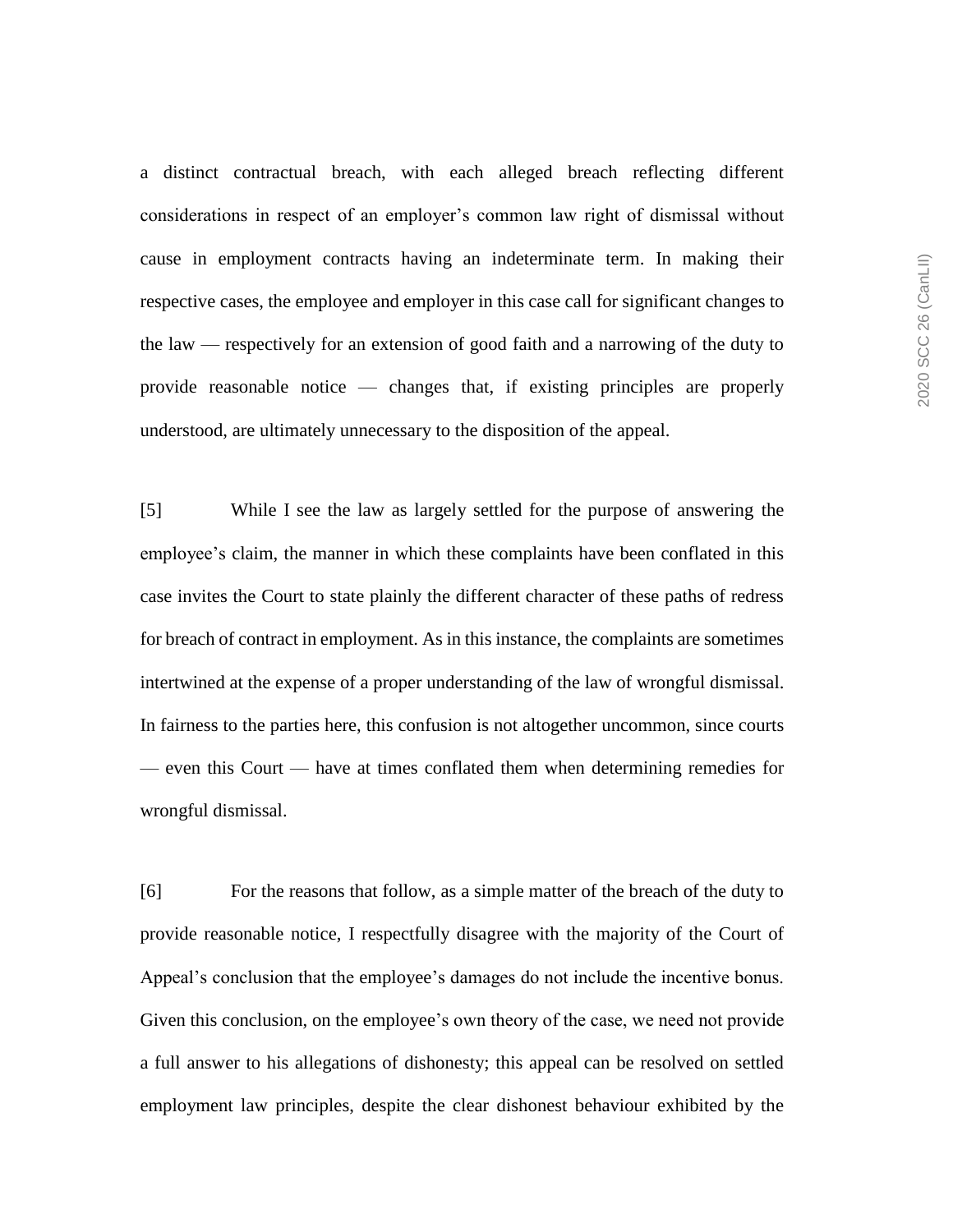a distinct contractual breach, with each alleged breach reflecting different considerations in respect of an employer's common law right of dismissal without cause in employment contracts having an indeterminate term. In making their respective cases, the employee and employer in this case call for significant changes to the law — respectively for an extension of good faith and a narrowing of the duty to provide reasonable notice — changes that, if existing principles are properly understood, are ultimately unnecessary to the disposition of the appeal.

[5] While I see the law as largely settled for the purpose of answering the employee's claim, the manner in which these complaints have been conflated in this case invites the Court to state plainly the different character of these paths of redress for breach of contract in employment. As in this instance, the complaints are sometimes intertwined at the expense of a proper understanding of the law of wrongful dismissal. In fairness to the parties here, this confusion is not altogether uncommon, since courts — even this Court — have at times conflated them when determining remedies for wrongful dismissal.

[6] For the reasons that follow, as a simple matter of the breach of the duty to provide reasonable notice, I respectfully disagree with the majority of the Court of Appeal's conclusion that the employee's damages do not include the incentive bonus. Given this conclusion, on the employee's own theory of the case, we need not provide a full answer to his allegations of dishonesty; this appeal can be resolved on settled employment law principles, despite the clear dishonest behaviour exhibited by the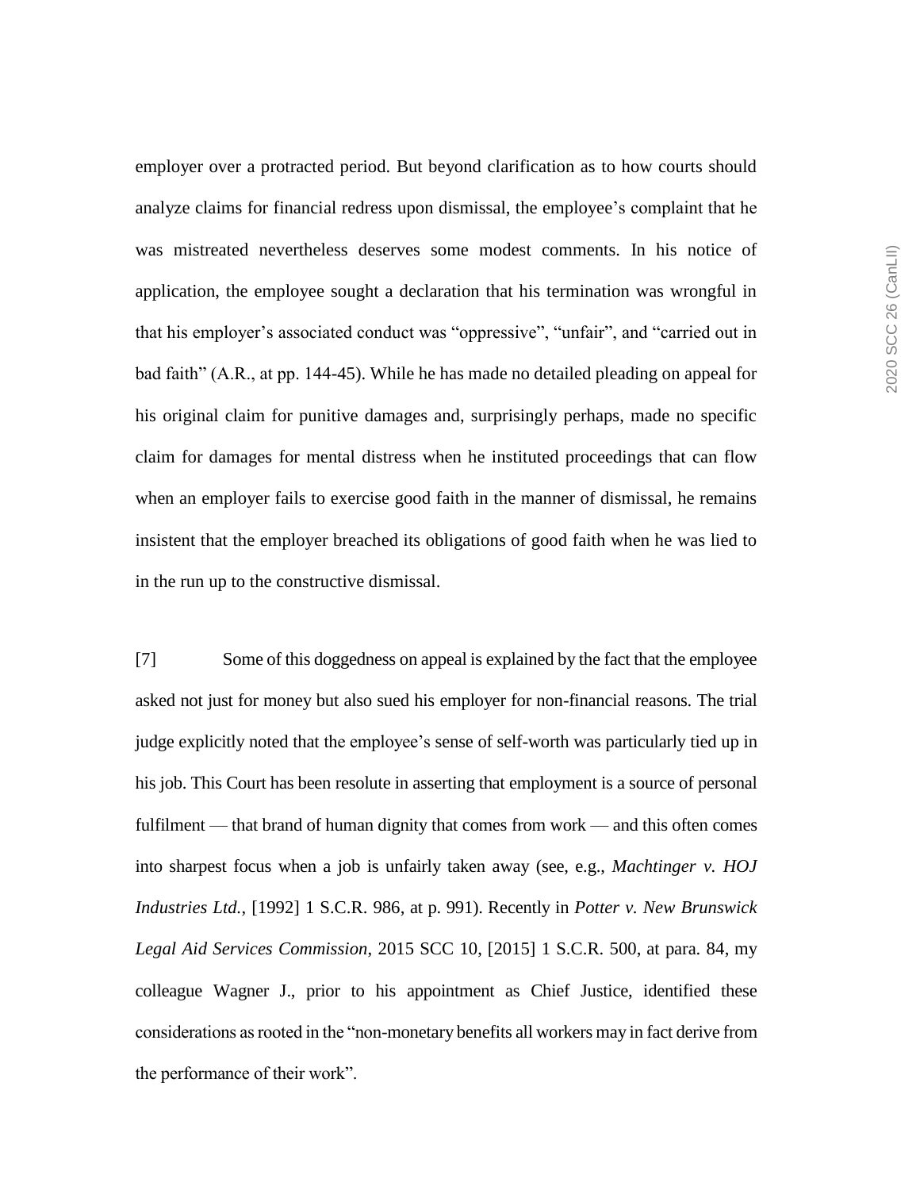employer over a protracted period. But beyond clarification as to how courts should analyze claims for financial redress upon dismissal, the employee's complaint that he was mistreated nevertheless deserves some modest comments. In his notice of application, the employee sought a declaration that his termination was wrongful in that his employer's associated conduct was "oppressive", "unfair", and "carried out in bad faith" (A.R., at pp. 144-45). While he has made no detailed pleading on appeal for his original claim for punitive damages and, surprisingly perhaps, made no specific claim for damages for mental distress when he instituted proceedings that can flow when an employer fails to exercise good faith in the manner of dismissal, he remains insistent that the employer breached its obligations of good faith when he was lied to in the run up to the constructive dismissal.

[7] Some of this doggedness on appeal is explained by the fact that the employee asked not just for money but also sued his employer for non-financial reasons. The trial judge explicitly noted that the employee's sense of self-worth was particularly tied up in his job. This Court has been resolute in asserting that employment is a source of personal fulfilment — that brand of human dignity that comes from work — and this often comes into sharpest focus when a job is unfairly taken away (see, e.g., *Machtinger v. HOJ Industries Ltd.*, [1992] 1 S.C.R. 986, at p. 991). Recently in *Potter v. New Brunswick Legal Aid Services Commission*, 2015 SCC 10, [2015] 1 S.C.R. 500, at para. 84, my colleague Wagner J., prior to his appointment as Chief Justice, identified these considerations as rooted in the "non-monetary benefits all workers may in fact derive from the performance of their work".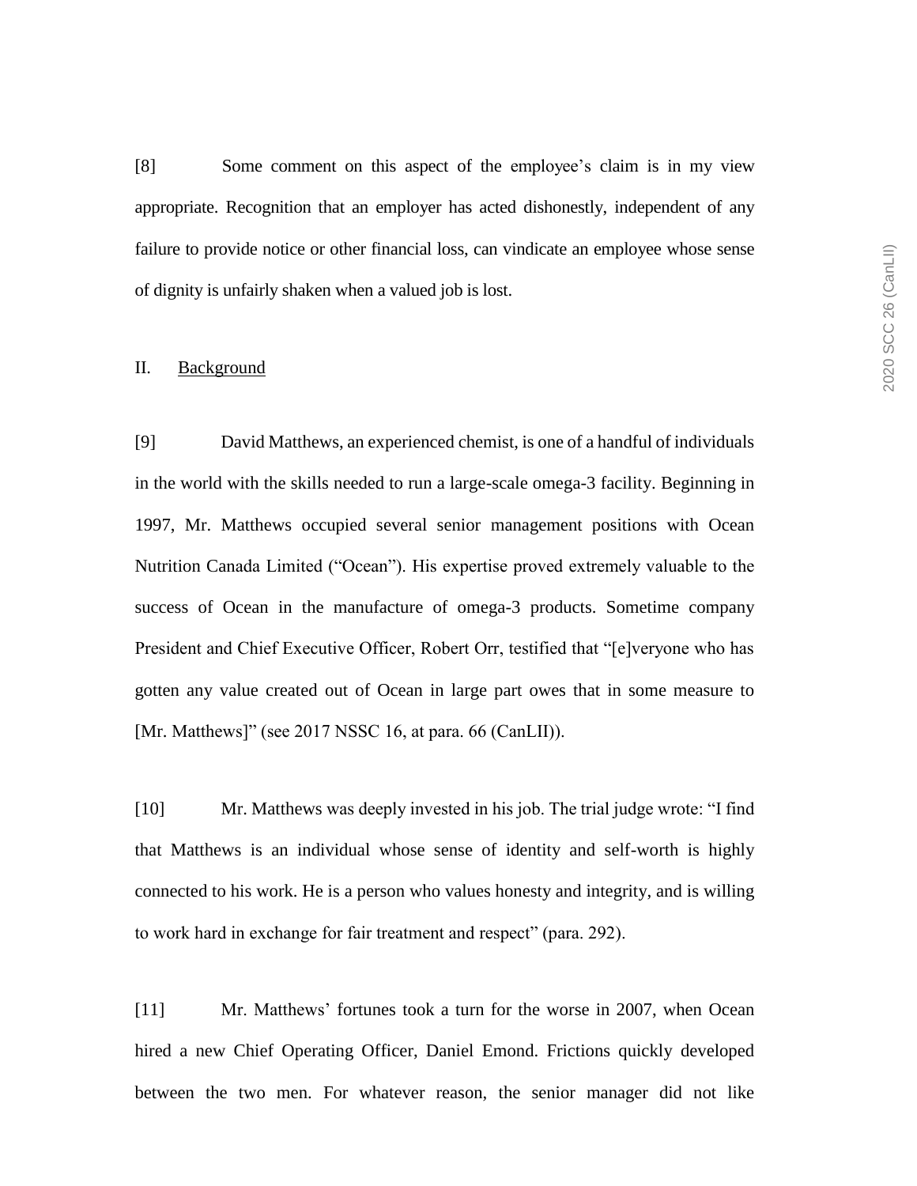[8] Some comment on this aspect of the employee's claim is in my view appropriate. Recognition that an employer has acted dishonestly, independent of any failure to provide notice or other financial loss, can vindicate an employee whose sense of dignity is unfairly shaken when a valued job is lost.

## II. Background

[9] David Matthews, an experienced chemist, is one of a handful of individuals in the world with the skills needed to run a large-scale omega-3 facility. Beginning in 1997, Mr. Matthews occupied several senior management positions with Ocean Nutrition Canada Limited ("Ocean"). His expertise proved extremely valuable to the success of Ocean in the manufacture of omega-3 products. Sometime company President and Chief Executive Officer, Robert Orr, testified that "[e]veryone who has gotten any value created out of Ocean in large part owes that in some measure to [Mr. Matthews]" (see 2017 NSSC 16, at para. 66 (CanLII)).

[10] Mr. Matthews was deeply invested in his job. The trial judge wrote: "I find that Matthews is an individual whose sense of identity and self-worth is highly connected to his work. He is a person who values honesty and integrity, and is willing to work hard in exchange for fair treatment and respect" (para. 292).

[11] Mr. Matthews' fortunes took a turn for the worse in 2007, when Ocean hired a new Chief Operating Officer, Daniel Emond. Frictions quickly developed between the two men. For whatever reason, the senior manager did not like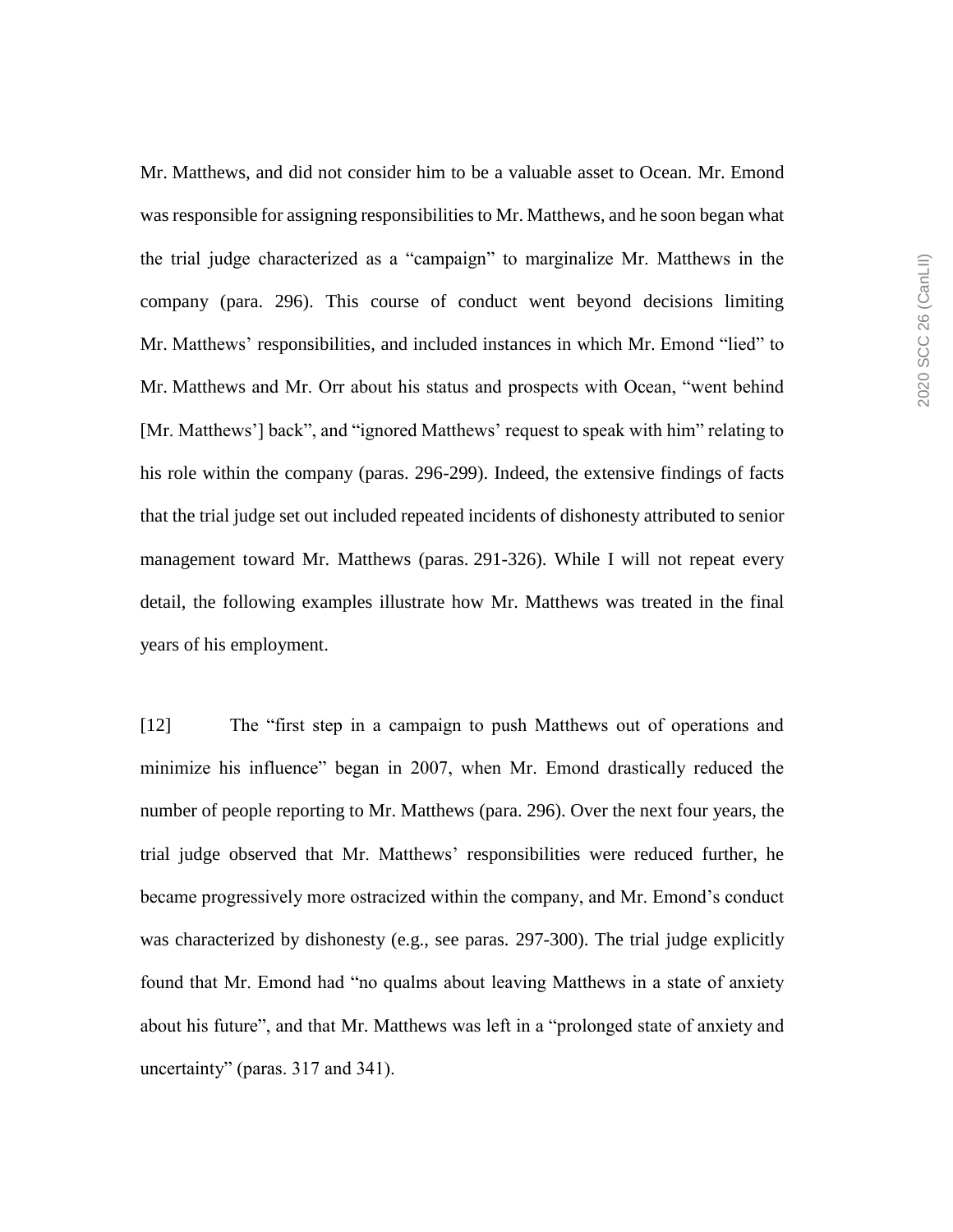Mr. Matthews, and did not consider him to be a valuable asset to Ocean. Mr. Emond was responsible for assigning responsibilities to Mr. Matthews, and he soon began what the trial judge characterized as a "campaign" to marginalize Mr. Matthews in the company (para. 296). This course of conduct went beyond decisions limiting Mr. Matthews' responsibilities, and included instances in which Mr. Emond "lied" to Mr. Matthews and Mr. Orr about his status and prospects with Ocean, "went behind [Mr. Matthews'] back", and "ignored Matthews' request to speak with him" relating to his role within the company (paras. 296-299). Indeed, the extensive findings of facts that the trial judge set out included repeated incidents of dishonesty attributed to senior management toward Mr. Matthews (paras. 291-326). While I will not repeat every detail, the following examples illustrate how Mr. Matthews was treated in the final years of his employment.

[12] The "first step in a campaign to push Matthews out of operations and minimize his influence" began in 2007, when Mr. Emond drastically reduced the number of people reporting to Mr. Matthews (para. 296). Over the next four years, the trial judge observed that Mr. Matthews' responsibilities were reduced further, he became progressively more ostracized within the company, and Mr. Emond's conduct was characterized by dishonesty (e.g., see paras. 297-300). The trial judge explicitly found that Mr. Emond had "no qualms about leaving Matthews in a state of anxiety about his future", and that Mr. Matthews was left in a "prolonged state of anxiety and uncertainty" (paras. 317 and 341).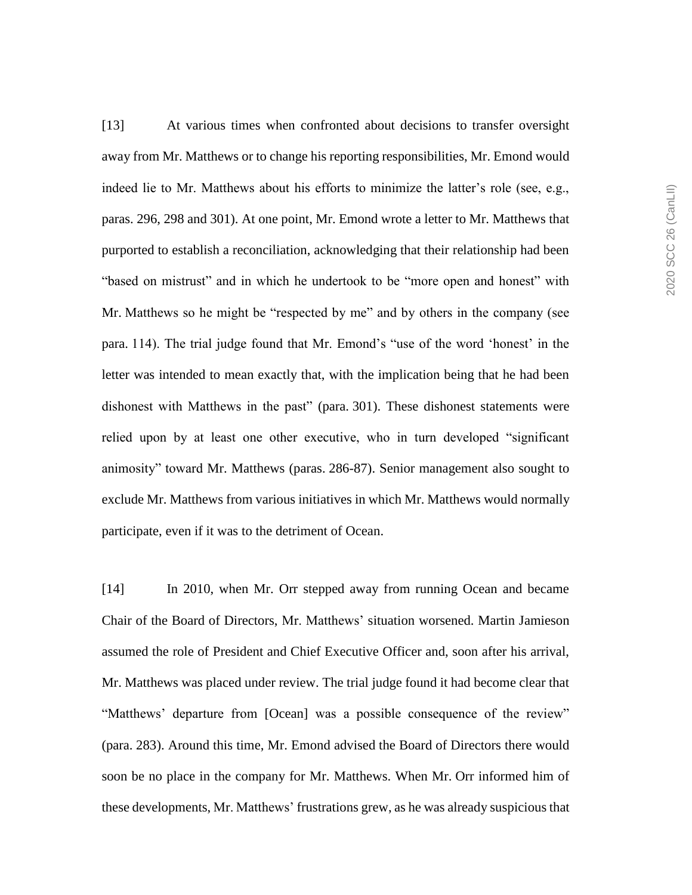[13] At various times when confronted about decisions to transfer oversight away from Mr. Matthews or to change his reporting responsibilities, Mr. Emond would indeed lie to Mr. Matthews about his efforts to minimize the latter's role (see, e.g., paras. 296, 298 and 301). At one point, Mr. Emond wrote a letter to Mr. Matthews that purported to establish a reconciliation, acknowledging that their relationship had been "based on mistrust" and in which he undertook to be "more open and honest" with Mr. Matthews so he might be "respected by me" and by others in the company (see para. 114). The trial judge found that Mr. Emond's "use of the word 'honest' in the letter was intended to mean exactly that, with the implication being that he had been dishonest with Matthews in the past" (para. 301). These dishonest statements were relied upon by at least one other executive, who in turn developed "significant animosity" toward Mr. Matthews (paras. 286-87). Senior management also sought to exclude Mr. Matthews from various initiatives in which Mr. Matthews would normally participate, even if it was to the detriment of Ocean.

[14] In 2010, when Mr. Orr stepped away from running Ocean and became Chair of the Board of Directors, Mr. Matthews' situation worsened. Martin Jamieson assumed the role of President and Chief Executive Officer and, soon after his arrival, Mr. Matthews was placed under review. The trial judge found it had become clear that "Matthews' departure from [Ocean] was a possible consequence of the review" (para. 283). Around this time, Mr. Emond advised the Board of Directors there would soon be no place in the company for Mr. Matthews. When Mr. Orr informed him of these developments, Mr. Matthews' frustrations grew, as he was already suspicious that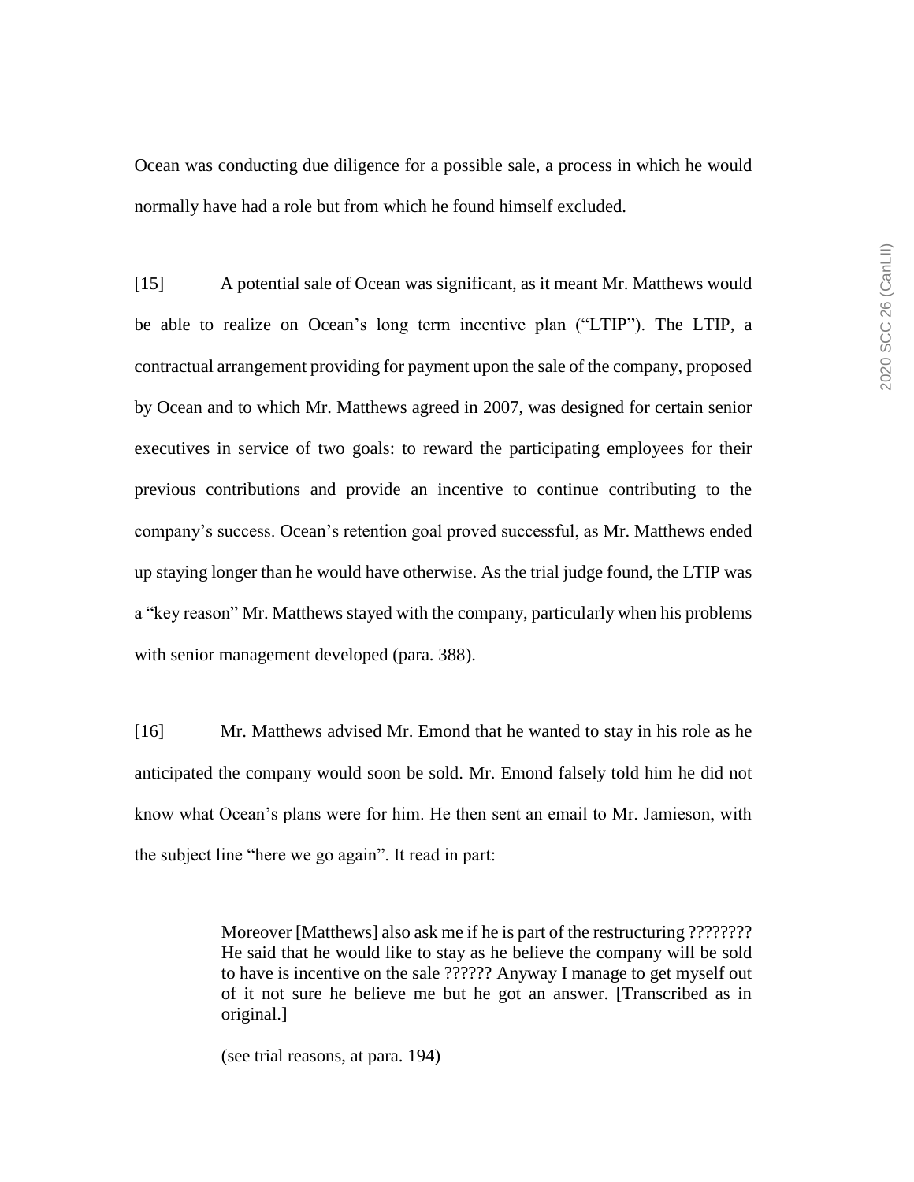Ocean was conducting due diligence for a possible sale, a process in which he would normally have had a role but from which he found himself excluded.

[15] A potential sale of Ocean was significant, as it meant Mr. Matthews would be able to realize on Ocean's long term incentive plan ("LTIP"). The LTIP, a contractual arrangement providing for payment upon the sale of the company, proposed by Ocean and to which Mr. Matthews agreed in 2007, was designed for certain senior executives in service of two goals: to reward the participating employees for their previous contributions and provide an incentive to continue contributing to the company's success. Ocean's retention goal proved successful, as Mr. Matthews ended up staying longer than he would have otherwise. As the trial judge found, the LTIP was a "key reason" Mr. Matthews stayed with the company, particularly when his problems with senior management developed (para. 388).

[16] Mr. Matthews advised Mr. Emond that he wanted to stay in his role as he anticipated the company would soon be sold. Mr. Emond falsely told him he did not know what Ocean's plans were for him. He then sent an email to Mr. Jamieson, with the subject line "here we go again". It read in part:

> Moreover [Matthews] also ask me if he is part of the restructuring ???????? He said that he would like to stay as he believe the company will be sold to have is incentive on the sale ?????? Anyway I manage to get myself out of it not sure he believe me but he got an answer. [Transcribed as in original.]
>
> (see trial reasons, at para. 194)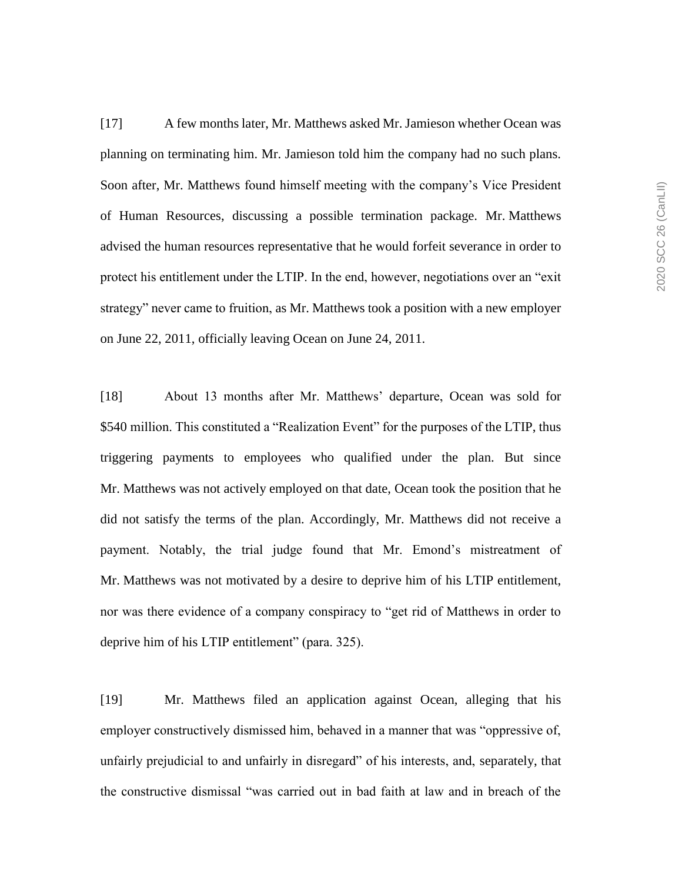[17] A few months later, Mr. Matthews asked Mr. Jamieson whether Ocean was planning on terminating him. Mr. Jamieson told him the company had no such plans. Soon after, Mr. Matthews found himself meeting with the company's Vice President of Human Resources, discussing a possible termination package. Mr. Matthews advised the human resources representative that he would forfeit severance in order to protect his entitlement under the LTIP. In the end, however, negotiations over an "exit strategy" never came to fruition, as Mr. Matthews took a position with a new employer on June 22, 2011, officially leaving Ocean on June 24, 2011.

[18] About 13 months after Mr. Matthews' departure, Ocean was sold for $540 million. This constituted a "Realization Event" for the purposes of the LTIP, thus triggering payments to employees who qualified under the plan. But since Mr. Matthews was not actively employed on that date, Ocean took the position that he did not satisfy the terms of the plan. Accordingly, Mr. Matthews did not receive a payment. Notably, the trial judge found that Mr. Emond's mistreatment of Mr. Matthews was not motivated by a desire to deprive him of his LTIP entitlement, nor was there evidence of a company conspiracy to "get rid of Matthews in order to deprive him of his LTIP entitlement" (para. 325).

[19] Mr. Matthews filed an application against Ocean, alleging that his employer constructively dismissed him, behaved in a manner that was "oppressive of, unfairly prejudicial to and unfairly in disregard" of his interests, and, separately, that the constructive dismissal "was carried out in bad faith at law and in breach of the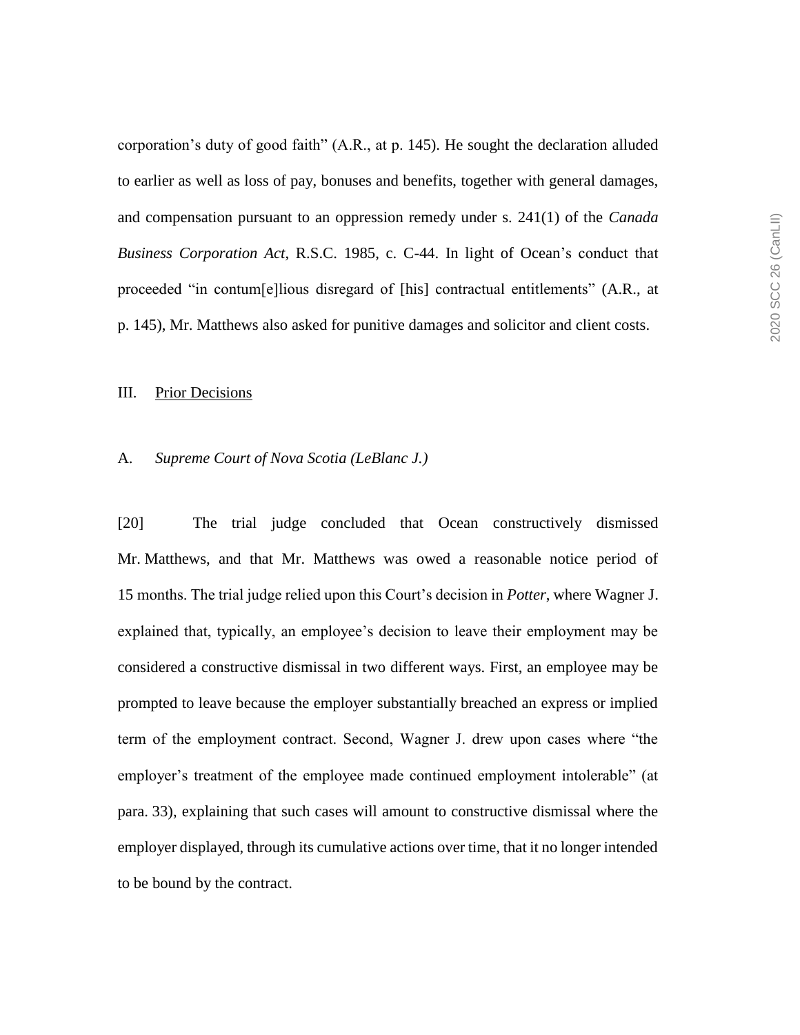corporation's duty of good faith" (A.R., at p. 145). He sought the declaration alluded to earlier as well as loss of pay, bonuses and benefits, together with general damages, and compensation pursuant to an oppression remedy under s. 241(1) of the *Canada Business Corporation Act*, R.S.C. 1985, c. C-44. In light of Ocean's conduct that proceeded "in contum[e]lious disregard of [his] contractual entitlements" (A.R., at p. 145), Mr. Matthews also asked for punitive damages and solicitor and client costs.

## III. Prior Decisions

### A. *Supreme Court of Nova Scotia (LeBlanc J.)*

[20] The trial judge concluded that Ocean constructively dismissed Mr. Matthews, and that Mr. Matthews was owed a reasonable notice period of 15 months. The trial judge relied upon this Court's decision in *Potter*, where Wagner J. explained that, typically, an employee's decision to leave their employment may be considered a constructive dismissal in two different ways. First, an employee may be prompted to leave because the employer substantially breached an express or implied term of the employment contract. Second, Wagner J. drew upon cases where "the employer's treatment of the employee made continued employment intolerable" (at para. 33), explaining that such cases will amount to constructive dismissal where the employer displayed, through its cumulative actions over time, that it no longer intended to be bound by the contract.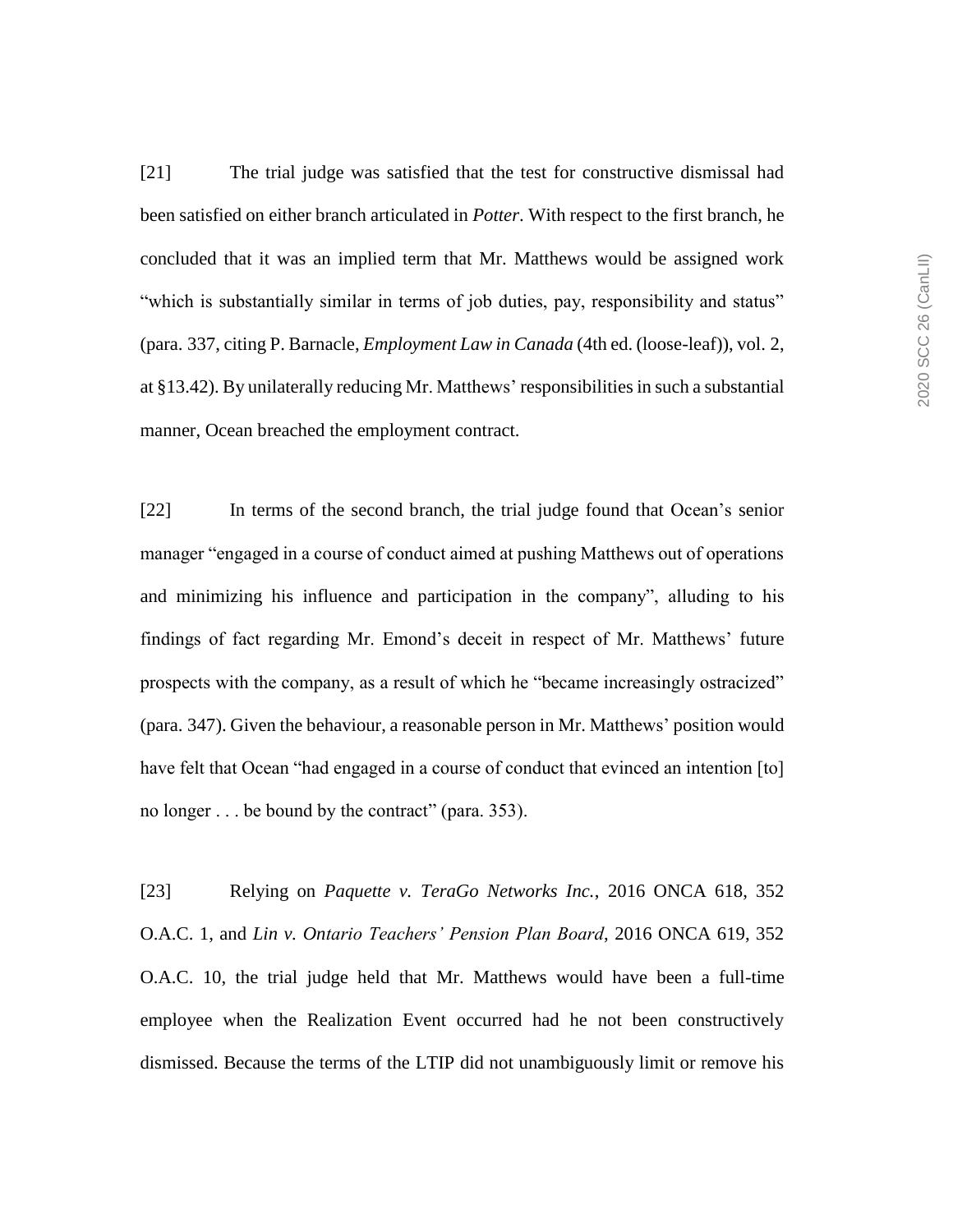[21] The trial judge was satisfied that the test for constructive dismissal had been satisfied on either branch articulated in *Potter*. With respect to the first branch, he concluded that it was an implied term that Mr. Matthews would be assigned work "which is substantially similar in terms of job duties, pay, responsibility and status" (para. 337, citing P. Barnacle, *Employment Law in Canada* (4th ed. (loose-leaf)), vol. 2, at §13.42). By unilaterally reducing Mr. Matthews' responsibilities in such a substantial manner, Ocean breached the employment contract.

[22] In terms of the second branch, the trial judge found that Ocean's senior manager "engaged in a course of conduct aimed at pushing Matthews out of operations and minimizing his influence and participation in the company", alluding to his findings of fact regarding Mr. Emond's deceit in respect of Mr. Matthews' future prospects with the company, as a result of which he "became increasingly ostracized" (para. 347). Given the behaviour, a reasonable person in Mr. Matthews' position would have felt that Ocean "had engaged in a course of conduct that evinced an intention [to] no longer . . . be bound by the contract" (para. 353).

[23] Relying on *Paquette v. TeraGo Networks Inc.*, 2016 ONCA 618, 352 O.A.C. 1, and *Lin v. Ontario Teachers' Pension Plan Board*, 2016 ONCA 619, 352 O.A.C. 10, the trial judge held that Mr. Matthews would have been a full-time employee when the Realization Event occurred had he not been constructively dismissed. Because the terms of the LTIP did not unambiguously limit or remove his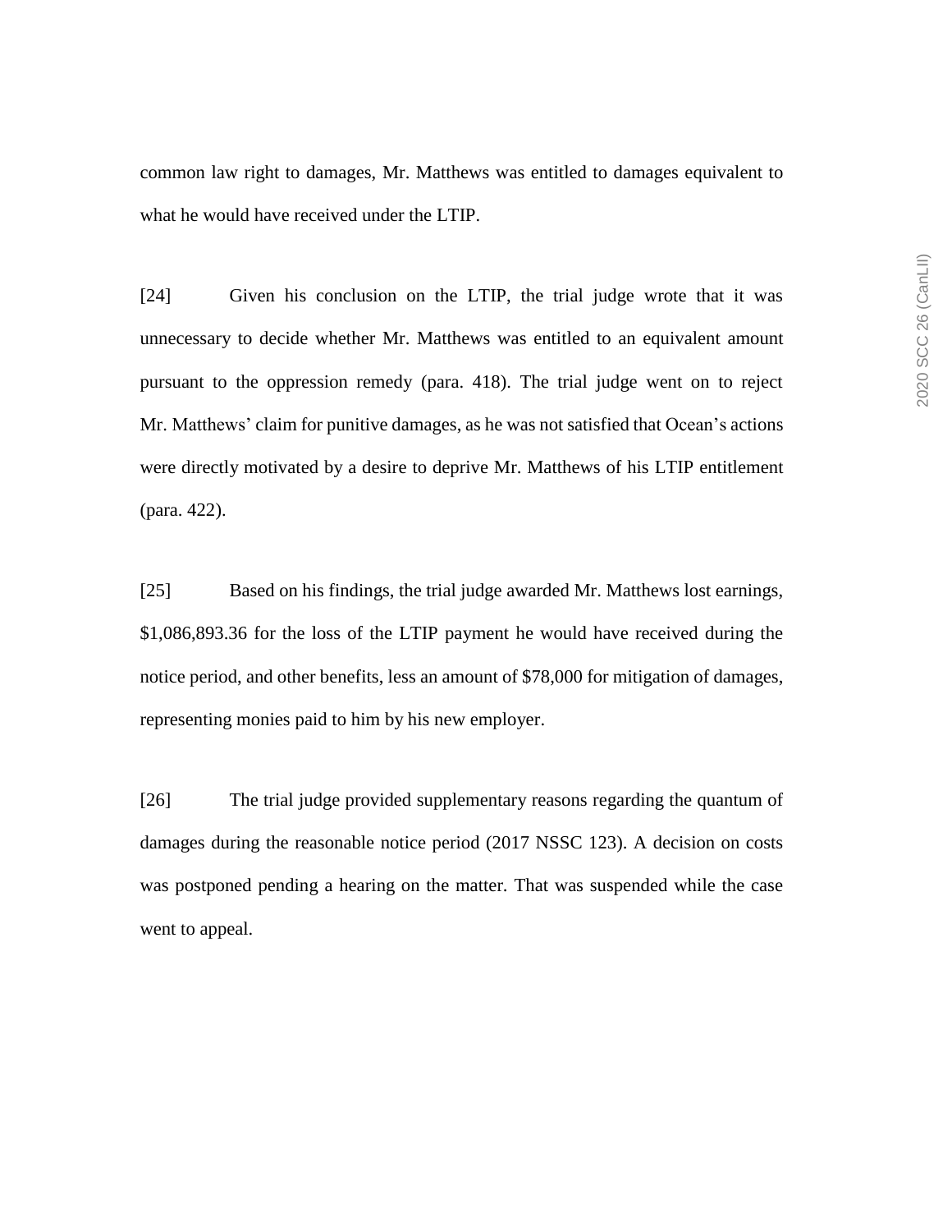common law right to damages, Mr. Matthews was entitled to damages equivalent to what he would have received under the LTIP.

[24] Given his conclusion on the LTIP, the trial judge wrote that it was unnecessary to decide whether Mr. Matthews was entitled to an equivalent amount pursuant to the oppression remedy (para. 418). The trial judge went on to reject Mr. Matthews' claim for punitive damages, as he was not satisfied that Ocean's actions were directly motivated by a desire to deprive Mr. Matthews of his LTIP entitlement (para. 422).

[25] Based on his findings, the trial judge awarded Mr. Matthews lost earnings, $1,086,893.36 for the loss of the LTIP payment he would have received during the notice period, and other benefits, less an amount of $78,000 for mitigation of damages, representing monies paid to him by his new employer.

[26] The trial judge provided supplementary reasons regarding the quantum of damages during the reasonable notice period (2017 NSSC 123). A decision on costs was postponed pending a hearing on the matter. That was suspended while the case went to appeal.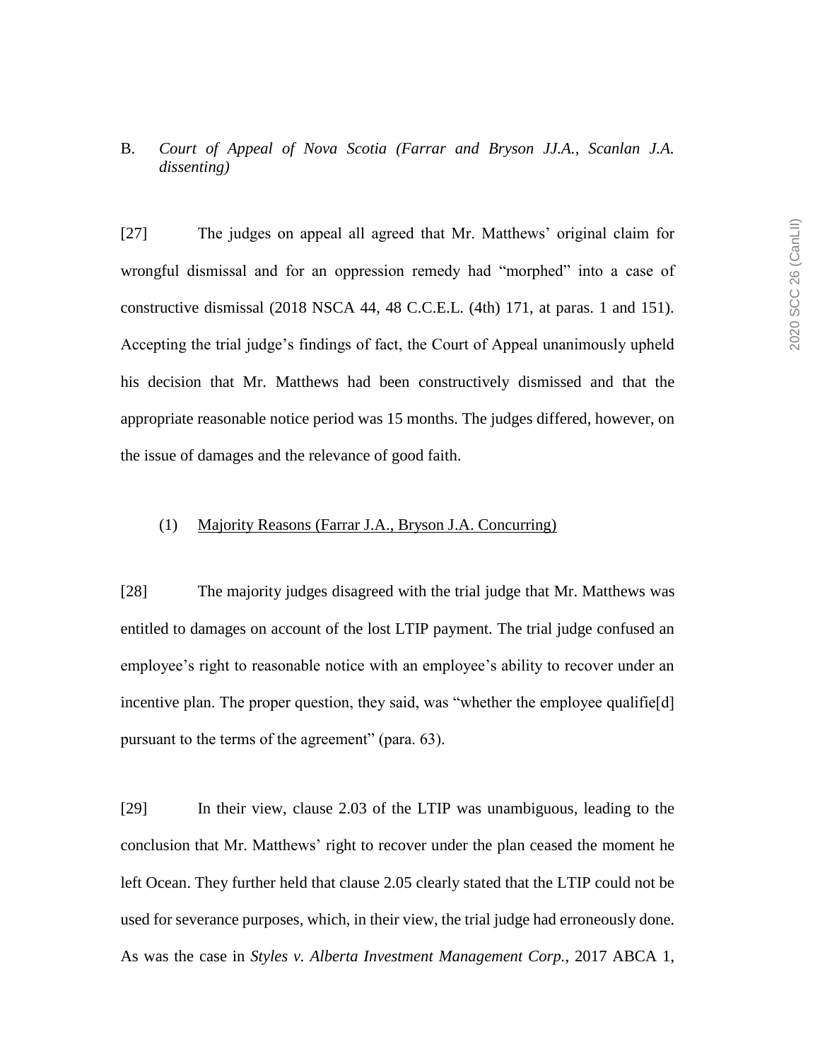### B. *Court of Appeal of Nova Scotia (Farrar and Bryson JJ.A., Scanlan J.A. dissenting)*

[27] The judges on appeal all agreed that Mr. Matthews' original claim for wrongful dismissal and for an oppression remedy had "morphed" into a case of constructive dismissal (2018 NSCA 44, 48 C.C.E.L. (4th) 171, at paras. 1 and 151). Accepting the trial judge's findings of fact, the Court of Appeal unanimously upheld his decision that Mr. Matthews had been constructively dismissed and that the appropriate reasonable notice period was 15 months. The judges differed, however, on the issue of damages and the relevance of good faith.

#### (1) Majority Reasons (Farrar J.A., Bryson J.A. Concurring)

[28] The majority judges disagreed with the trial judge that Mr. Matthews was entitled to damages on account of the lost LTIP payment. The trial judge confused an employee's right to reasonable notice with an employee's ability to recover under an incentive plan. The proper question, they said, was "whether the employee qualifie[d] pursuant to the terms of the agreement" (para. 63).

[29] In their view, clause 2.03 of the LTIP was unambiguous, leading to the conclusion that Mr. Matthews' right to recover under the plan ceased the moment he left Ocean. They further held that clause 2.05 clearly stated that the LTIP could not be used for severance purposes, which, in their view, the trial judge had erroneously done. As was the case in *Styles v. Alberta Investment Management Corp.*, 2017 ABCA 1,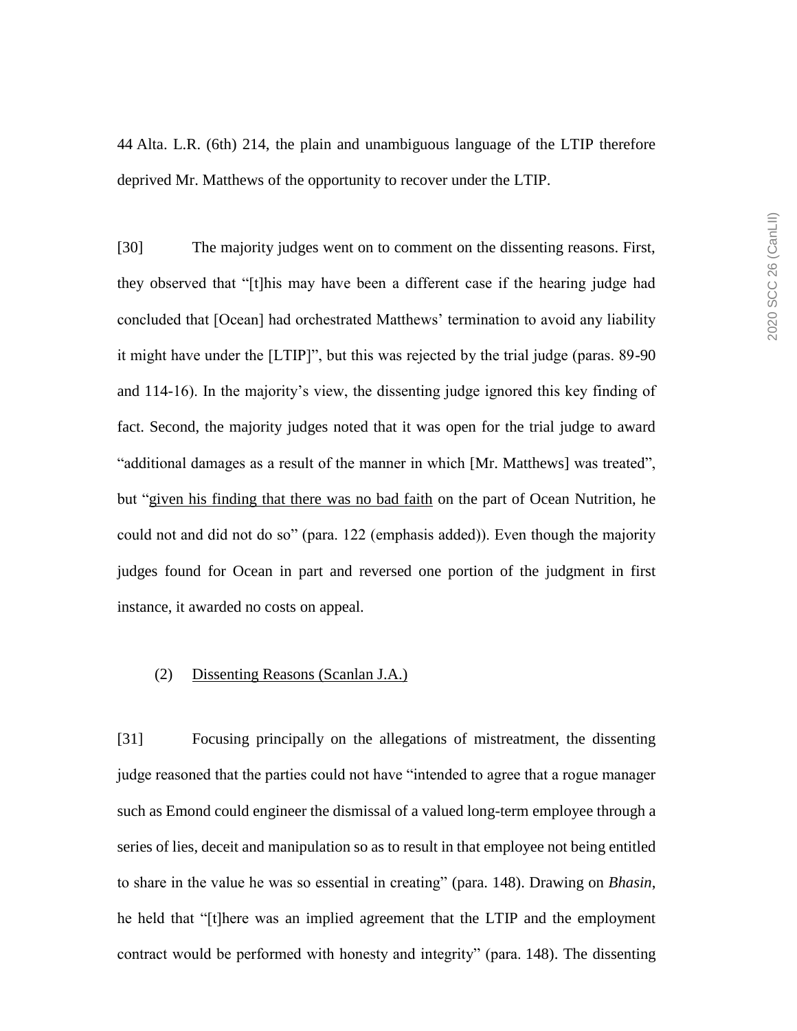44 Alta. L.R. (6th) 214, the plain and unambiguous language of the LTIP therefore deprived Mr. Matthews of the opportunity to recover under the LTIP.

[30] The majority judges went on to comment on the dissenting reasons. First, they observed that "[t]his may have been a different case if the hearing judge had concluded that [Ocean] had orchestrated Matthews' termination to avoid any liability it might have under the [LTIP]", but this was rejected by the trial judge (paras. 89-90 and 114-16). In the majority's view, the dissenting judge ignored this key finding of fact. Second, the majority judges noted that it was open for the trial judge to award "additional damages as a result of the manner in which [Mr. Matthews] was treated", but "given his finding that there was no bad faith on the part of Ocean Nutrition, he could not and did not do so" (para. 122 (emphasis added)). Even though the majority judges found for Ocean in part and reversed one portion of the judgment in first instance, it awarded no costs on appeal.

(2) Dissenting Reasons (Scanlan J.A.)

[31] Focusing principally on the allegations of mistreatment, the dissenting judge reasoned that the parties could not have "intended to agree that a rogue manager such as Emond could engineer the dismissal of a valued long-term employee through a series of lies, deceit and manipulation so as to result in that employee not being entitled to share in the value he was so essential in creating" (para. 148). Drawing on *Bhasin*, he held that "[t]here was an implied agreement that the LTIP and the employment contract would be performed with honesty and integrity" (para. 148). The dissenting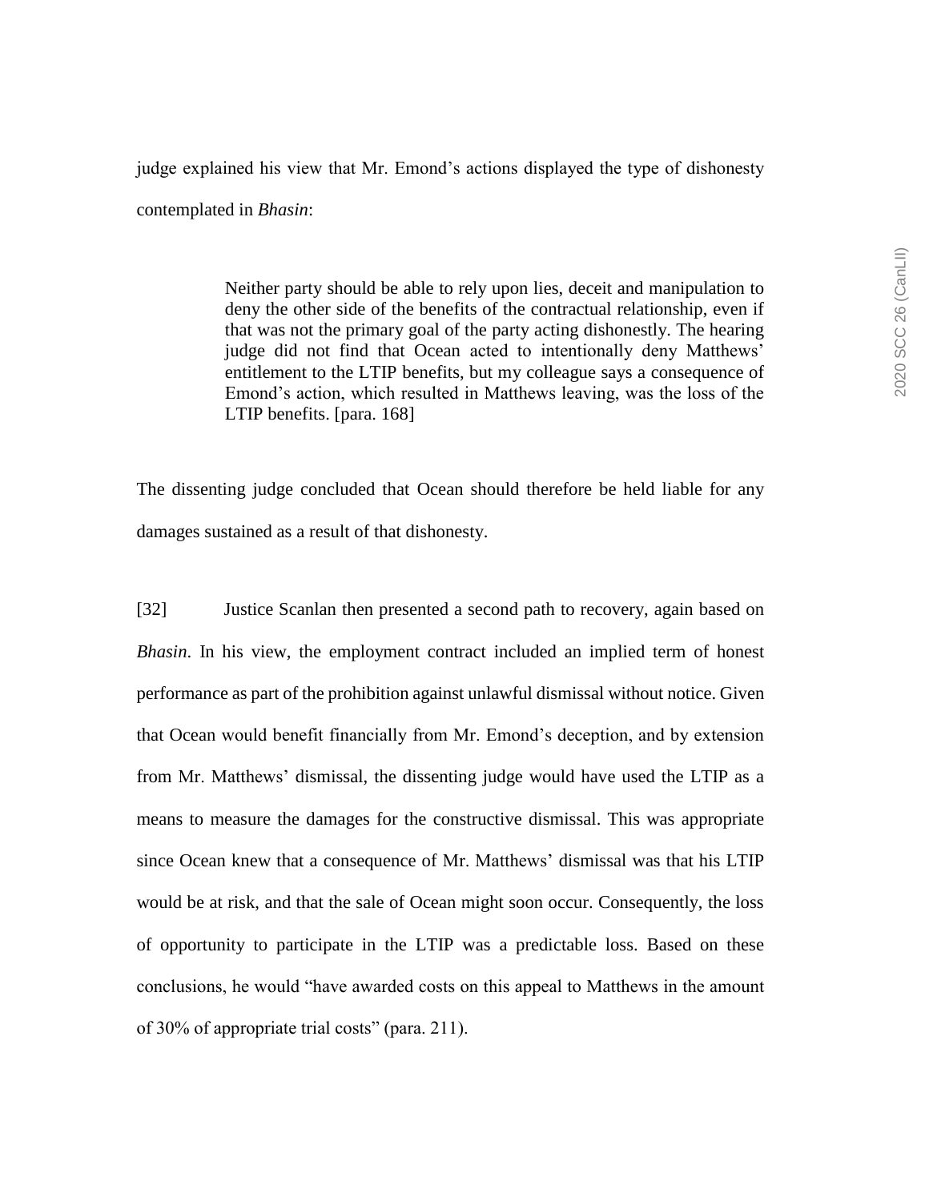judge explained his view that Mr. Emond's actions displayed the type of dishonesty contemplated in *Bhasin*:

> Neither party should be able to rely upon lies, deceit and manipulation to deny the other side of the benefits of the contractual relationship, even if that was not the primary goal of the party acting dishonestly. The hearing judge did not find that Ocean acted to intentionally deny Matthews' entitlement to the LTIP benefits, but my colleague says a consequence of Emond's action, which resulted in Matthews leaving, was the loss of the LTIP benefits. [para. 168]

The dissenting judge concluded that Ocean should therefore be held liable for any damages sustained as a result of that dishonesty.

[32] Justice Scanlan then presented a second path to recovery, again based on *Bhasin*. In his view, the employment contract included an implied term of honest performance as part of the prohibition against unlawful dismissal without notice. Given that Ocean would benefit financially from Mr. Emond's deception, and by extension from Mr. Matthews' dismissal, the dissenting judge would have used the LTIP as a means to measure the damages for the constructive dismissal. This was appropriate since Ocean knew that a consequence of Mr. Matthews' dismissal was that his LTIP would be at risk, and that the sale of Ocean might soon occur. Consequently, the loss of opportunity to participate in the LTIP was a predictable loss. Based on these conclusions, he would "have awarded costs on this appeal to Matthews in the amount of 30% of appropriate trial costs" (para. 211).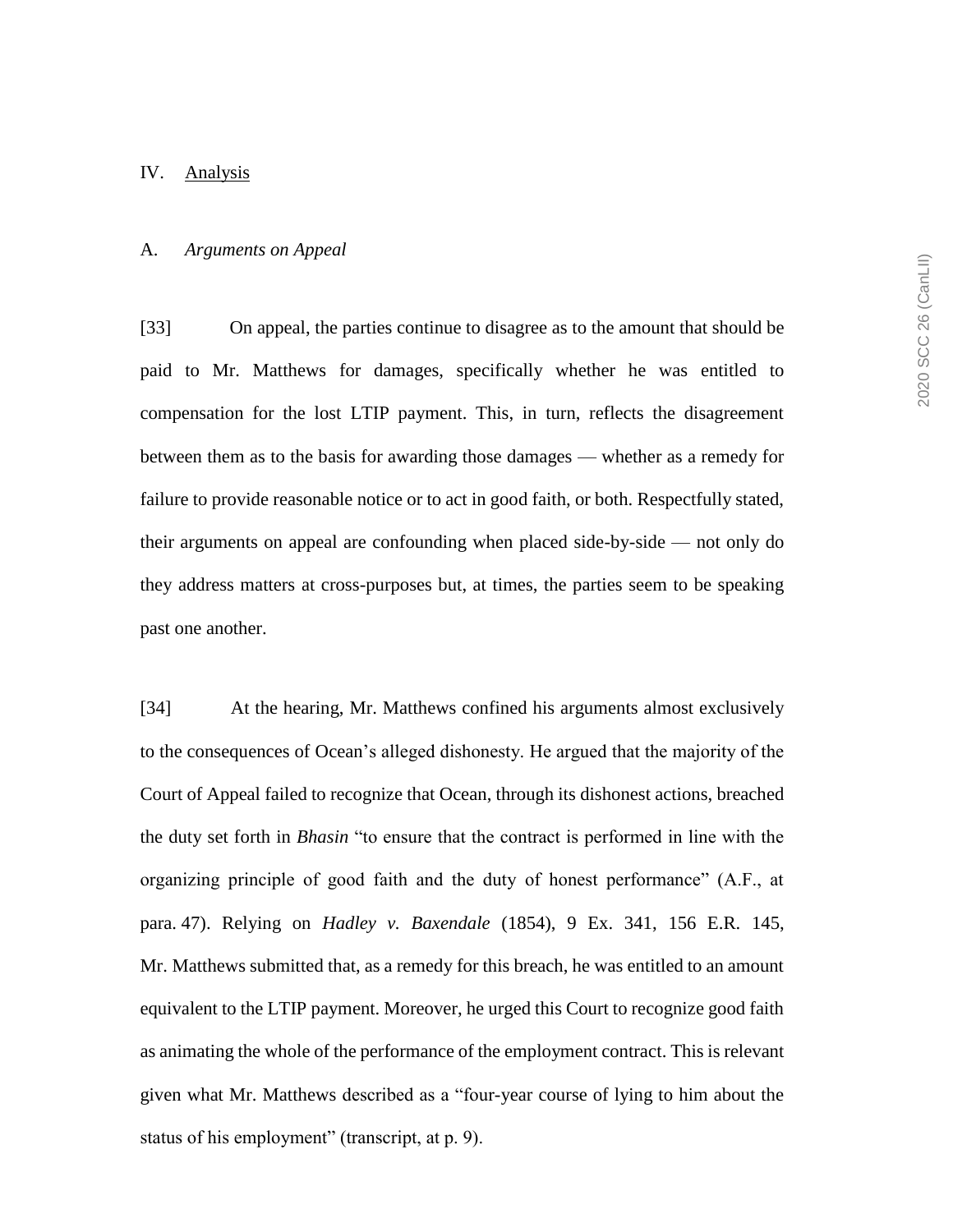## IV. Analysis

### A. *Arguments on Appeal*

[33] On appeal, the parties continue to disagree as to the amount that should be paid to Mr. Matthews for damages, specifically whether he was entitled to compensation for the lost LTIP payment. This, in turn, reflects the disagreement between them as to the basis for awarding those damages — whether as a remedy for failure to provide reasonable notice or to act in good faith, or both. Respectfully stated, their arguments on appeal are confounding when placed side-by-side — not only do they address matters at cross-purposes but, at times, the parties seem to be speaking past one another.

[34] At the hearing, Mr. Matthews confined his arguments almost exclusively to the consequences of Ocean's alleged dishonesty. He argued that the majority of the Court of Appeal failed to recognize that Ocean, through its dishonest actions, breached the duty set forth in *Bhasin* "to ensure that the contract is performed in line with the organizing principle of good faith and the duty of honest performance" (A.F., at para. 47). Relying on *Hadley v. Baxendale* (1854), 9 Ex. 341, 156 E.R. 145, Mr. Matthews submitted that, as a remedy for this breach, he was entitled to an amount equivalent to the LTIP payment. Moreover, he urged this Court to recognize good faith as animating the whole of the performance of the employment contract. This is relevant given what Mr. Matthews described as a "four-year course of lying to him about the status of his employment" (transcript, at p. 9).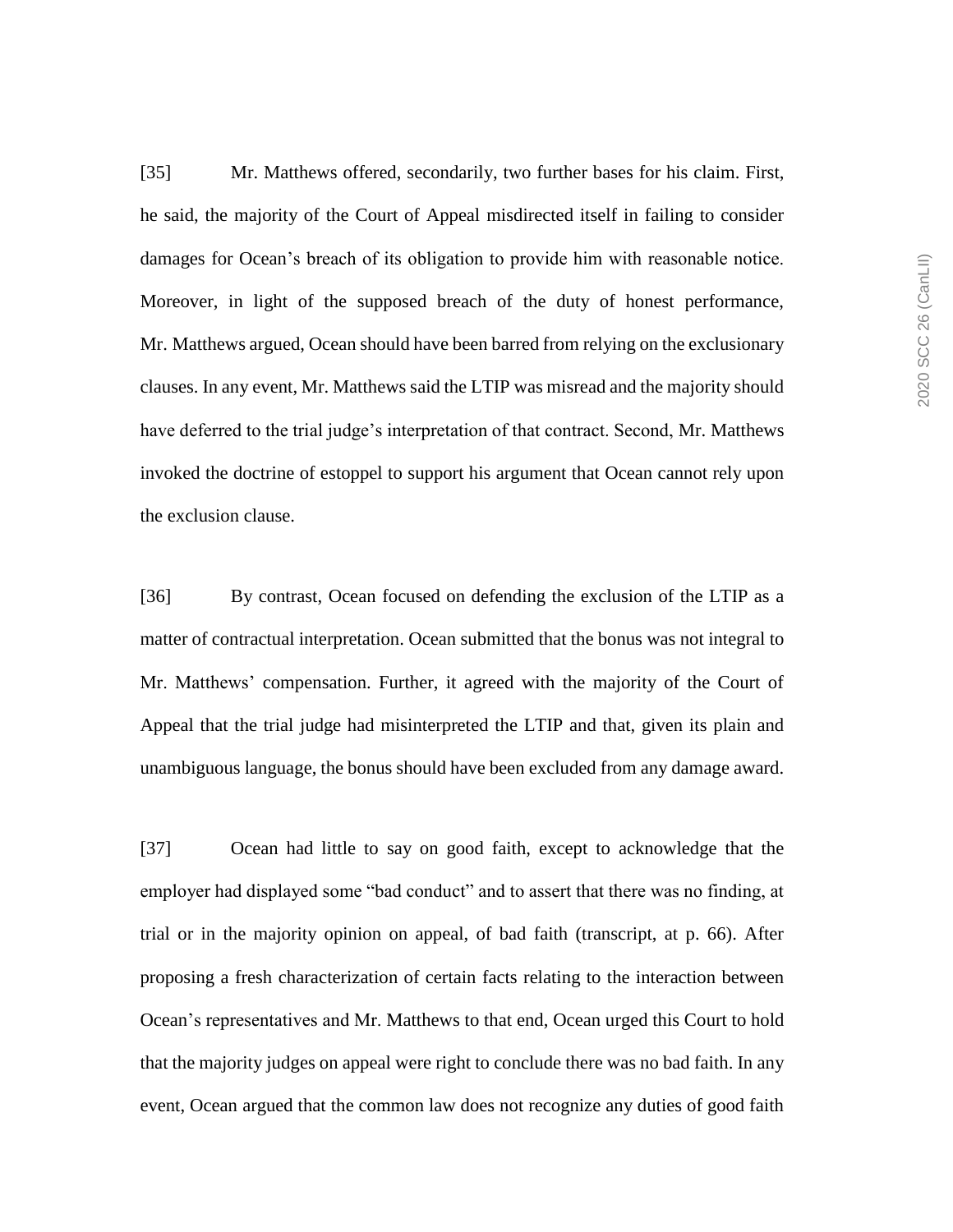[35] Mr. Matthews offered, secondarily, two further bases for his claim. First, he said, the majority of the Court of Appeal misdirected itself in failing to consider damages for Ocean's breach of its obligation to provide him with reasonable notice. Moreover, in light of the supposed breach of the duty of honest performance, Mr. Matthews argued, Ocean should have been barred from relying on the exclusionary clauses. In any event, Mr. Matthews said the LTIP was misread and the majority should have deferred to the trial judge's interpretation of that contract. Second, Mr. Matthews invoked the doctrine of estoppel to support his argument that Ocean cannot rely upon the exclusion clause.

[36] By contrast, Ocean focused on defending the exclusion of the LTIP as a matter of contractual interpretation. Ocean submitted that the bonus was not integral to Mr. Matthews' compensation. Further, it agreed with the majority of the Court of Appeal that the trial judge had misinterpreted the LTIP and that, given its plain and unambiguous language, the bonus should have been excluded from any damage award.

[37] Ocean had little to say on good faith, except to acknowledge that the employer had displayed some "bad conduct" and to assert that there was no finding, at trial or in the majority opinion on appeal, of bad faith (transcript, at p. 66). After proposing a fresh characterization of certain facts relating to the interaction between Ocean's representatives and Mr. Matthews to that end, Ocean urged this Court to hold that the majority judges on appeal were right to conclude there was no bad faith. In any event, Ocean argued that the common law does not recognize any duties of good faith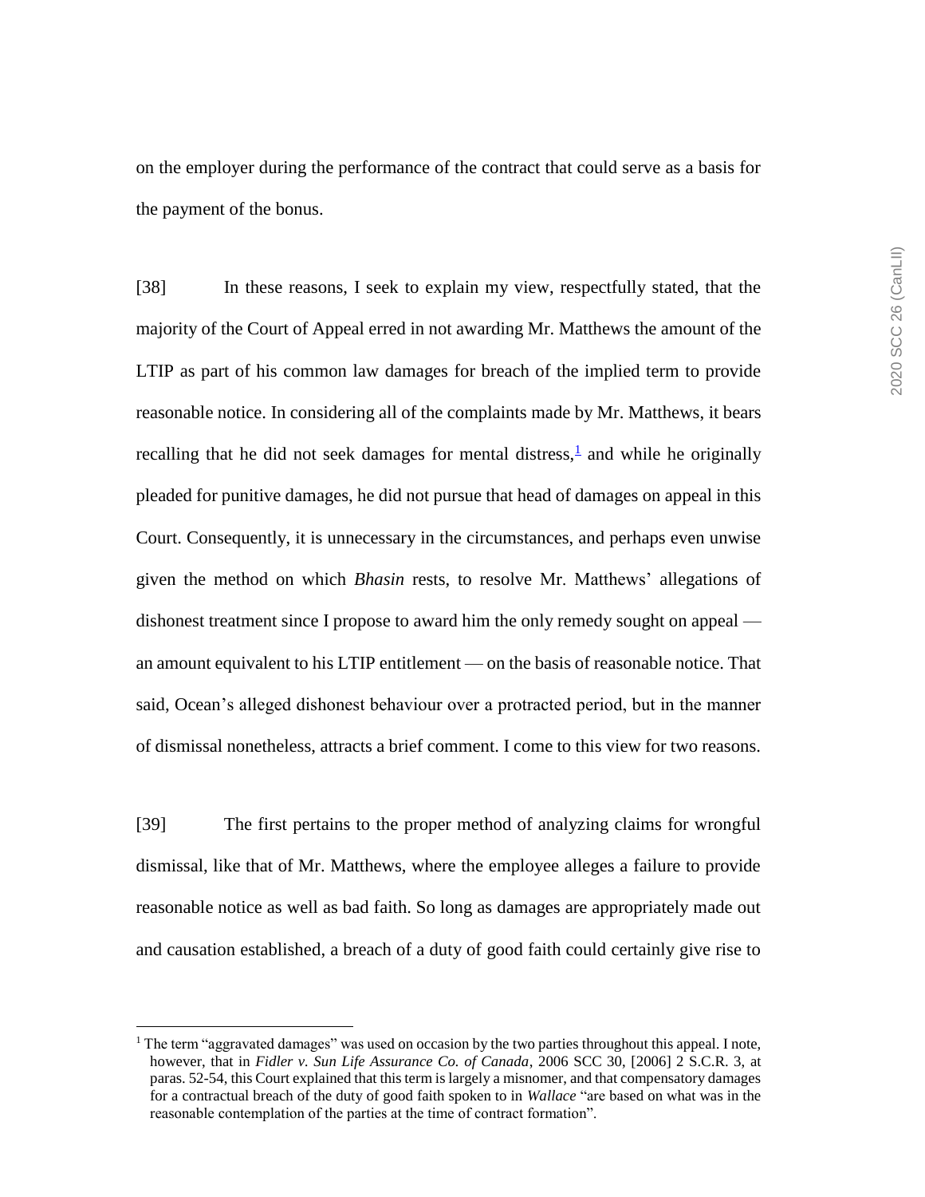on the employer during the performance of the contract that could serve as a basis for the payment of the bonus.

[38] In these reasons, I seek to explain my view, respectfully stated, that the majority of the Court of Appeal erred in not awarding Mr. Matthews the amount of the LTIP as part of his common law damages for breach of the implied term to provide reasonable notice. In considering all of the complaints made by Mr. Matthews, it bears recalling that he did not seek damages for mental distress,[1] and while he originally pleaded for punitive damages, he did not pursue that head of damages on appeal in this Court. Consequently, it is unnecessary in the circumstances, and perhaps even unwise given the method on which *Bhasin* rests, to resolve Mr. Matthews' allegations of dishonest treatment since I propose to award him the only remedy sought on appeal — an amount equivalent to his LTIP entitlement — on the basis of reasonable notice. That said, Ocean's alleged dishonest behaviour over a protracted period, but in the manner of dismissal nonetheless, attracts a brief comment. I come to this view for two reasons.

[39] The first pertains to the proper method of analyzing claims for wrongful dismissal, like that of Mr. Matthews, where the employee alleges a failure to provide reasonable notice as well as bad faith. So long as damages are appropriately made out and causation established, a breach of a duty of good faith could certainly give rise to

---

[1] The term "aggravated damages" was used on occasion by the two parties throughout this appeal. I note, however, that in *Fidler v. Sun Life Assurance Co. of Canada*, 2006 SCC 30, [2006] 2 S.C.R. 3, at paras. 52-54, this Court explained that this term is largely a misnomer, and that compensatory damages for a contractual breach of the duty of good faith spoken to in *Wallace* "are based on what was in the reasonable contemplation of the parties at the time of contract formation".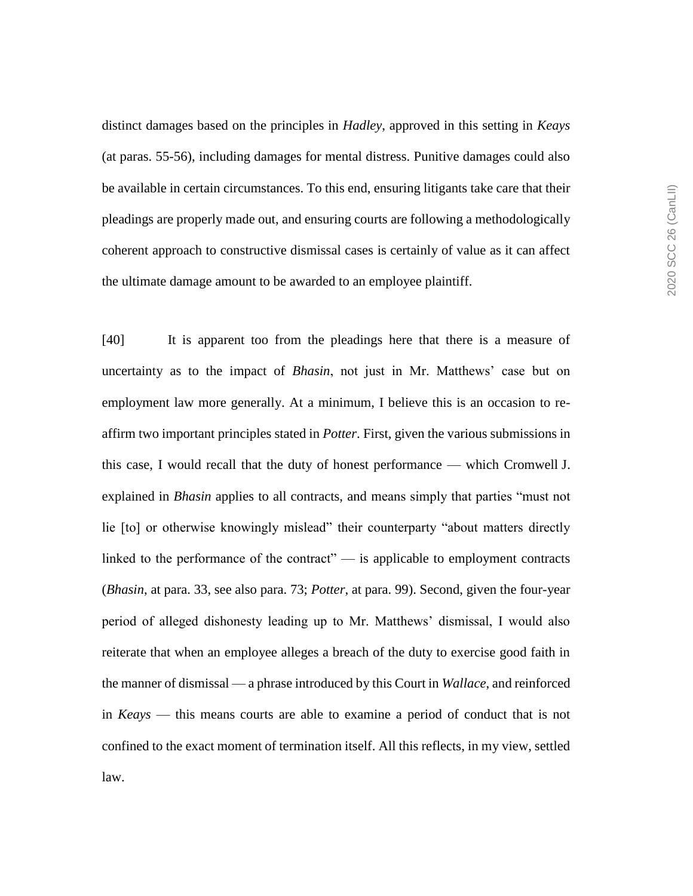distinct damages based on the principles in *Hadley*, approved in this setting in *Keays* (at paras. 55-56), including damages for mental distress. Punitive damages could also be available in certain circumstances. To this end, ensuring litigants take care that their pleadings are properly made out, and ensuring courts are following a methodologically coherent approach to constructive dismissal cases is certainly of value as it can affect the ultimate damage amount to be awarded to an employee plaintiff.

[40] It is apparent too from the pleadings here that there is a measure of uncertainty as to the impact of *Bhasin*, not just in Mr. Matthews' case but on employment law more generally. At a minimum, I believe this is an occasion to re-affirm two important principles stated in *Potter*. First, given the various submissions in this case, I would recall that the duty of honest performance — which Cromwell J. explained in *Bhasin* applies to all contracts, and means simply that parties "must not lie [to] or otherwise knowingly mislead" their counterparty "about matters directly linked to the performance of the contract" — is applicable to employment contracts (*Bhasin*, at para. 33, see also para. 73; *Potter*, at para. 99). Second, given the four-year period of alleged dishonesty leading up to Mr. Matthews' dismissal, I would also reiterate that when an employee alleges a breach of the duty to exercise good faith in the manner of dismissal — a phrase introduced by this Court in *Wallace*, and reinforced in *Keays* — this means courts are able to examine a period of conduct that is not confined to the exact moment of termination itself. All this reflects, in my view, settled law.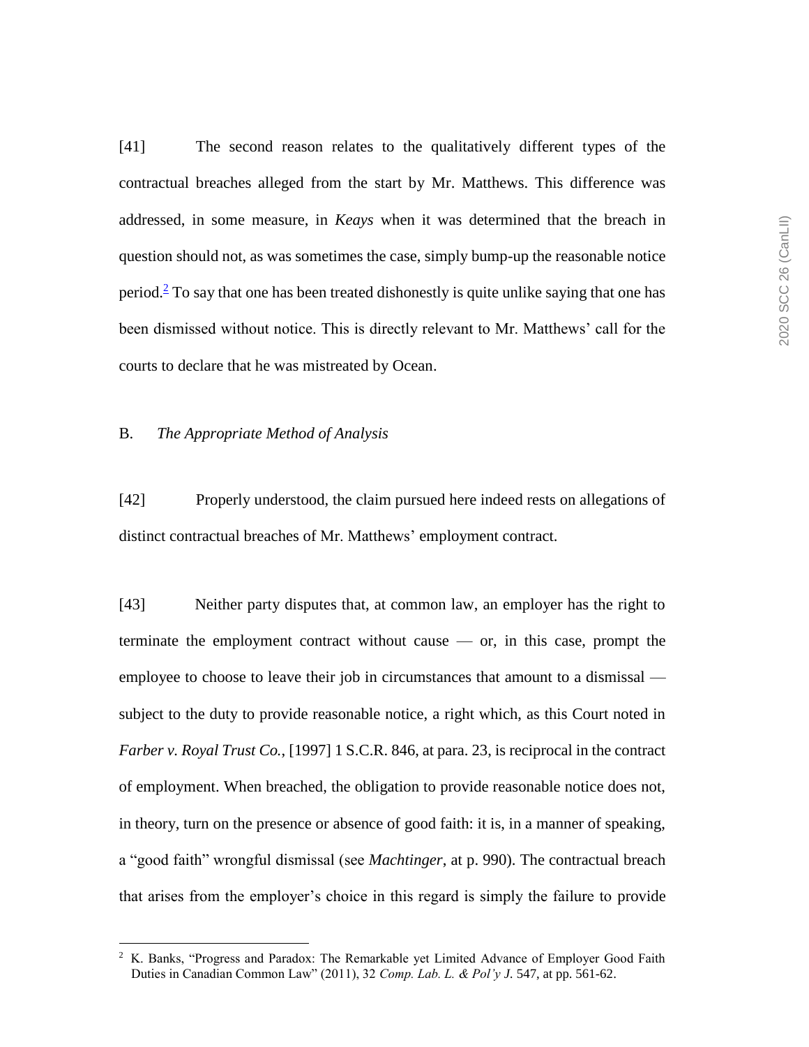[41] The second reason relates to the qualitatively different types of the contractual breaches alleged from the start by Mr. Matthews. This difference was addressed, in some measure, in *Keays* when it was determined that the breach in question should not, as was sometimes the case, simply bump-up the reasonable notice period.[2] To say that one has been treated dishonestly is quite unlike saying that one has been dismissed without notice. This is directly relevant to Mr. Matthews' call for the courts to declare that he was mistreated by Ocean.

B. *The Appropriate Method of Analysis*

[42] Properly understood, the claim pursued here indeed rests on allegations of distinct contractual breaches of Mr. Matthews' employment contract.

[43] Neither party disputes that, at common law, an employer has the right to terminate the employment contract without cause — or, in this case, prompt the employee to choose to leave their job in circumstances that amount to a dismissal — subject to the duty to provide reasonable notice, a right which, as this Court noted in *Farber v. Royal Trust Co.*, [1997] 1 S.C.R. 846, at para. 23, is reciprocal in the contract of employment. When breached, the obligation to provide reasonable notice does not, in theory, turn on the presence or absence of good faith: it is, in a manner of speaking, a "good faith" wrongful dismissal (see *Machtinger*, at p. 990). The contractual breach that arises from the employer's choice in this regard is simply the failure to provide

[2] K. Banks, "Progress and Paradox: The Remarkable yet Limited Advance of Employer Good Faith Duties in Canadian Common Law" (2011), 32 *Comp. Lab. L. & Pol'y J.* 547, at pp. 561-62.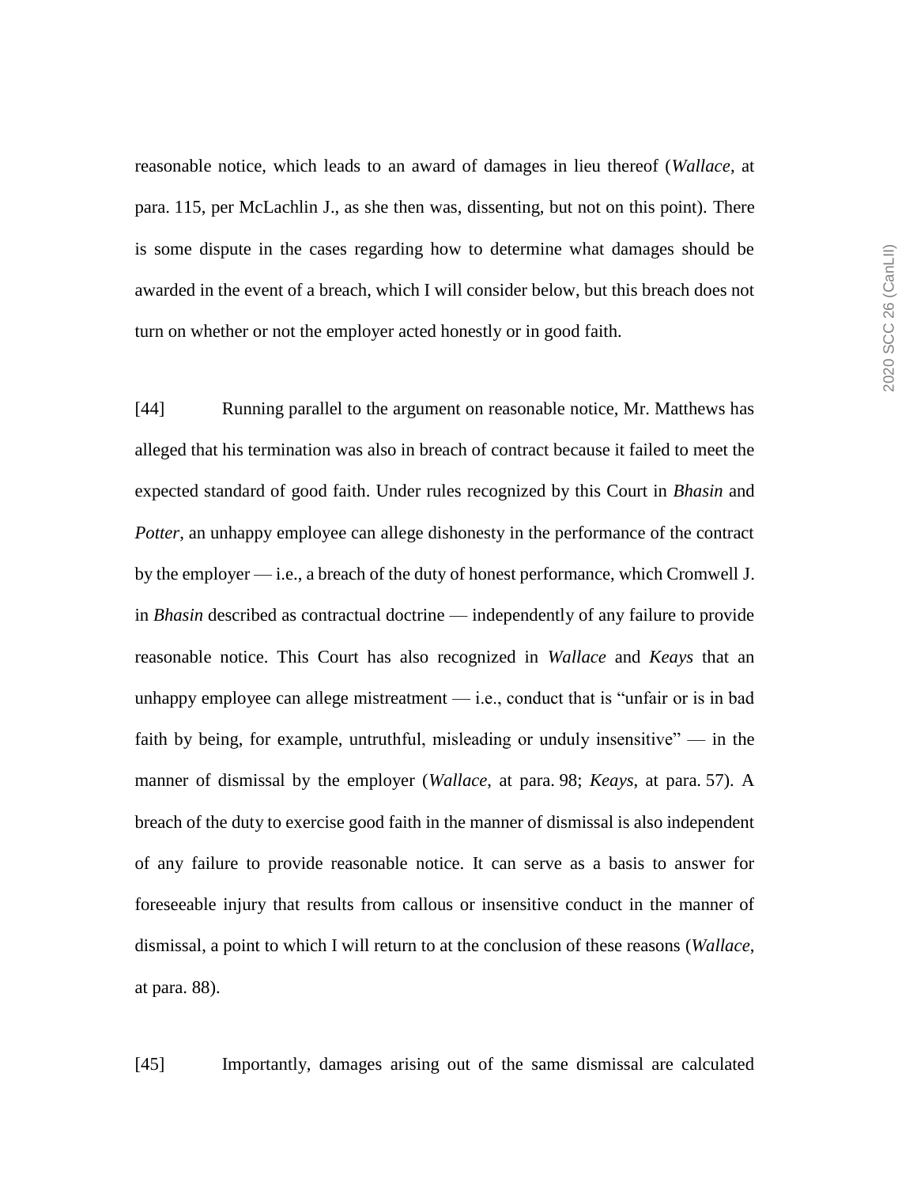reasonable notice, which leads to an award of damages in lieu thereof (*Wallace*, at para. 115, per McLachlin J., as she then was, dissenting, but not on this point). There is some dispute in the cases regarding how to determine what damages should be awarded in the event of a breach, which I will consider below, but this breach does not turn on whether or not the employer acted honestly or in good faith.

[44] Running parallel to the argument on reasonable notice, Mr. Matthews has alleged that his termination was also in breach of contract because it failed to meet the expected standard of good faith. Under rules recognized by this Court in *Bhasin* and *Potter*, an unhappy employee can allege dishonesty in the performance of the contract by the employer — i.e., a breach of the duty of honest performance, which Cromwell J. in *Bhasin* described as contractual doctrine — independently of any failure to provide reasonable notice. This Court has also recognized in *Wallace* and *Keays* that an unhappy employee can allege mistreatment — i.e., conduct that is "unfair or is in bad faith by being, for example, untruthful, misleading or unduly insensitive" — in the manner of dismissal by the employer (*Wallace*, at para. 98; *Keays*, at para. 57). A breach of the duty to exercise good faith in the manner of dismissal is also independent of any failure to provide reasonable notice. It can serve as a basis to answer for foreseeable injury that results from callous or insensitive conduct in the manner of dismissal, a point to which I will return to at the conclusion of these reasons (*Wallace*, at para. 88).

[45] Importantly, damages arising out of the same dismissal are calculated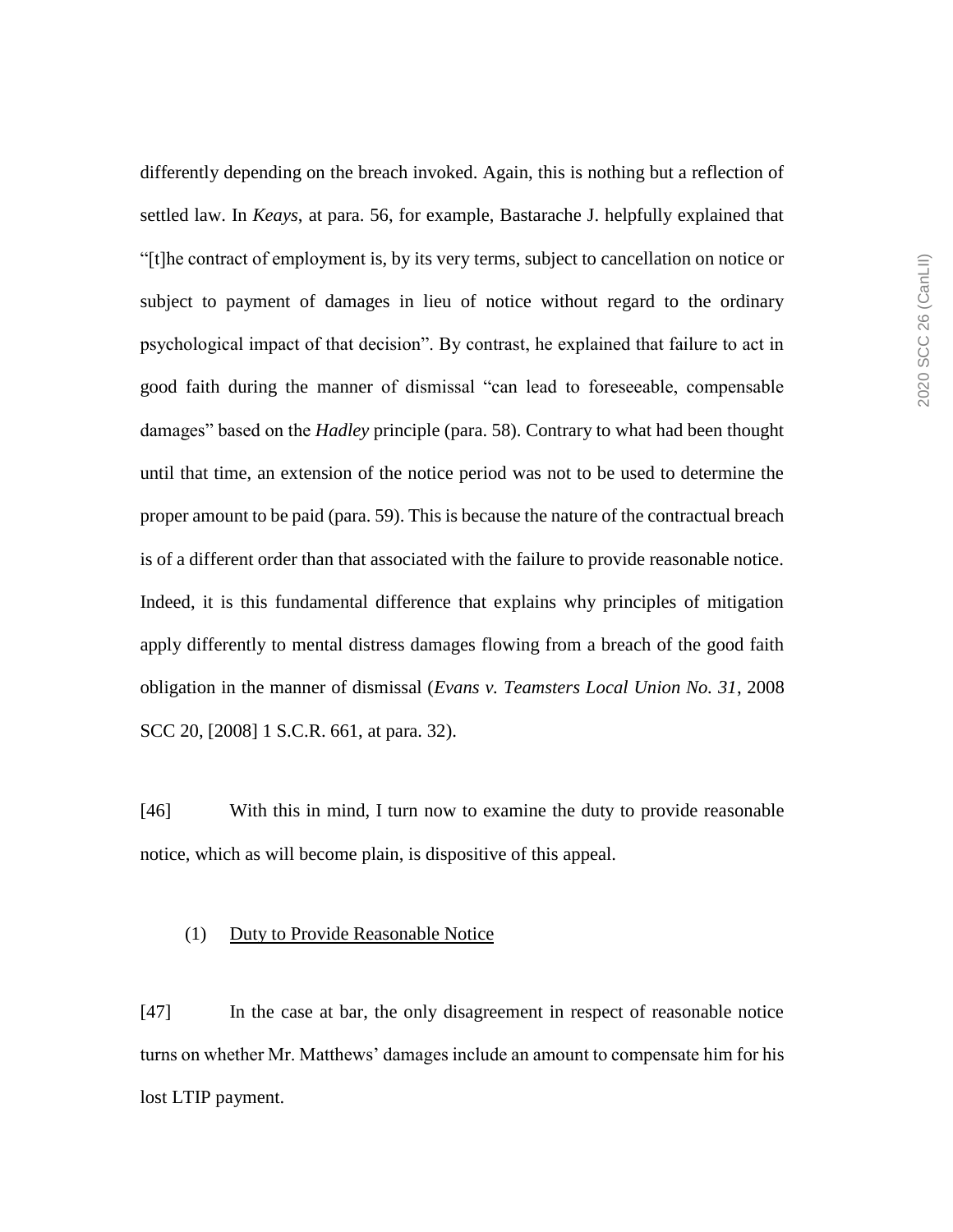differently depending on the breach invoked. Again, this is nothing but a reflection of settled law. In *Keays*, at para. 56, for example, Bastarache J. helpfully explained that "[t]he contract of employment is, by its very terms, subject to cancellation on notice or subject to payment of damages in lieu of notice without regard to the ordinary psychological impact of that decision". By contrast, he explained that failure to act in good faith during the manner of dismissal "can lead to foreseeable, compensable damages" based on the *Hadley* principle (para. 58). Contrary to what had been thought until that time, an extension of the notice period was not to be used to determine the proper amount to be paid (para. 59). This is because the nature of the contractual breach is of a different order than that associated with the failure to provide reasonable notice. Indeed, it is this fundamental difference that explains why principles of mitigation apply differently to mental distress damages flowing from a breach of the good faith obligation in the manner of dismissal (*Evans v. Teamsters Local Union No. 31*, 2008 SCC 20, [2008] 1 S.C.R. 661, at para. 32).

[46] With this in mind, I turn now to examine the duty to provide reasonable notice, which as will become plain, is dispositive of this appeal.

### (1) Duty to Provide Reasonable Notice

[47] In the case at bar, the only disagreement in respect of reasonable notice turns on whether Mr. Matthews' damages include an amount to compensate him for his lost LTIP payment.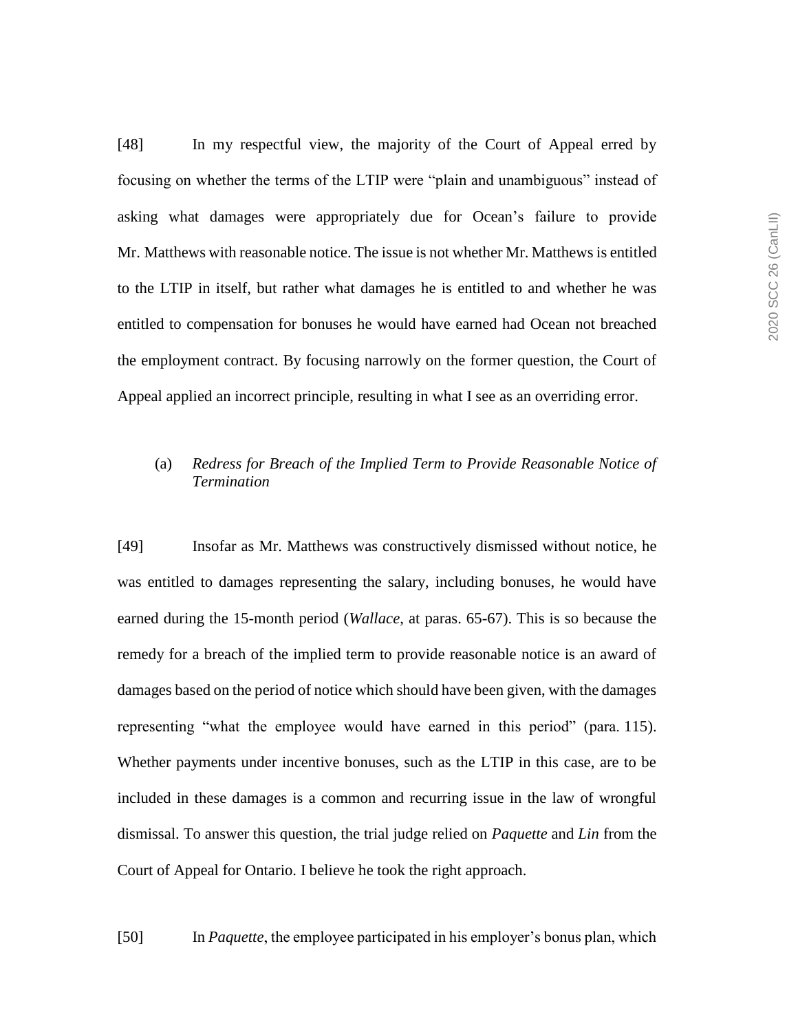[48] In my respectful view, the majority of the Court of Appeal erred by focusing on whether the terms of the LTIP were "plain and unambiguous" instead of asking what damages were appropriately due for Ocean's failure to provide Mr. Matthews with reasonable notice. The issue is not whether Mr. Matthews is entitled to the LTIP in itself, but rather what damages he is entitled to and whether he was entitled to compensation for bonuses he would have earned had Ocean not breached the employment contract. By focusing narrowly on the former question, the Court of Appeal applied an incorrect principle, resulting in what I see as an overriding error.

(a) *Redress for Breach of the Implied Term to Provide Reasonable Notice of Termination*

[49] Insofar as Mr. Matthews was constructively dismissed without notice, he was entitled to damages representing the salary, including bonuses, he would have earned during the 15-month period (*Wallace*, at paras. 65-67). This is so because the remedy for a breach of the implied term to provide reasonable notice is an award of damages based on the period of notice which should have been given, with the damages representing "what the employee would have earned in this period" (para. 115). Whether payments under incentive bonuses, such as the LTIP in this case, are to be included in these damages is a common and recurring issue in the law of wrongful dismissal. To answer this question, the trial judge relied on *Paquette* and *Lin* from the Court of Appeal for Ontario. I believe he took the right approach.

[50] In *Paquette*, the employee participated in his employer's bonus plan, which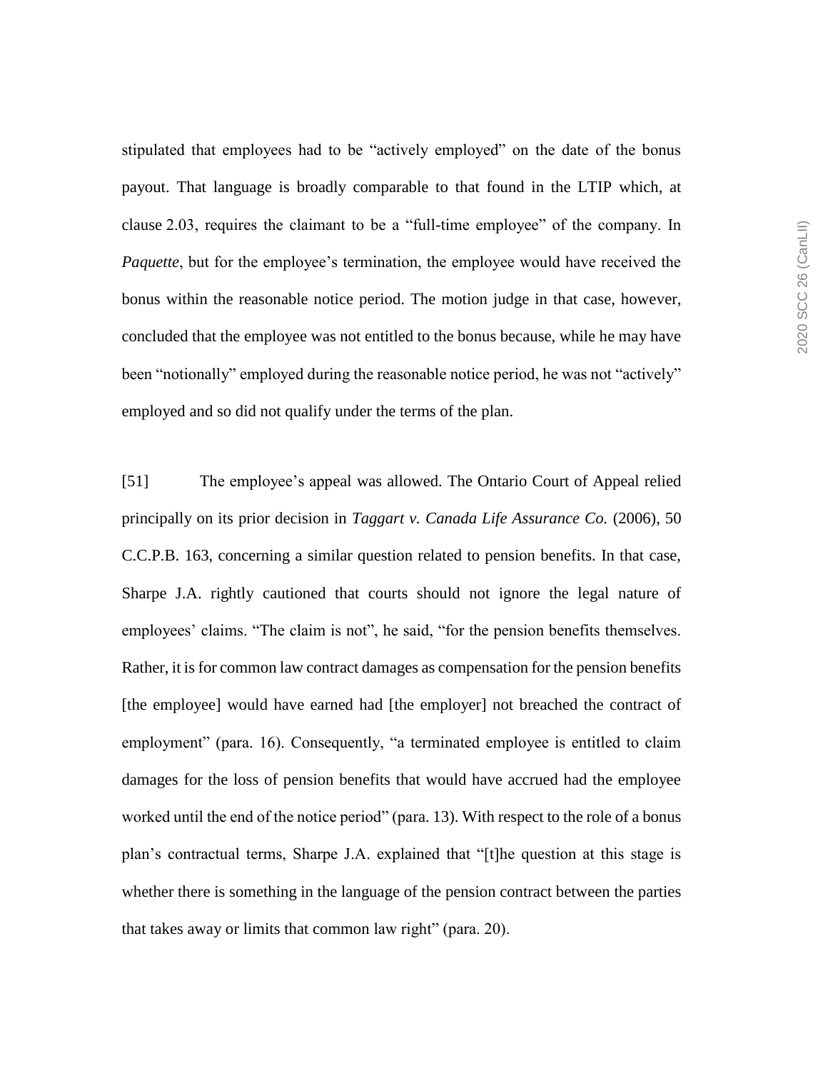stipulated that employees had to be "actively employed" on the date of the bonus payout. That language is broadly comparable to that found in the LTIP which, at clause 2.03, requires the claimant to be a "full-time employee" of the company. In *Paquette*, but for the employee's termination, the employee would have received the bonus within the reasonable notice period. The motion judge in that case, however, concluded that the employee was not entitled to the bonus because, while he may have been "notionally" employed during the reasonable notice period, he was not "actively" employed and so did not qualify under the terms of the plan.

[51] The employee's appeal was allowed. The Ontario Court of Appeal relied principally on its prior decision in *Taggart v. Canada Life Assurance Co.* (2006), 50 C.C.P.B. 163, concerning a similar question related to pension benefits. In that case, Sharpe J.A. rightly cautioned that courts should not ignore the legal nature of employees' claims. "The claim is not", he said, "for the pension benefits themselves. Rather, it is for common law contract damages as compensation for the pension benefits [the employee] would have earned had [the employer] not breached the contract of employment" (para. 16). Consequently, "a terminated employee is entitled to claim damages for the loss of pension benefits that would have accrued had the employee worked until the end of the notice period" (para. 13). With respect to the role of a bonus plan's contractual terms, Sharpe J.A. explained that "[t]he question at this stage is whether there is something in the language of the pension contract between the parties that takes away or limits that common law right" (para. 20).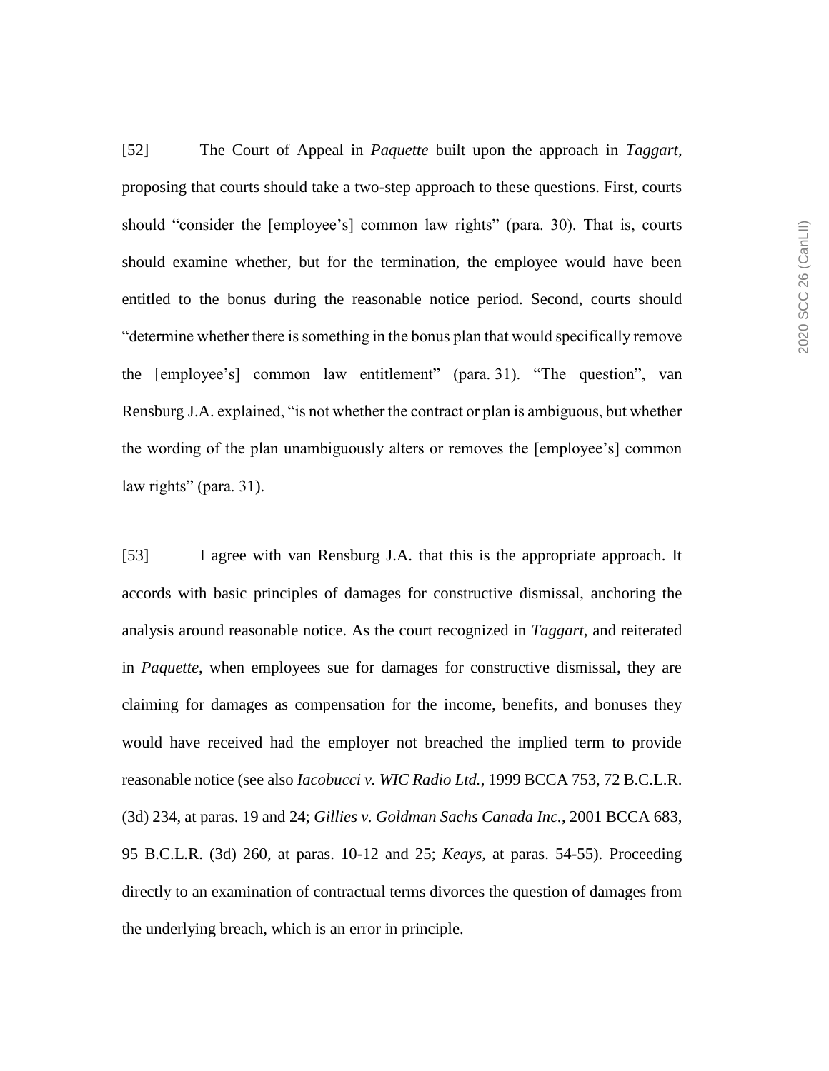[52] The Court of Appeal in *Paquette* built upon the approach in *Taggart*, proposing that courts should take a two-step approach to these questions. First, courts should "consider the [employee's] common law rights" (para. 30). That is, courts should examine whether, but for the termination, the employee would have been entitled to the bonus during the reasonable notice period. Second, courts should "determine whether there is something in the bonus plan that would specifically remove the [employee's] common law entitlement" (para. 31). "The question", van Rensburg J.A. explained, "is not whether the contract or plan is ambiguous, but whether the wording of the plan unambiguously alters or removes the [employee's] common law rights" (para. 31).

[53] I agree with van Rensburg J.A. that this is the appropriate approach. It accords with basic principles of damages for constructive dismissal, anchoring the analysis around reasonable notice. As the court recognized in *Taggart*, and reiterated in *Paquette*, when employees sue for damages for constructive dismissal, they are claiming for damages as compensation for the income, benefits, and bonuses they would have received had the employer not breached the implied term to provide reasonable notice (see also *Iacobucci v. WIC Radio Ltd.*, 1999 BCCA 753, 72 B.C.L.R. (3d) 234, at paras. 19 and 24; *Gillies v. Goldman Sachs Canada Inc.*, 2001 BCCA 683, 95 B.C.L.R. (3d) 260, at paras. 10-12 and 25; *Keays*, at paras. 54-55). Proceeding directly to an examination of contractual terms divorces the question of damages from the underlying breach, which is an error in principle.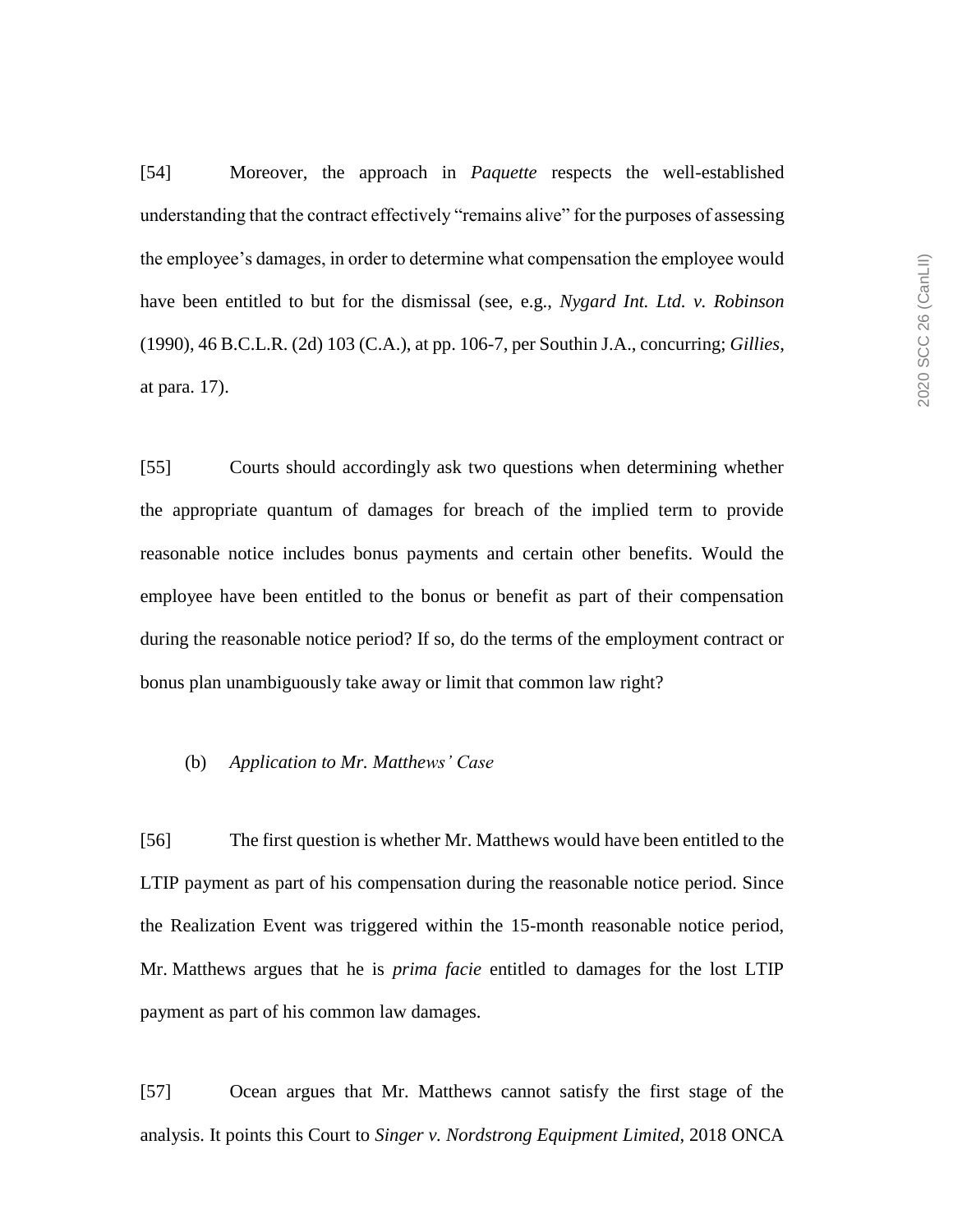[54] Moreover, the approach in *Paquette* respects the well-established understanding that the contract effectively "remains alive" for the purposes of assessing the employee's damages, in order to determine what compensation the employee would have been entitled to but for the dismissal (see, e.g., *Nygard Int. Ltd. v. Robinson* (1990), 46 B.C.L.R. (2d) 103 (C.A.), at pp. 106-7, per Southin J.A., concurring; *Gillies*, at para. 17).

[55] Courts should accordingly ask two questions when determining whether the appropriate quantum of damages for breach of the implied term to provide reasonable notice includes bonus payments and certain other benefits. Would the employee have been entitled to the bonus or benefit as part of their compensation during the reasonable notice period? If so, do the terms of the employment contract or bonus plan unambiguously take away or limit that common law right?

(b) *Application to Mr. Matthews' Case*

[56] The first question is whether Mr. Matthews would have been entitled to the LTIP payment as part of his compensation during the reasonable notice period. Since the Realization Event was triggered within the 15-month reasonable notice period, Mr. Matthews argues that he is *prima facie* entitled to damages for the lost LTIP payment as part of his common law damages.

[57] Ocean argues that Mr. Matthews cannot satisfy the first stage of the analysis. It points this Court to *Singer v. Nordstrong Equipment Limited*, 2018 ONCA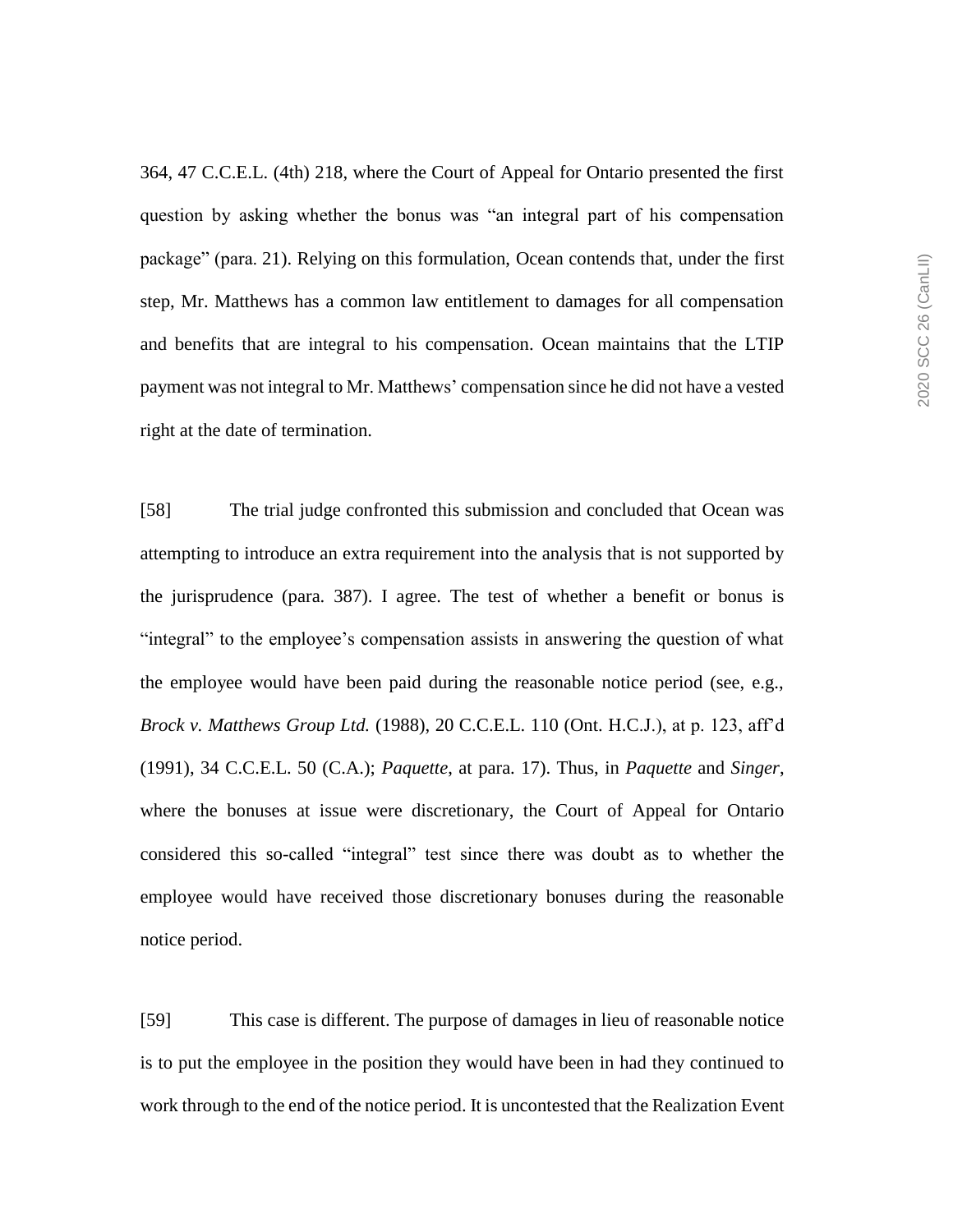364, 47 C.C.E.L. (4th) 218, where the Court of Appeal for Ontario presented the first question by asking whether the bonus was "an integral part of his compensation package" (para. 21). Relying on this formulation, Ocean contends that, under the first step, Mr. Matthews has a common law entitlement to damages for all compensation and benefits that are integral to his compensation. Ocean maintains that the LTIP payment was not integral to Mr. Matthews' compensation since he did not have a vested right at the date of termination.

[58] The trial judge confronted this submission and concluded that Ocean was attempting to introduce an extra requirement into the analysis that is not supported by the jurisprudence (para. 387). I agree. The test of whether a benefit or bonus is "integral" to the employee's compensation assists in answering the question of what the employee would have been paid during the reasonable notice period (see, e.g., *Brock v. Matthews Group Ltd.* (1988), 20 C.C.E.L. 110 (Ont. H.C.J.), at p. 123, aff'd (1991), 34 C.C.E.L. 50 (C.A.); *Paquette*, at para. 17). Thus, in *Paquette* and *Singer*, where the bonuses at issue were discretionary, the Court of Appeal for Ontario considered this so-called "integral" test since there was doubt as to whether the employee would have received those discretionary bonuses during the reasonable notice period.

[59] This case is different. The purpose of damages in lieu of reasonable notice is to put the employee in the position they would have been in had they continued to work through to the end of the notice period. It is uncontested that the Realization Event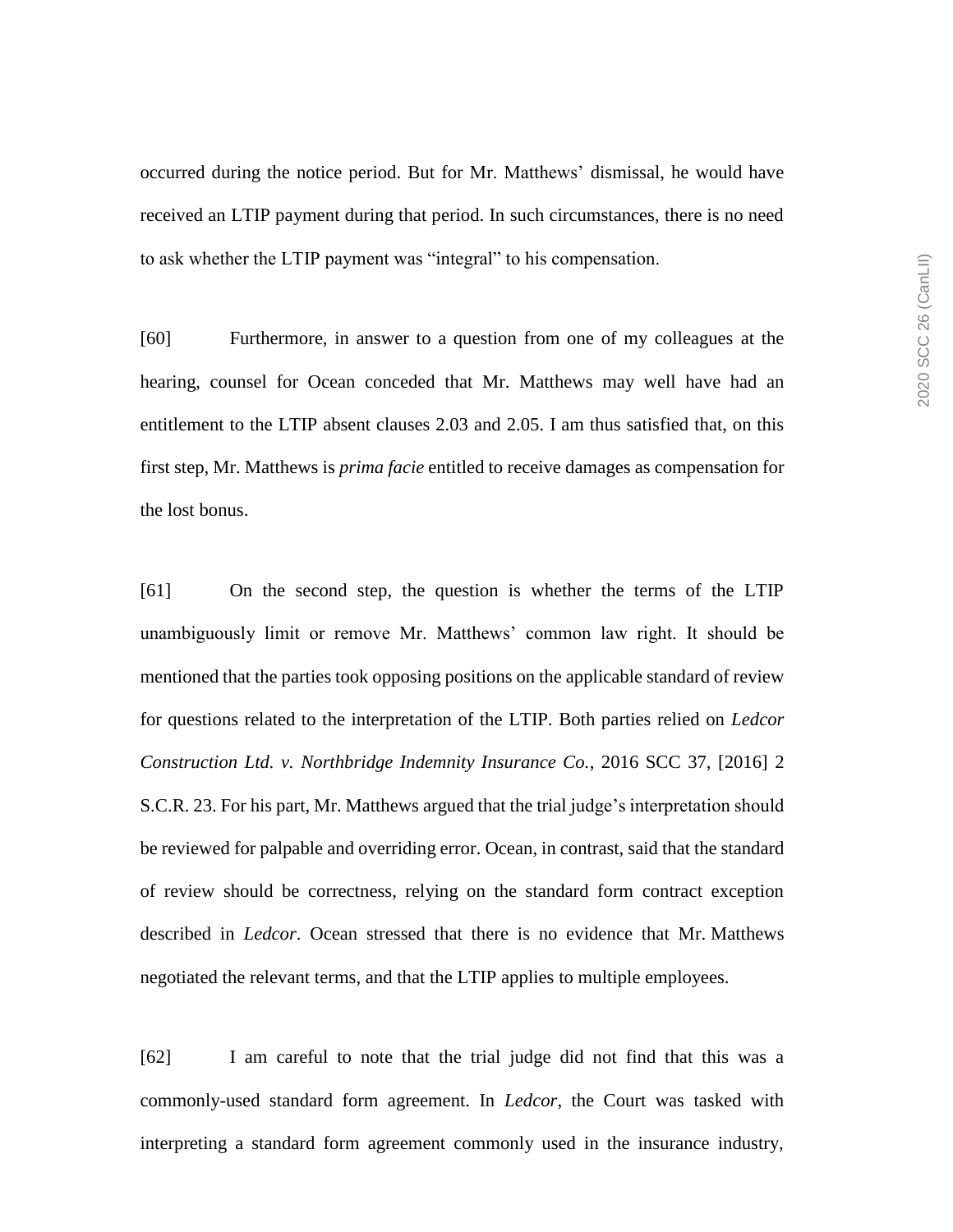occurred during the notice period. But for Mr. Matthews' dismissal, he would have received an LTIP payment during that period. In such circumstances, there is no need to ask whether the LTIP payment was "integral" to his compensation.

[60] Furthermore, in answer to a question from one of my colleagues at the hearing, counsel for Ocean conceded that Mr. Matthews may well have had an entitlement to the LTIP absent clauses 2.03 and 2.05. I am thus satisfied that, on this first step, Mr. Matthews is *prima facie* entitled to receive damages as compensation for the lost bonus.

[61] On the second step, the question is whether the terms of the LTIP unambiguously limit or remove Mr. Matthews' common law right. It should be mentioned that the parties took opposing positions on the applicable standard of review for questions related to the interpretation of the LTIP. Both parties relied on *Ledcor Construction Ltd. v. Northbridge Indemnity Insurance Co.*, 2016 SCC 37, [2016] 2 S.C.R. 23. For his part, Mr. Matthews argued that the trial judge's interpretation should be reviewed for palpable and overriding error. Ocean, in contrast, said that the standard of review should be correctness, relying on the standard form contract exception described in *Ledcor*. Ocean stressed that there is no evidence that Mr. Matthews negotiated the relevant terms, and that the LTIP applies to multiple employees.

[62] I am careful to note that the trial judge did not find that this was a commonly-used standard form agreement. In *Ledcor*, the Court was tasked with interpreting a standard form agreement commonly used in the insurance industry,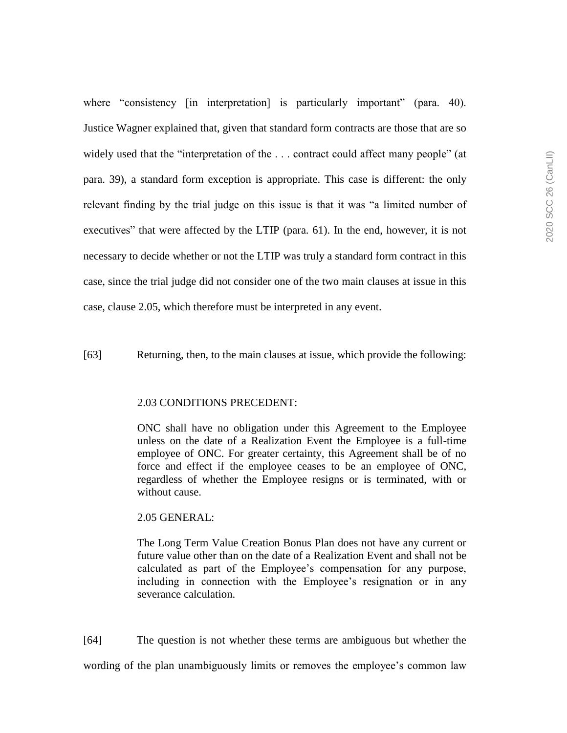where "consistency [in interpretation] is particularly important" (para. 40). Justice Wagner explained that, given that standard form contracts are those that are so widely used that the "interpretation of the . . . contract could affect many people" (at para. 39), a standard form exception is appropriate. This case is different: the only relevant finding by the trial judge on this issue is that it was "a limited number of executives" that were affected by the LTIP (para. 61). In the end, however, it is not necessary to decide whether or not the LTIP was truly a standard form contract in this case, since the trial judge did not consider one of the two main clauses at issue in this case, clause 2.05, which therefore must be interpreted in any event.

[63] Returning, then, to the main clauses at issue, which provide the following:

> 2.03 CONDITIONS PRECEDENT:
>
> ONC shall have no obligation under this Agreement to the Employee unless on the date of a Realization Event the Employee is a full-time employee of ONC. For greater certainty, this Agreement shall be of no force and effect if the employee ceases to be an employee of ONC, regardless of whether the Employee resigns or is terminated, with or without cause.
>
> 2.05 GENERAL:
>
> The Long Term Value Creation Bonus Plan does not have any current or future value other than on the date of a Realization Event and shall not be calculated as part of the Employee's compensation for any purpose, including in connection with the Employee's resignation or in any severance calculation.

[64] The question is not whether these terms are ambiguous but whether the wording of the plan unambiguously limits or removes the employee's common law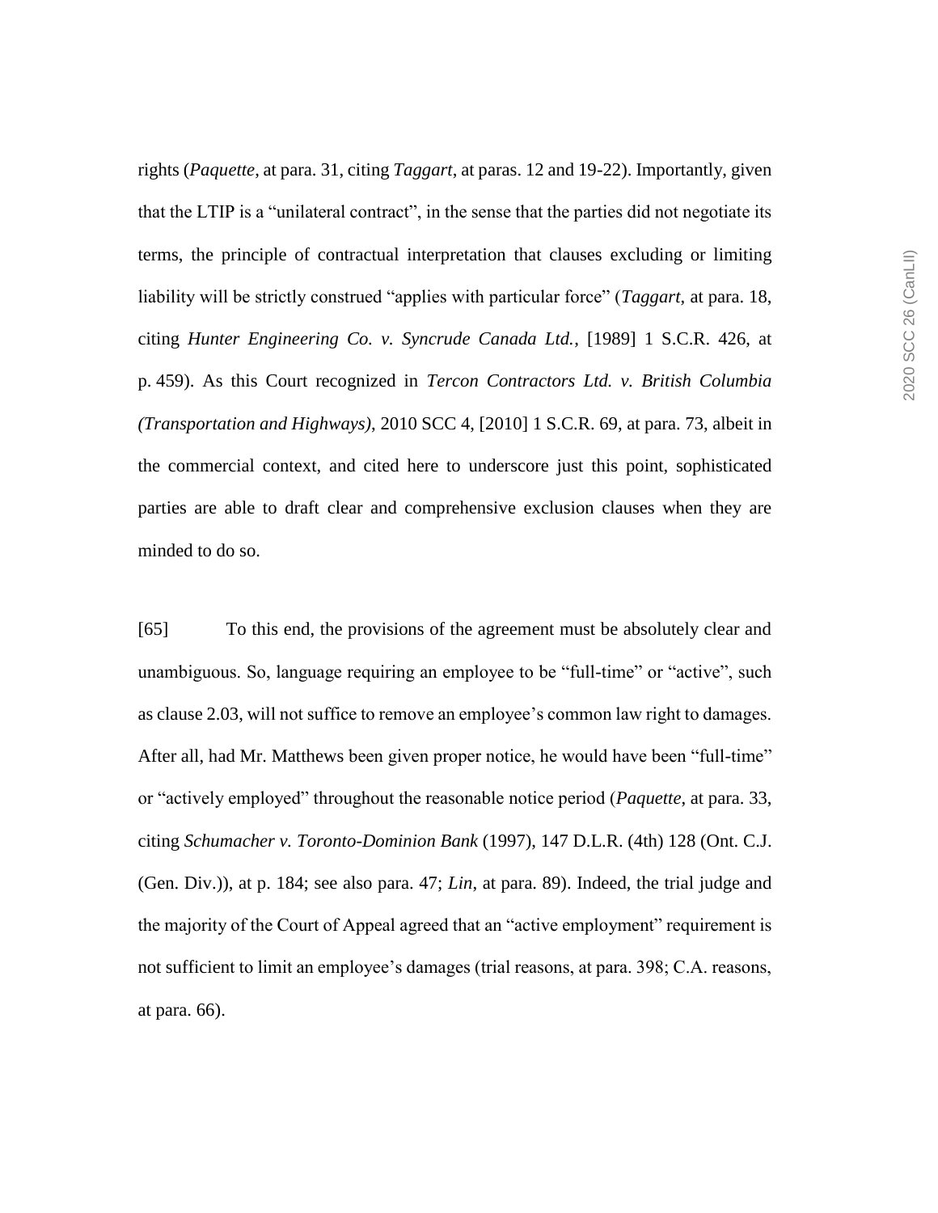rights (*Paquette*, at para. 31, citing *Taggart*, at paras. 12 and 19-22). Importantly, given that the LTIP is a "unilateral contract", in the sense that the parties did not negotiate its terms, the principle of contractual interpretation that clauses excluding or limiting liability will be strictly construed "applies with particular force" (*Taggart*, at para. 18, citing *Hunter Engineering Co. v. Syncrude Canada Ltd.*, [1989] 1 S.C.R. 426, at p. 459). As this Court recognized in *Tercon Contractors Ltd. v. British Columbia (Transportation and Highways)*, 2010 SCC 4, [2010] 1 S.C.R. 69, at para. 73, albeit in the commercial context, and cited here to underscore just this point, sophisticated parties are able to draft clear and comprehensive exclusion clauses when they are minded to do so.

[65] To this end, the provisions of the agreement must be absolutely clear and unambiguous. So, language requiring an employee to be "full-time" or "active", such as clause 2.03, will not suffice to remove an employee's common law right to damages. After all, had Mr. Matthews been given proper notice, he would have been "full-time" or "actively employed" throughout the reasonable notice period (*Paquette*, at para. 33, citing *Schumacher v. Toronto-Dominion Bank* (1997), 147 D.L.R. (4th) 128 (Ont. C.J. (Gen. Div.)), at p. 184; see also para. 47; *Lin*, at para. 89). Indeed, the trial judge and the majority of the Court of Appeal agreed that an "active employment" requirement is not sufficient to limit an employee's damages (trial reasons, at para. 398; C.A. reasons, at para. 66).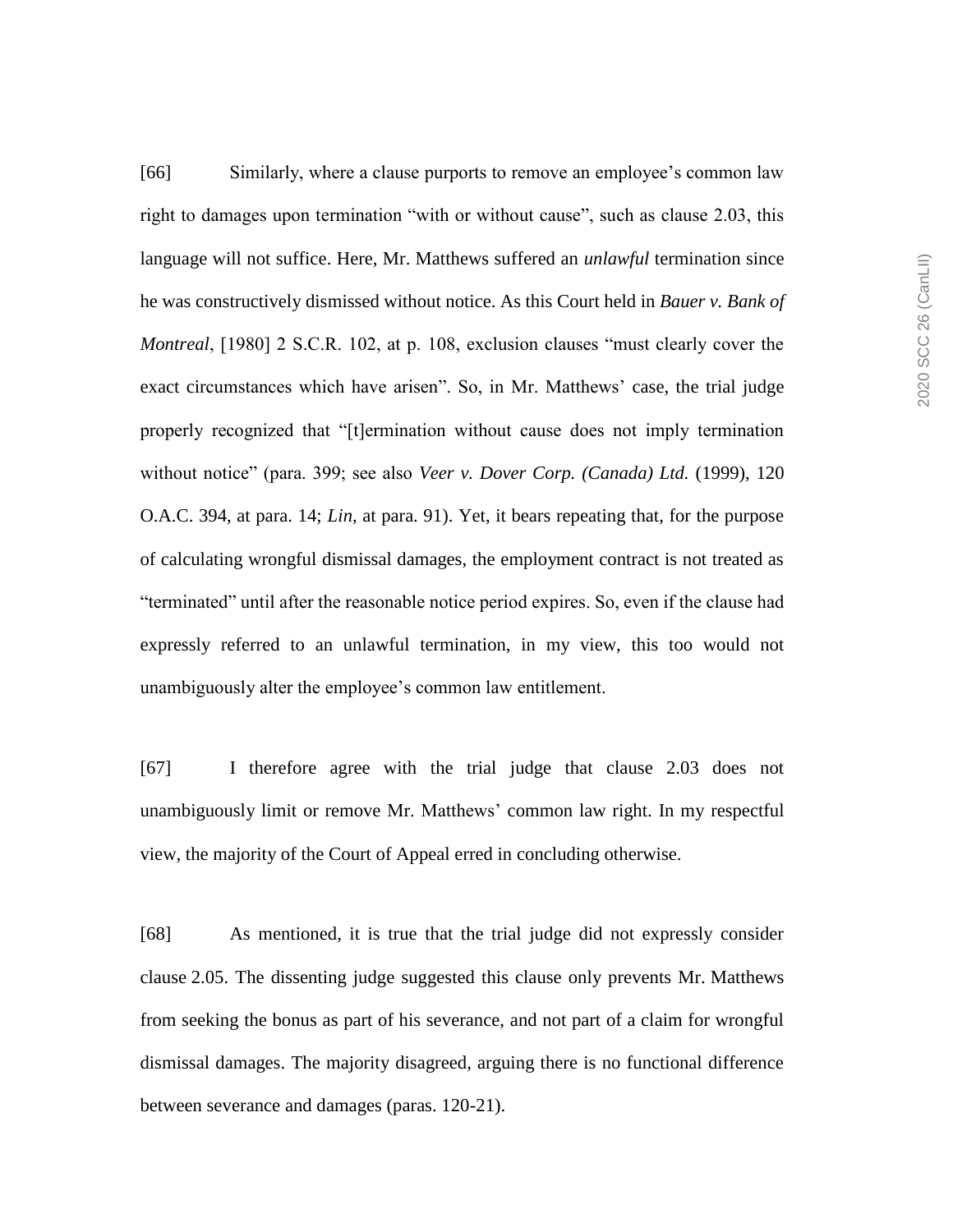[66] Similarly, where a clause purports to remove an employee's common law right to damages upon termination "with or without cause", such as clause 2.03, this language will not suffice. Here, Mr. Matthews suffered an *unlawful* termination since he was constructively dismissed without notice. As this Court held in *Bauer v. Bank of Montreal*, [1980] 2 S.C.R. 102, at p. 108, exclusion clauses "must clearly cover the exact circumstances which have arisen". So, in Mr. Matthews' case, the trial judge properly recognized that "[t]ermination without cause does not imply termination without notice" (para. 399; see also *Veer v. Dover Corp. (Canada) Ltd.* (1999), 120 O.A.C. 394, at para. 14; *Lin*, at para. 91). Yet, it bears repeating that, for the purpose of calculating wrongful dismissal damages, the employment contract is not treated as "terminated" until after the reasonable notice period expires. So, even if the clause had expressly referred to an unlawful termination, in my view, this too would not unambiguously alter the employee's common law entitlement.

[67] I therefore agree with the trial judge that clause 2.03 does not unambiguously limit or remove Mr. Matthews' common law right. In my respectful view, the majority of the Court of Appeal erred in concluding otherwise.

[68] As mentioned, it is true that the trial judge did not expressly consider clause 2.05. The dissenting judge suggested this clause only prevents Mr. Matthews from seeking the bonus as part of his severance, and not part of a claim for wrongful dismissal damages. The majority disagreed, arguing there is no functional difference between severance and damages (paras. 120-21).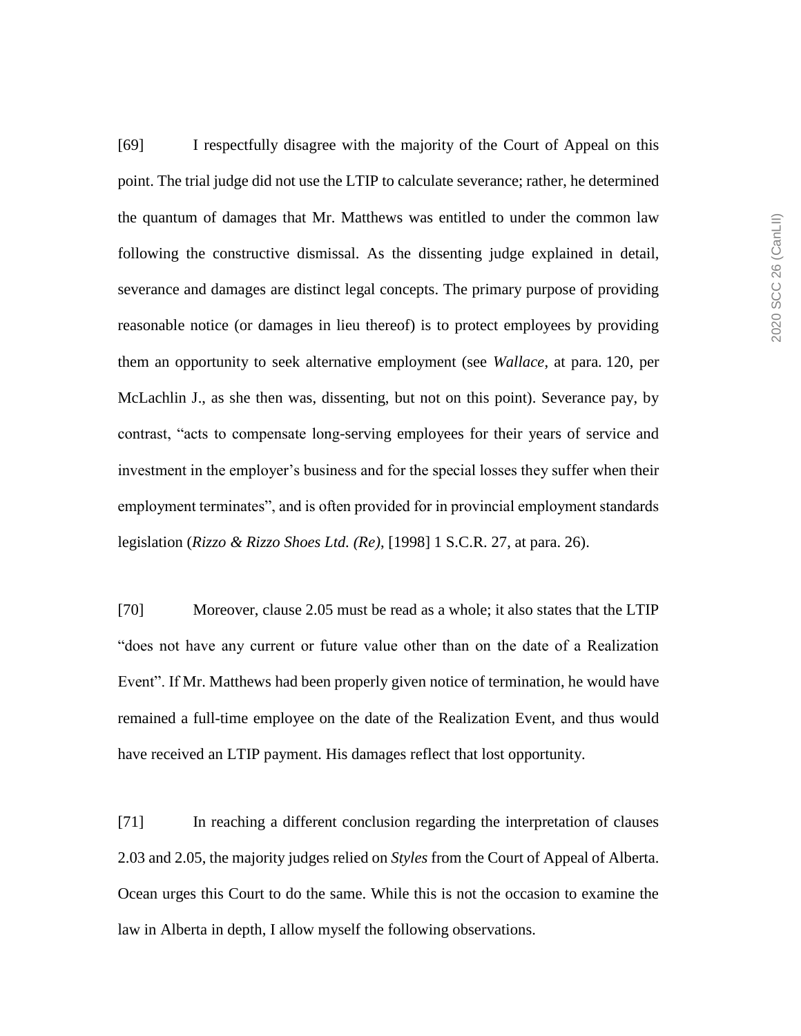[69] I respectfully disagree with the majority of the Court of Appeal on this point. The trial judge did not use the LTIP to calculate severance; rather, he determined the quantum of damages that Mr. Matthews was entitled to under the common law following the constructive dismissal. As the dissenting judge explained in detail, severance and damages are distinct legal concepts. The primary purpose of providing reasonable notice (or damages in lieu thereof) is to protect employees by providing them an opportunity to seek alternative employment (see *Wallace*, at para. 120, per McLachlin J., as she then was, dissenting, but not on this point). Severance pay, by contrast, "acts to compensate long-serving employees for their years of service and investment in the employer's business and for the special losses they suffer when their employment terminates", and is often provided for in provincial employment standards legislation (*Rizzo & Rizzo Shoes Ltd. (Re)*, [1998] 1 S.C.R. 27, at para. 26).

[70] Moreover, clause 2.05 must be read as a whole; it also states that the LTIP "does not have any current or future value other than on the date of a Realization Event". If Mr. Matthews had been properly given notice of termination, he would have remained a full-time employee on the date of the Realization Event, and thus would have received an LTIP payment. His damages reflect that lost opportunity.

[71] In reaching a different conclusion regarding the interpretation of clauses 2.03 and 2.05, the majority judges relied on *Styles* from the Court of Appeal of Alberta. Ocean urges this Court to do the same. While this is not the occasion to examine the law in Alberta in depth, I allow myself the following observations.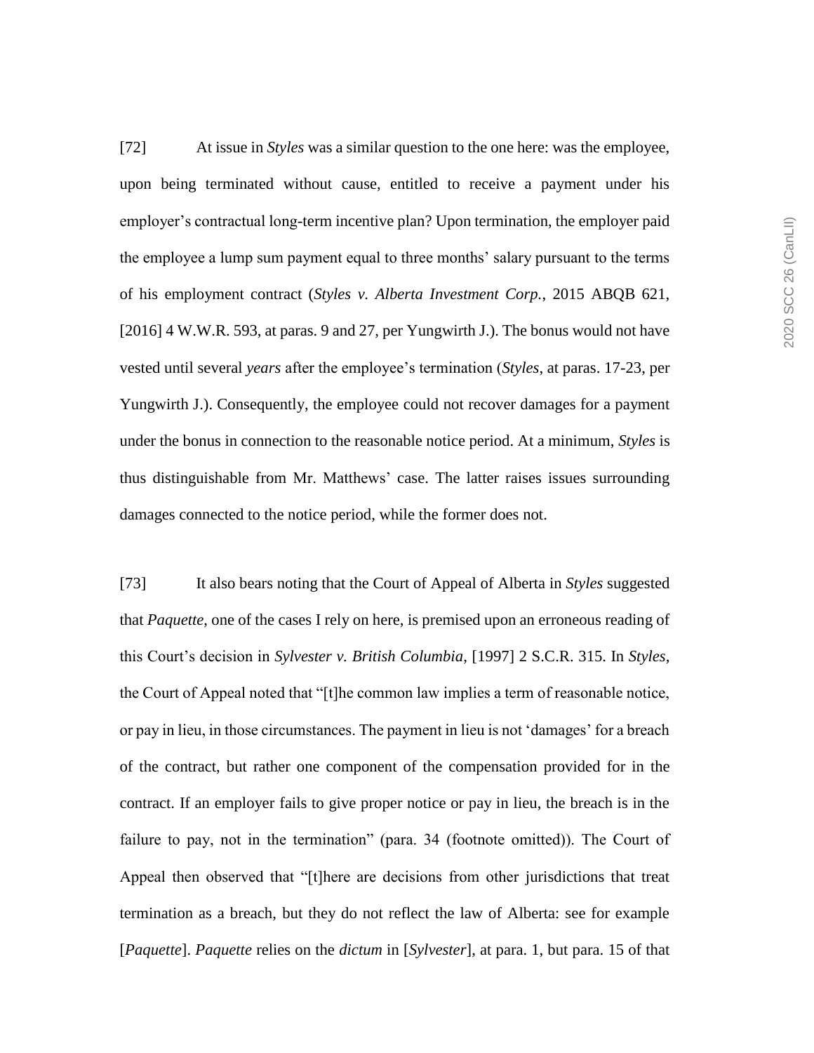[72] At issue in *Styles* was a similar question to the one here: was the employee, upon being terminated without cause, entitled to receive a payment under his employer's contractual long-term incentive plan? Upon termination, the employer paid the employee a lump sum payment equal to three months' salary pursuant to the terms of his employment contract (*Styles v. Alberta Investment Corp.*, 2015 ABQB 621, [2016] 4 W.W.R. 593, at paras. 9 and 27, per Yungwirth J.). The bonus would not have vested until several *years* after the employee's termination (*Styles*, at paras. 17-23, per Yungwirth J.). Consequently, the employee could not recover damages for a payment under the bonus in connection to the reasonable notice period. At a minimum, *Styles* is thus distinguishable from Mr. Matthews' case. The latter raises issues surrounding damages connected to the notice period, while the former does not.

[73] It also bears noting that the Court of Appeal of Alberta in *Styles* suggested that *Paquette*, one of the cases I rely on here, is premised upon an erroneous reading of this Court's decision in *Sylvester v. British Columbia*, [1997] 2 S.C.R. 315. In *Styles*, the Court of Appeal noted that "[t]he common law implies a term of reasonable notice, or pay in lieu, in those circumstances. The payment in lieu is not 'damages' for a breach of the contract, but rather one component of the compensation provided for in the contract. If an employer fails to give proper notice or pay in lieu, the breach is in the failure to pay, not in the termination" (para. 34 (footnote omitted)). The Court of Appeal then observed that "[t]here are decisions from other jurisdictions that treat termination as a breach, but they do not reflect the law of Alberta: see for example [*Paquette*]. *Paquette* relies on the *dictum* in [*Sylvester*], at para. 1, but para. 15 of that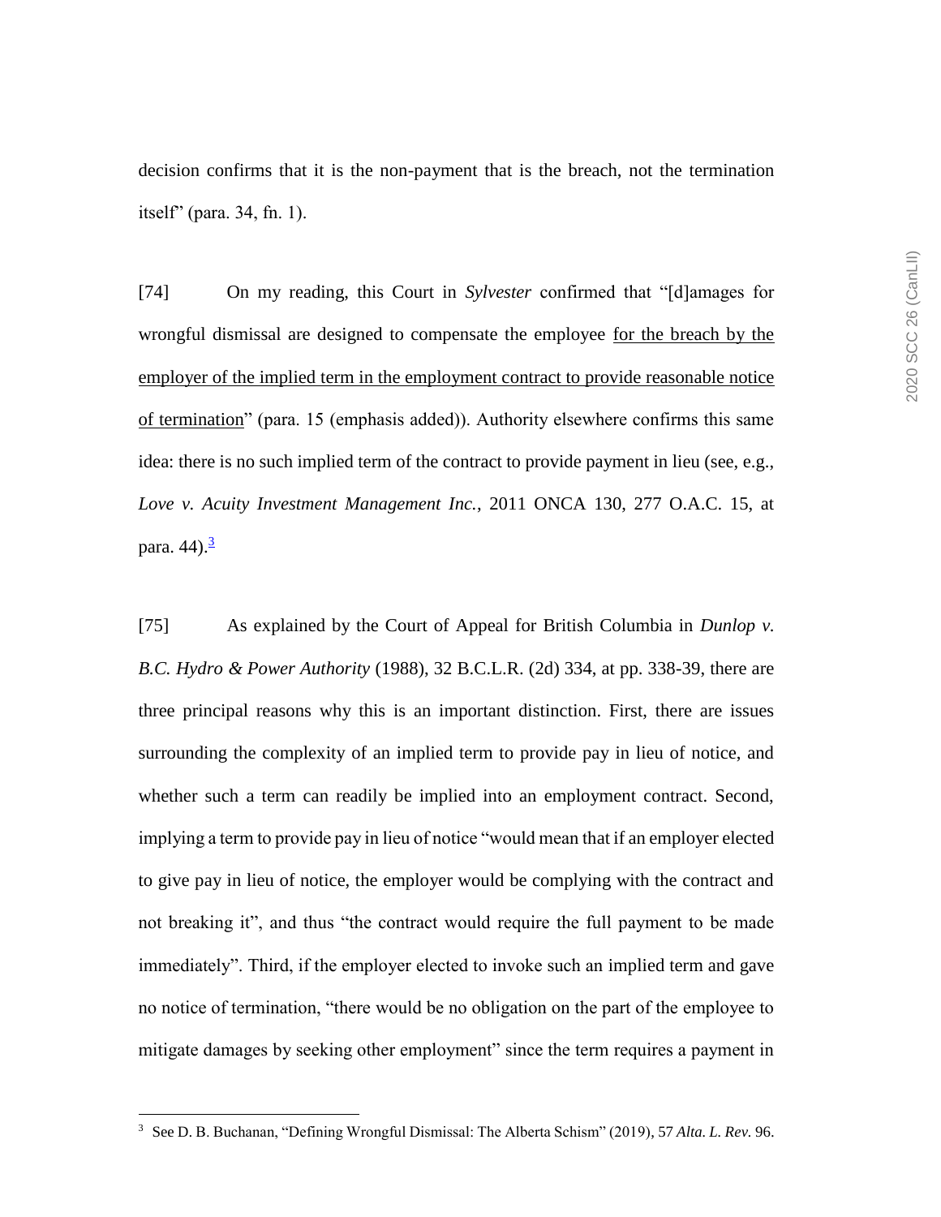decision confirms that it is the non-payment that is the breach, not the termination itself" (para. 34, fn. 1).

[74] On my reading, this Court in *Sylvester* confirmed that "[d]amages for wrongful dismissal are designed to compensate the employee <u>for the breach by the employer of the implied term in the employment contract to provide reasonable notice of termination</u>" (para. 15 (emphasis added)). Authority elsewhere confirms this same idea: there is no such implied term of the contract to provide payment in lieu (see, e.g., *Love v. Acuity Investment Management Inc.*, 2011 ONCA 130, 277 O.A.C. 15, at para. 44).[3]

[75] As explained by the Court of Appeal for British Columbia in *Dunlop v. B.C. Hydro & Power Authority* (1988), 32 B.C.L.R. (2d) 334, at pp. 338-39, there are three principal reasons why this is an important distinction. First, there are issues surrounding the complexity of an implied term to provide pay in lieu of notice, and whether such a term can readily be implied into an employment contract. Second, implying a term to provide pay in lieu of notice "would mean that if an employer elected to give pay in lieu of notice, the employer would be complying with the contract and not breaking it", and thus "the contract would require the full payment to be made immediately". Third, if the employer elected to invoke such an implied term and gave no notice of termination, "there would be no obligation on the part of the employee to mitigate damages by seeking other employment" since the term requires a payment in

---

[3] See D. B. Buchanan, "Defining Wrongful Dismissal: The Alberta Schism" (2019), 57 *Alta. L. Rev.* 96.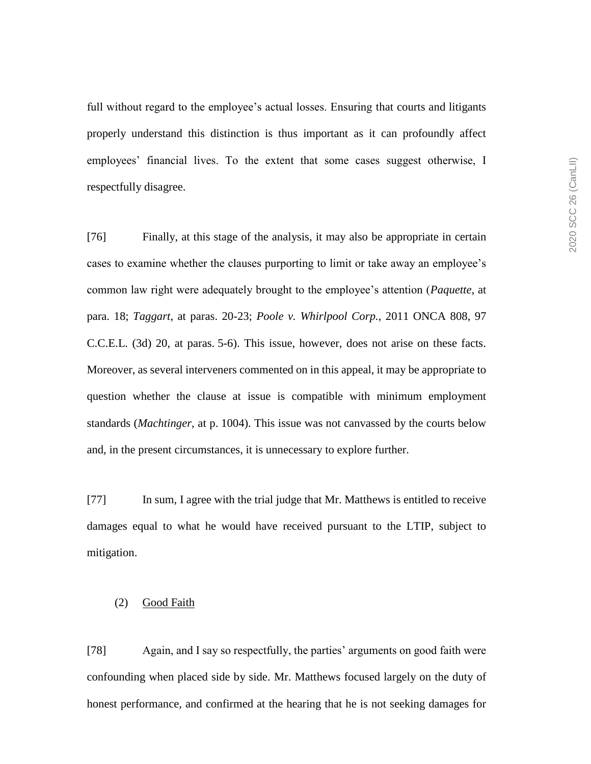full without regard to the employee's actual losses. Ensuring that courts and litigants properly understand this distinction is thus important as it can profoundly affect employees' financial lives. To the extent that some cases suggest otherwise, I respectfully disagree.

[76] Finally, at this stage of the analysis, it may also be appropriate in certain cases to examine whether the clauses purporting to limit or take away an employee's common law right were adequately brought to the employee's attention (*Paquette*, at para. 18; *Taggart*, at paras. 20-23; *Poole v. Whirlpool Corp.*, 2011 ONCA 808, 97 C.C.E.L. (3d) 20, at paras. 5-6). This issue, however, does not arise on these facts. Moreover, as several interveners commented on in this appeal, it may be appropriate to question whether the clause at issue is compatible with minimum employment standards (*Machtinger*, at p. 1004). This issue was not canvassed by the courts below and, in the present circumstances, it is unnecessary to explore further.

[77] In sum, I agree with the trial judge that Mr. Matthews is entitled to receive damages equal to what he would have received pursuant to the LTIP, subject to mitigation.

(2) Good Faith

[78] Again, and I say so respectfully, the parties' arguments on good faith were confounding when placed side by side. Mr. Matthews focused largely on the duty of honest performance, and confirmed at the hearing that he is not seeking damages for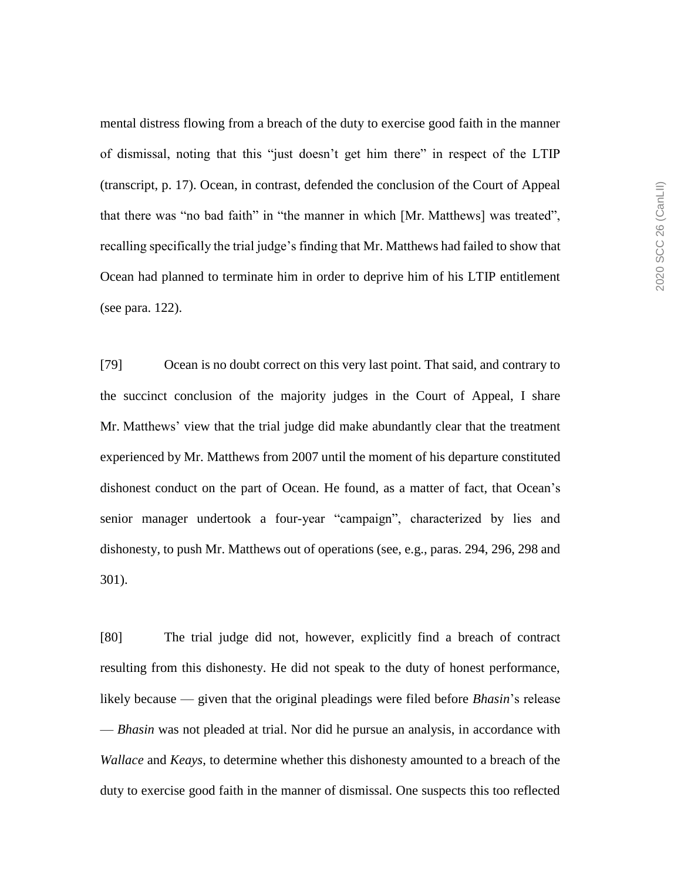mental distress flowing from a breach of the duty to exercise good faith in the manner of dismissal, noting that this "just doesn't get him there" in respect of the LTIP (transcript, p. 17). Ocean, in contrast, defended the conclusion of the Court of Appeal that there was "no bad faith" in "the manner in which [Mr. Matthews] was treated", recalling specifically the trial judge's finding that Mr. Matthews had failed to show that Ocean had planned to terminate him in order to deprive him of his LTIP entitlement (see para. 122).

[79] Ocean is no doubt correct on this very last point. That said, and contrary to the succinct conclusion of the majority judges in the Court of Appeal, I share Mr. Matthews' view that the trial judge did make abundantly clear that the treatment experienced by Mr. Matthews from 2007 until the moment of his departure constituted dishonest conduct on the part of Ocean. He found, as a matter of fact, that Ocean's senior manager undertook a four-year "campaign", characterized by lies and dishonesty, to push Mr. Matthews out of operations (see, e.g., paras. 294, 296, 298 and 301).

[80] The trial judge did not, however, explicitly find a breach of contract resulting from this dishonesty. He did not speak to the duty of honest performance, likely because — given that the original pleadings were filed before *Bhasin*'s release — *Bhasin* was not pleaded at trial. Nor did he pursue an analysis, in accordance with *Wallace* and *Keays*, to determine whether this dishonesty amounted to a breach of the duty to exercise good faith in the manner of dismissal. One suspects this too reflected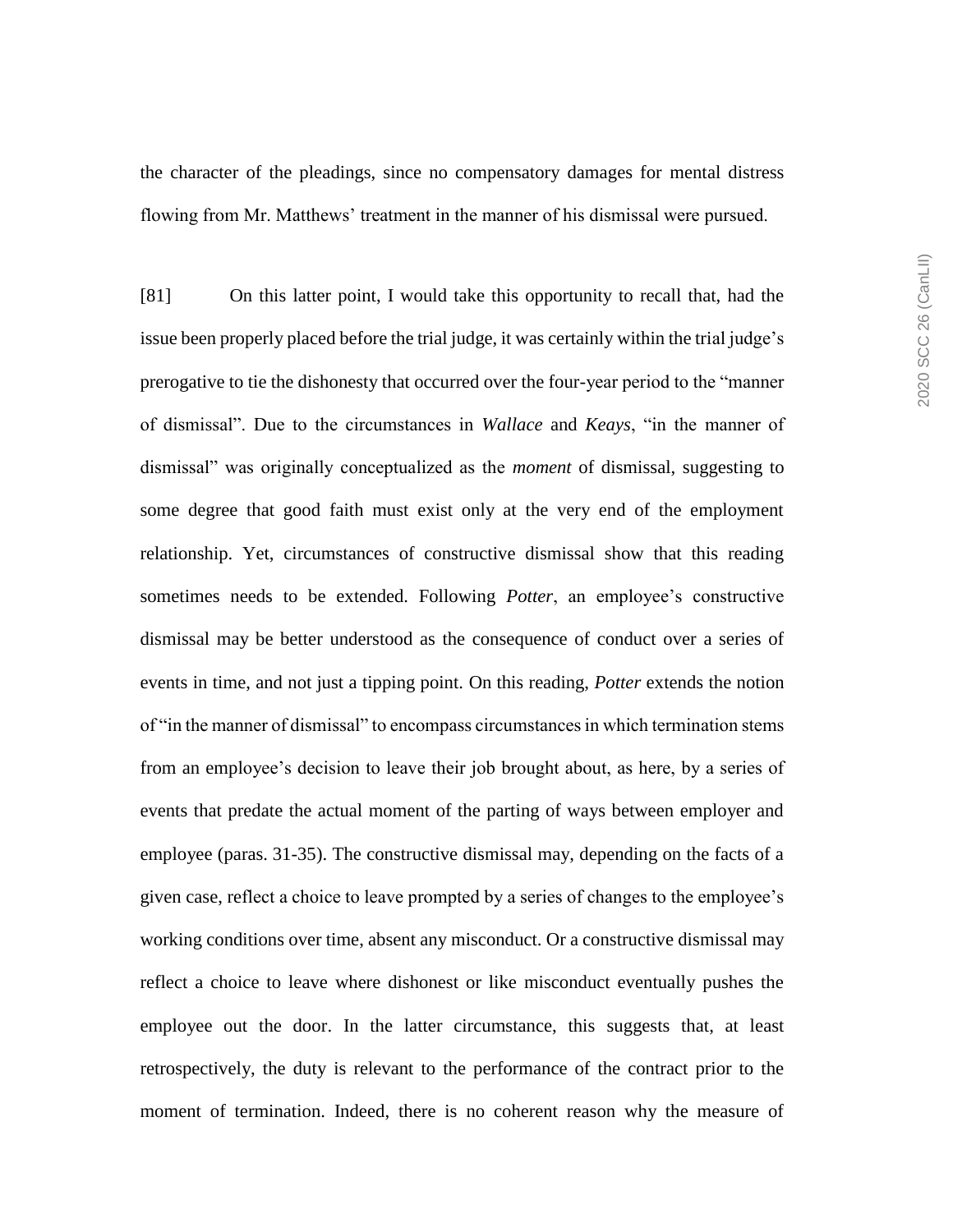the character of the pleadings, since no compensatory damages for mental distress flowing from Mr. Matthews' treatment in the manner of his dismissal were pursued.

[81] On this latter point, I would take this opportunity to recall that, had the issue been properly placed before the trial judge, it was certainly within the trial judge's prerogative to tie the dishonesty that occurred over the four-year period to the "manner of dismissal". Due to the circumstances in *Wallace* and *Keays*, "in the manner of dismissal" was originally conceptualized as the *moment* of dismissal, suggesting to some degree that good faith must exist only at the very end of the employment relationship. Yet, circumstances of constructive dismissal show that this reading sometimes needs to be extended. Following *Potter*, an employee's constructive dismissal may be better understood as the consequence of conduct over a series of events in time, and not just a tipping point. On this reading, *Potter* extends the notion of "in the manner of dismissal" to encompass circumstances in which termination stems from an employee's decision to leave their job brought about, as here, by a series of events that predate the actual moment of the parting of ways between employer and employee (paras. 31-35). The constructive dismissal may, depending on the facts of a given case, reflect a choice to leave prompted by a series of changes to the employee's working conditions over time, absent any misconduct. Or a constructive dismissal may reflect a choice to leave where dishonest or like misconduct eventually pushes the employee out the door. In the latter circumstance, this suggests that, at least retrospectively, the duty is relevant to the performance of the contract prior to the moment of termination. Indeed, there is no coherent reason why the measure of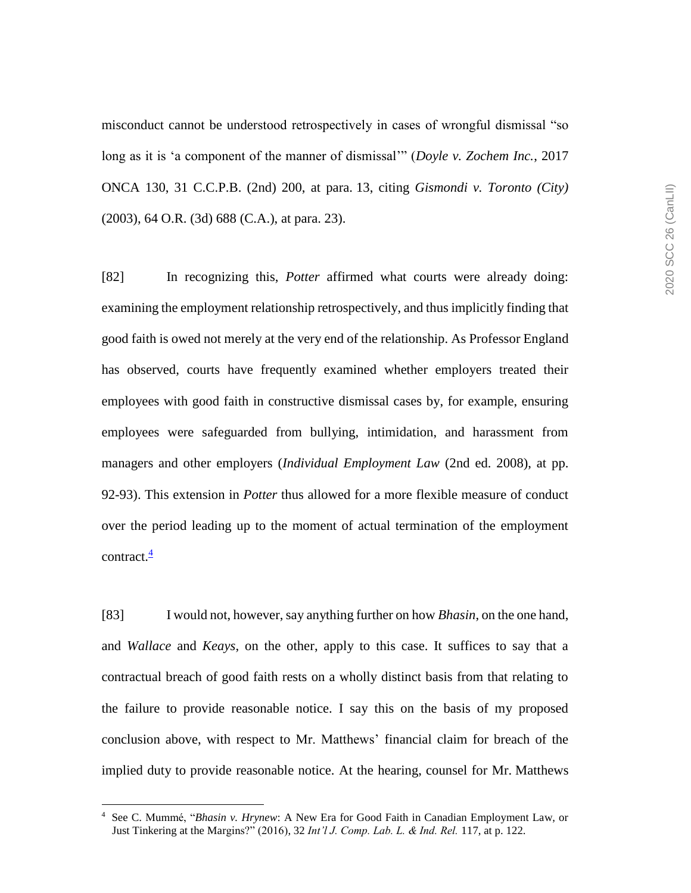misconduct cannot be understood retrospectively in cases of wrongful dismissal "so long as it is 'a component of the manner of dismissal'" (*Doyle v. Zochem Inc.*, 2017 ONCA 130, 31 C.C.P.B. (2nd) 200, at para. 13, citing *Gismondi v. Toronto (City)* (2003), 64 O.R. (3d) 688 (C.A.), at para. 23).

[82] In recognizing this, *Potter* affirmed what courts were already doing: examining the employment relationship retrospectively, and thus implicitly finding that good faith is owed not merely at the very end of the relationship. As Professor England has observed, courts have frequently examined whether employers treated their employees with good faith in constructive dismissal cases by, for example, ensuring employees were safeguarded from bullying, intimidation, and harassment from managers and other employers (*Individual Employment Law* (2nd ed. 2008), at pp. 92-93). This extension in *Potter* thus allowed for a more flexible measure of conduct over the period leading up to the moment of actual termination of the employment contract.[4]

[83] I would not, however, say anything further on how *Bhasin*, on the one hand, and *Wallace* and *Keays*, on the other, apply to this case. It suffices to say that a contractual breach of good faith rests on a wholly distinct basis from that relating to the failure to provide reasonable notice. I say this on the basis of my proposed conclusion above, with respect to Mr. Matthews' financial claim for breach of the implied duty to provide reasonable notice. At the hearing, counsel for Mr. Matthews

---

[4] See C. Mummé, "*Bhasin v. Hrynew*: A New Era for Good Faith in Canadian Employment Law, or Just Tinkering at the Margins?" (2016), 32 *Int'l J. Comp. Lab. L. & Ind. Rel.* 117, at p. 122.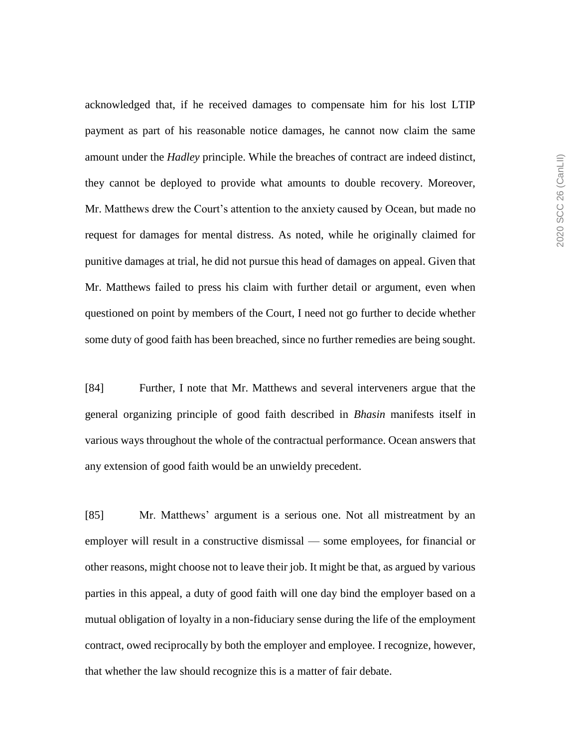acknowledged that, if he received damages to compensate him for his lost LTIP payment as part of his reasonable notice damages, he cannot now claim the same amount under the *Hadley* principle. While the breaches of contract are indeed distinct, they cannot be deployed to provide what amounts to double recovery. Moreover, Mr. Matthews drew the Court's attention to the anxiety caused by Ocean, but made no request for damages for mental distress. As noted, while he originally claimed for punitive damages at trial, he did not pursue this head of damages on appeal. Given that Mr. Matthews failed to press his claim with further detail or argument, even when questioned on point by members of the Court, I need not go further to decide whether some duty of good faith has been breached, since no further remedies are being sought.

[84] Further, I note that Mr. Matthews and several interveners argue that the general organizing principle of good faith described in *Bhasin* manifests itself in various ways throughout the whole of the contractual performance. Ocean answers that any extension of good faith would be an unwieldy precedent.

[85] Mr. Matthews' argument is a serious one. Not all mistreatment by an employer will result in a constructive dismissal — some employees, for financial or other reasons, might choose not to leave their job. It might be that, as argued by various parties in this appeal, a duty of good faith will one day bind the employer based on a mutual obligation of loyalty in a non-fiduciary sense during the life of the employment contract, owed reciprocally by both the employer and employee. I recognize, however, that whether the law should recognize this is a matter of fair debate.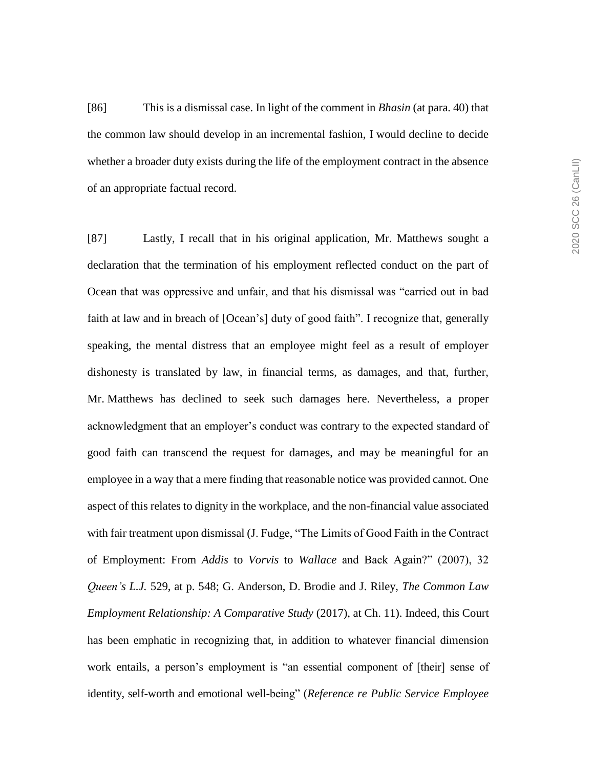[86] This is a dismissal case. In light of the comment in *Bhasin* (at para. 40) that the common law should develop in an incremental fashion, I would decline to decide whether a broader duty exists during the life of the employment contract in the absence of an appropriate factual record.

[87] Lastly, I recall that in his original application, Mr. Matthews sought a declaration that the termination of his employment reflected conduct on the part of Ocean that was oppressive and unfair, and that his dismissal was "carried out in bad faith at law and in breach of [Ocean's] duty of good faith". I recognize that, generally speaking, the mental distress that an employee might feel as a result of employer dishonesty is translated by law, in financial terms, as damages, and that, further, Mr. Matthews has declined to seek such damages here. Nevertheless, a proper acknowledgment that an employer's conduct was contrary to the expected standard of good faith can transcend the request for damages, and may be meaningful for an employee in a way that a mere finding that reasonable notice was provided cannot. One aspect of this relates to dignity in the workplace, and the non-financial value associated with fair treatment upon dismissal (J. Fudge, "The Limits of Good Faith in the Contract of Employment: From *Addis* to *Vorvis* to *Wallace* and Back Again?" (2007), 32 *Queen's L.J.* 529, at p. 548; G. Anderson, D. Brodie and J. Riley, *The Common Law Employment Relationship: A Comparative Study* (2017), at Ch. 11). Indeed, this Court has been emphatic in recognizing that, in addition to whatever financial dimension work entails, a person's employment is "an essential component of [their] sense of identity, self-worth and emotional well-being" (*Reference re Public Service Employee*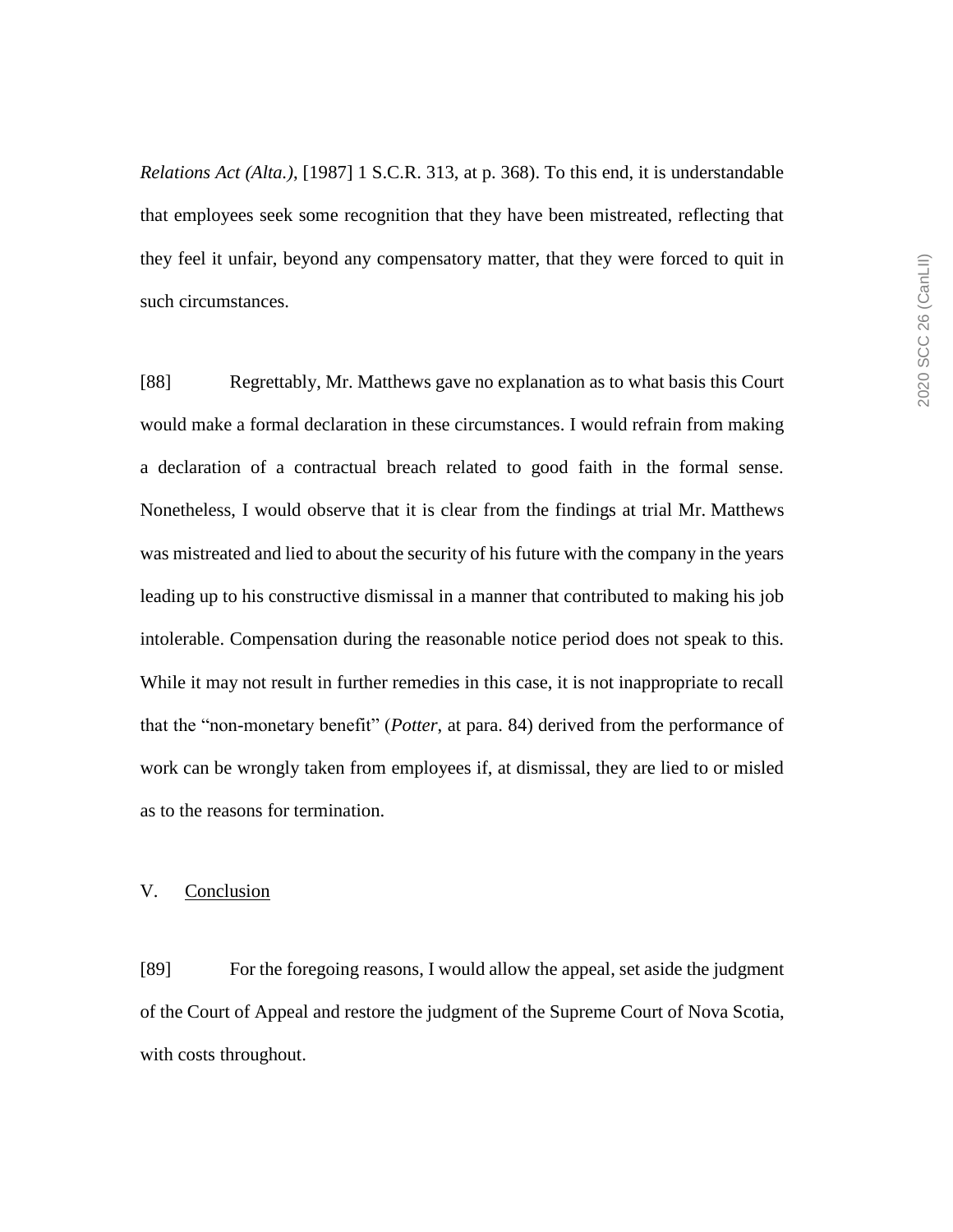*Relations Act (Alta.)*, [1987] 1 S.C.R. 313, at p. 368). To this end, it is understandable that employees seek some recognition that they have been mistreated, reflecting that they feel it unfair, beyond any compensatory matter, that they were forced to quit in such circumstances.

[88] Regrettably, Mr. Matthews gave no explanation as to what basis this Court would make a formal declaration in these circumstances. I would refrain from making a declaration of a contractual breach related to good faith in the formal sense. Nonetheless, I would observe that it is clear from the findings at trial Mr. Matthews was mistreated and lied to about the security of his future with the company in the years leading up to his constructive dismissal in a manner that contributed to making his job intolerable. Compensation during the reasonable notice period does not speak to this. While it may not result in further remedies in this case, it is not inappropriate to recall that the "non-monetary benefit" (*Potter*, at para. 84) derived from the performance of work can be wrongly taken from employees if, at dismissal, they are lied to or misled as to the reasons for termination.

## V. Conclusion

[89] For the foregoing reasons, I would allow the appeal, set aside the judgment of the Court of Appeal and restore the judgment of the Supreme Court of Nova Scotia, with costs throughout.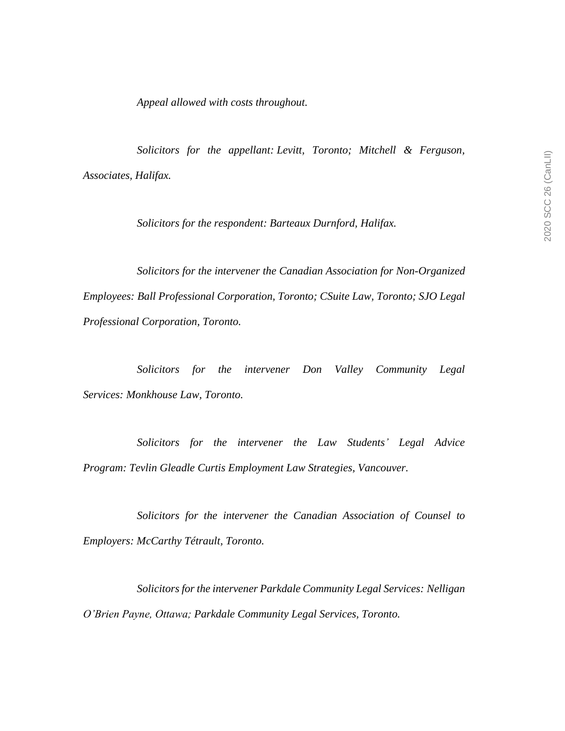*Appeal allowed with costs throughout.*

*Solicitors for the appellant: Levitt, Toronto; Mitchell & Ferguson, Associates, Halifax.*

*Solicitors for the respondent: Barteaux Durnford, Halifax.*

*Solicitors for the intervener the Canadian Association for Non-Organized Employees: Ball Professional Corporation, Toronto; CSuite Law, Toronto; SJO Legal Professional Corporation, Toronto.*

*Solicitors for the intervener Don Valley Community Legal Services: Monkhouse Law, Toronto.*

*Solicitors for the intervener the Law Students' Legal Advice Program: Tevlin Gleadle Curtis Employment Law Strategies, Vancouver.*

*Solicitors for the intervener the Canadian Association of Counsel to Employers: McCarthy Tétrault, Toronto.*

*Solicitors for the intervener Parkdale Community Legal Services: Nelligan O'Brien Payne, Ottawa; Parkdale Community Legal Services, Toronto.*